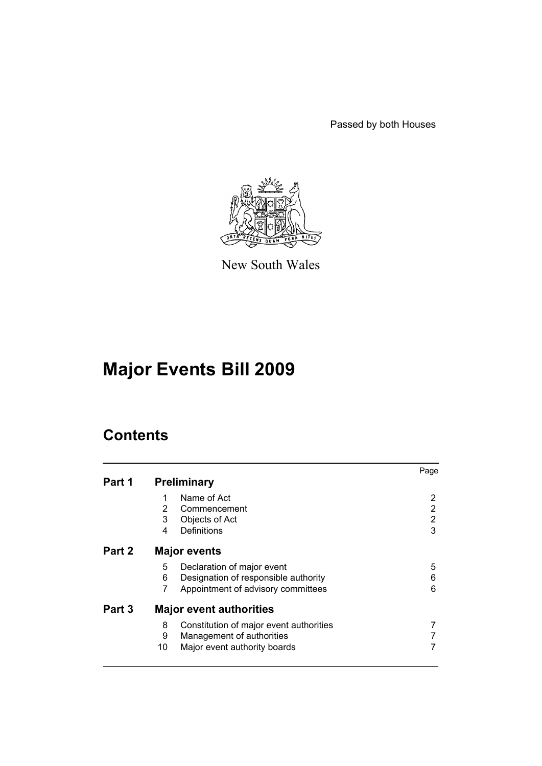Passed by both Houses

New South Wales

# Major Events Bill 2009

## Contents

| | | | Page |
|---|---|---|---|
| **Part 1** | **Preliminary** | | |
| | 1 | Name of Act | 2 |
| | 2 | Commencement | 2 |
| | 3 | Objects of Act | 2 |
| | 4 | Definitions | 3 |
| **Part 2** | **Major events** | | |
| | 5 | Declaration of major event | 5 |
| | 6 | Designation of responsible authority | 6 |
| | 7 | Appointment of advisory committees | 6 |
| **Part 3** | **Major event authorities** | | |
| | 8 | Constitution of major event authorities | 7 |
| | 9 | Management of authorities | 7 |
| | 10 | Major event authority boards | 7 |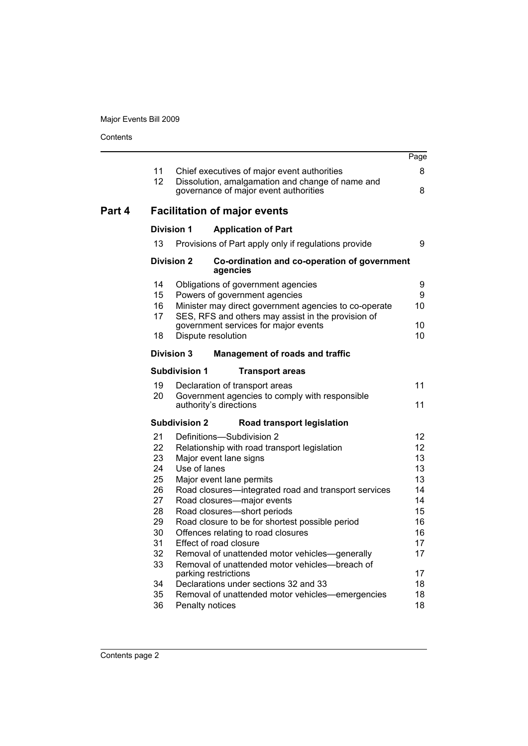| | | Page |
|---|---|---|
| 11 | Chief executives of major event authorities | 8 |
| 12 | Dissolution, amalgamation and change of name and governance of major event authorities | 8 |

## Part 4 Facilitation of major events

### Division 1 Application of Part

| | | |
|---|---|---|
| 13 | Provisions of Part apply only if regulations provide | 9 |

### Division 2 Co-ordination and co-operation of government agencies

| | | |
|---|---|---|
| 14 | Obligations of government agencies | 9 |
| 15 | Powers of government agencies | 9 |
| 16 | Minister may direct government agencies to co-operate | 10 |
| 17 | SES, RFS and others may assist in the provision of government services for major events | 10 |
| 18 | Dispute resolution | 10 |

### Division 3 Management of roads and traffic

#### Subdivision 1 Transport areas

| | | |
|---|---|---|
| 19 | Declaration of transport areas | 11 |
| 20 | Government agencies to comply with responsible authority's directions | 11 |

#### Subdivision 2 Road transport legislation

| | | |
|---|---|---|
| 21 | Definitions—Subdivision 2 | 12 |
| 22 | Relationship with road transport legislation | 12 |
| 23 | Major event lane signs | 13 |
| 24 | Use of lanes | 13 |
| 25 | Major event lane permits | 13 |
| 26 | Road closures—integrated road and transport services | 14 |
| 27 | Road closures—major events | 14 |
| 28 | Road closures—short periods | 15 |
| 29 | Road closure to be for shortest possible period | 16 |
| 30 | Offences relating to road closures | 16 |
| 31 | Effect of road closure | 17 |
| 32 | Removal of unattended motor vehicles—generally | 17 |
| 33 | Removal of unattended motor vehicles—breach of parking restrictions | 17 |
| 34 | Declarations under sections 32 and 33 | 18 |
| 35 | Removal of unattended motor vehicles—emergencies | 18 |
| 36 | Penalty notices | 18 |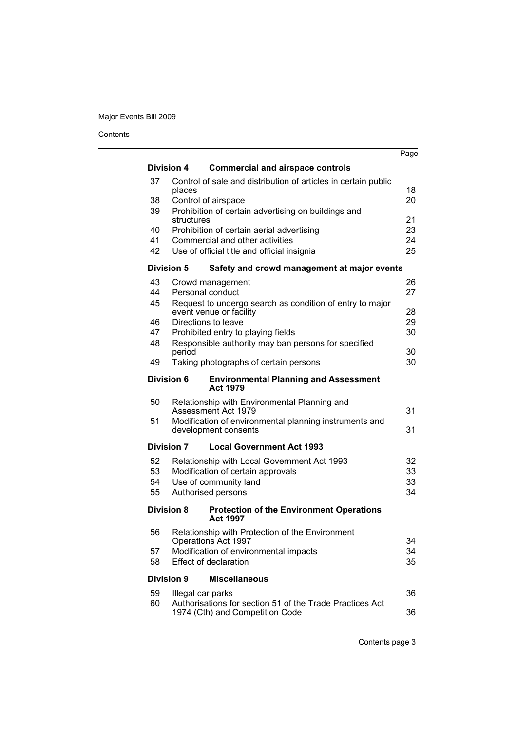| | | Page |
|---|---|---|
| **Division 4** | **Commercial and airspace controls** | |
| 37 | Control of sale and distribution of articles in certain public places | 18 |
| 38 | Control of airspace | 20 |
| 39 | Prohibition of certain advertising on buildings and structures | 21 |
| 40 | Prohibition of certain aerial advertising | 23 |
| 41 | Commercial and other activities | 24 |
| 42 | Use of official title and official insignia | 25 |
| **Division 5** | **Safety and crowd management at major events** | |
| 43 | Crowd management | 26 |
| 44 | Personal conduct | 27 |
| 45 | Request to undergo search as condition of entry to major event venue or facility | 28 |
| 46 | Directions to leave | 29 |
| 47 | Prohibited entry to playing fields | 30 |
| 48 | Responsible authority may ban persons for specified period | 30 |
| 49 | Taking photographs of certain persons | 30 |
| **Division 6** | **Environmental Planning and Assessment Act 1979** | |
| 50 | Relationship with Environmental Planning and Assessment Act 1979 | 31 |
| 51 | Modification of environmental planning instruments and development consents | 31 |
| **Division 7** | **Local Government Act 1993** | |
| 52 | Relationship with Local Government Act 1993 | 32 |
| 53 | Modification of certain approvals | 33 |
| 54 | Use of community land | 33 |
| 55 | Authorised persons | 34 |
| **Division 8** | **Protection of the Environment Operations Act 1997** | |
| 56 | Relationship with Protection of the Environment Operations Act 1997 | 34 |
| 57 | Modification of environmental impacts | 34 |
| 58 | Effect of declaration | 35 |
| **Division 9** | **Miscellaneous** | |
| 59 | Illegal car parks | 36 |
| 60 | Authorisations for section 51 of the Trade Practices Act 1974 (Cth) and Competition Code | 36 |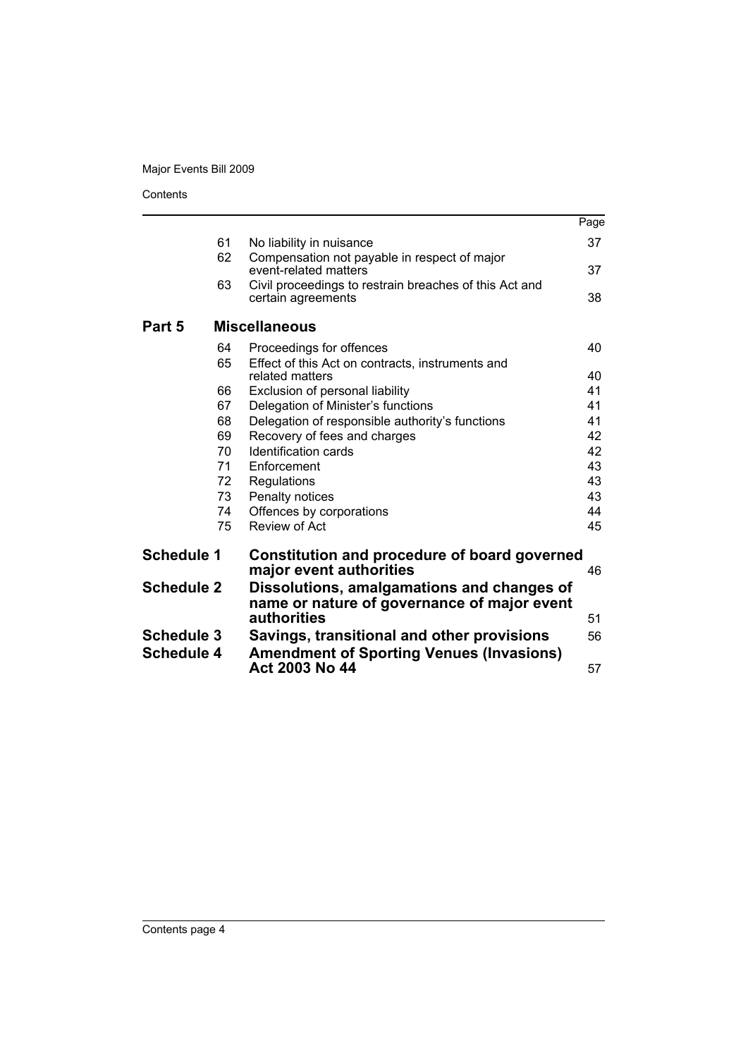| | | | Page |
|---|---|---|---|
| | 61 | No liability in nuisance | 37 |
| | 62 | Compensation not payable in respect of major event-related matters | 37 |
| | 63 | Civil proceedings to restrain breaches of this Act and certain agreements | 38 |
| **Part 5** | | **Miscellaneous** | |
| | 64 | Proceedings for offences | 40 |
| | 65 | Effect of this Act on contracts, instruments and related matters | 40 |
| | 66 | Exclusion of personal liability | 41 |
| | 67 | Delegation of Minister's functions | 41 |
| | 68 | Delegation of responsible authority's functions | 41 |
| | 69 | Recovery of fees and charges | 42 |
| | 70 | Identification cards | 42 |
| | 71 | Enforcement | 43 |
| | 72 | Regulations | 43 |
| | 73 | Penalty notices | 43 |
| | 74 | Offences by corporations | 44 |
| | 75 | Review of Act | 45 |
| **Schedule 1** | | **Constitution and procedure of board governed major event authorities** | 46 |
| **Schedule 2** | | **Dissolutions, amalgamations and changes of name or nature of governance of major event authorities** | 51 |
| **Schedule 3** | | **Savings, transitional and other provisions** | 56 |
| **Schedule 4** | | **Amendment of Sporting Venues (Invasions) Act 2003 No 44** | 57 |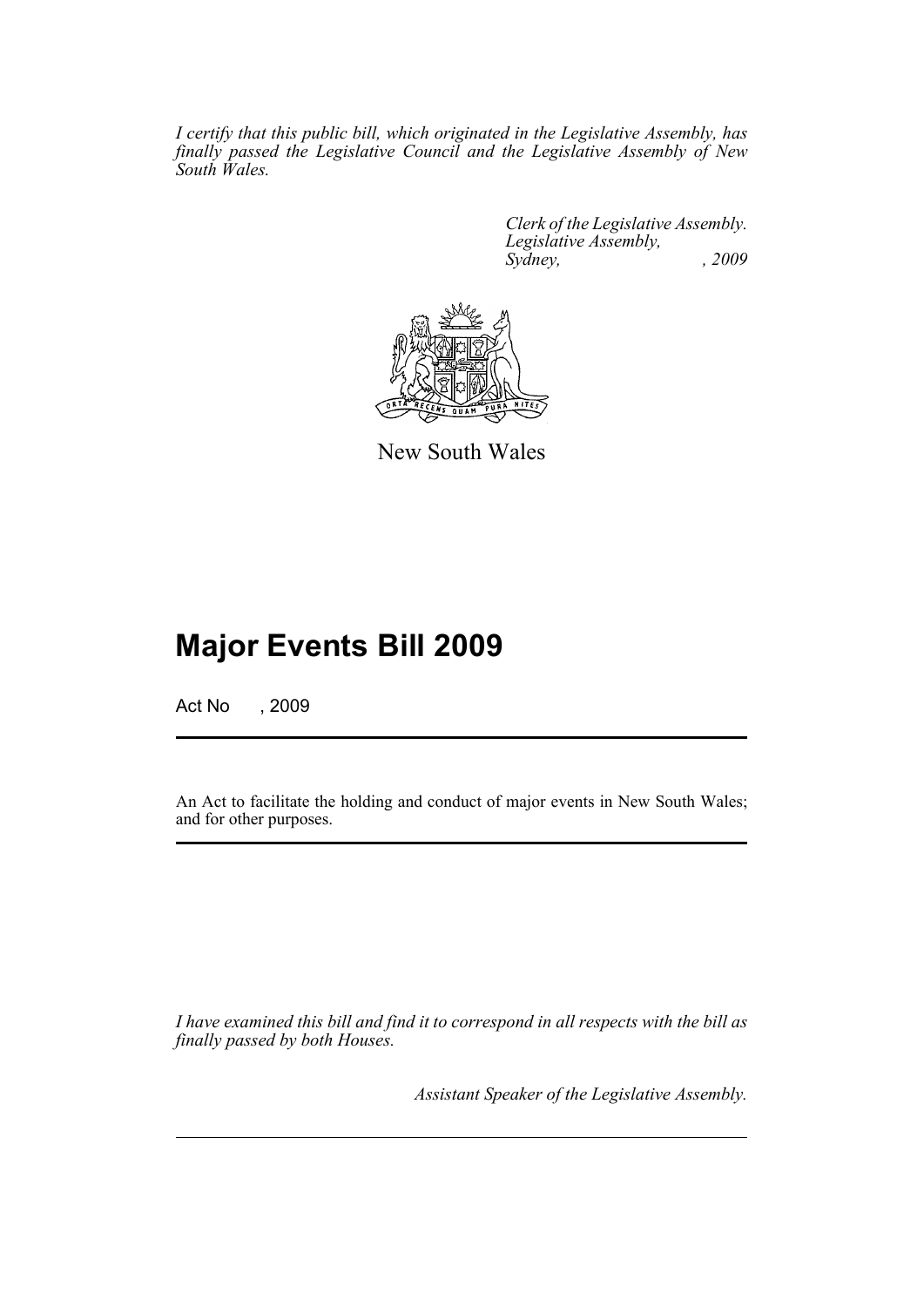*I certify that this public bill, which originated in the Legislative Assembly, has finally passed the Legislative Council and the Legislative Assembly of New South Wales.*

*Clerk of the Legislative Assembly.*
*Legislative Assembly,*
*Sydney, , 2009*

New South Wales

# Major Events Bill 2009

Act No , 2009

An Act to facilitate the holding and conduct of major events in New South Wales; and for other purposes.

*I have examined this bill and find it to correspond in all respects with the bill as finally passed by both Houses.*

*Assistant Speaker of the Legislative Assembly.*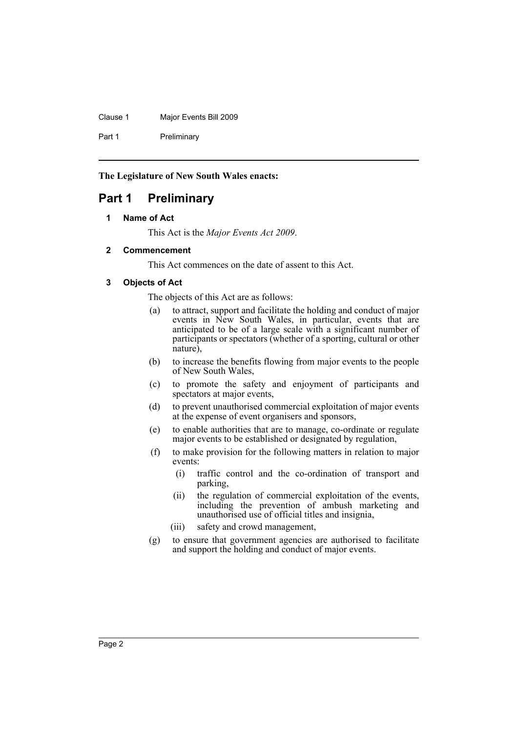**The Legislature of New South Wales enacts:**

# Part 1 Preliminary

### 1 Name of Act

This Act is the *Major Events Act 2009*.

### 2 Commencement

This Act commences on the date of assent to this Act.

### 3 Objects of Act

The objects of this Act are as follows:

(a) to attract, support and facilitate the holding and conduct of major events in New South Wales, in particular, events that are anticipated to be of a large scale with a significant number of participants or spectators (whether of a sporting, cultural or other nature),

(b) to increase the benefits flowing from major events to the people of New South Wales,

(c) to promote the safety and enjoyment of participants and spectators at major events,

(d) to prevent unauthorised commercial exploitation of major events at the expense of event organisers and sponsors,

(e) to enable authorities that are to manage, co-ordinate or regulate major events to be established or designated by regulation,

(f) to make provision for the following matters in relation to major events:

   (i) traffic control and the co-ordination of transport and parking,

   (ii) the regulation of commercial exploitation of the events, including the prevention of ambush marketing and unauthorised use of official titles and insignia,

   (iii) safety and crowd management,

(g) to ensure that government agencies are authorised to facilitate and support the holding and conduct of major events.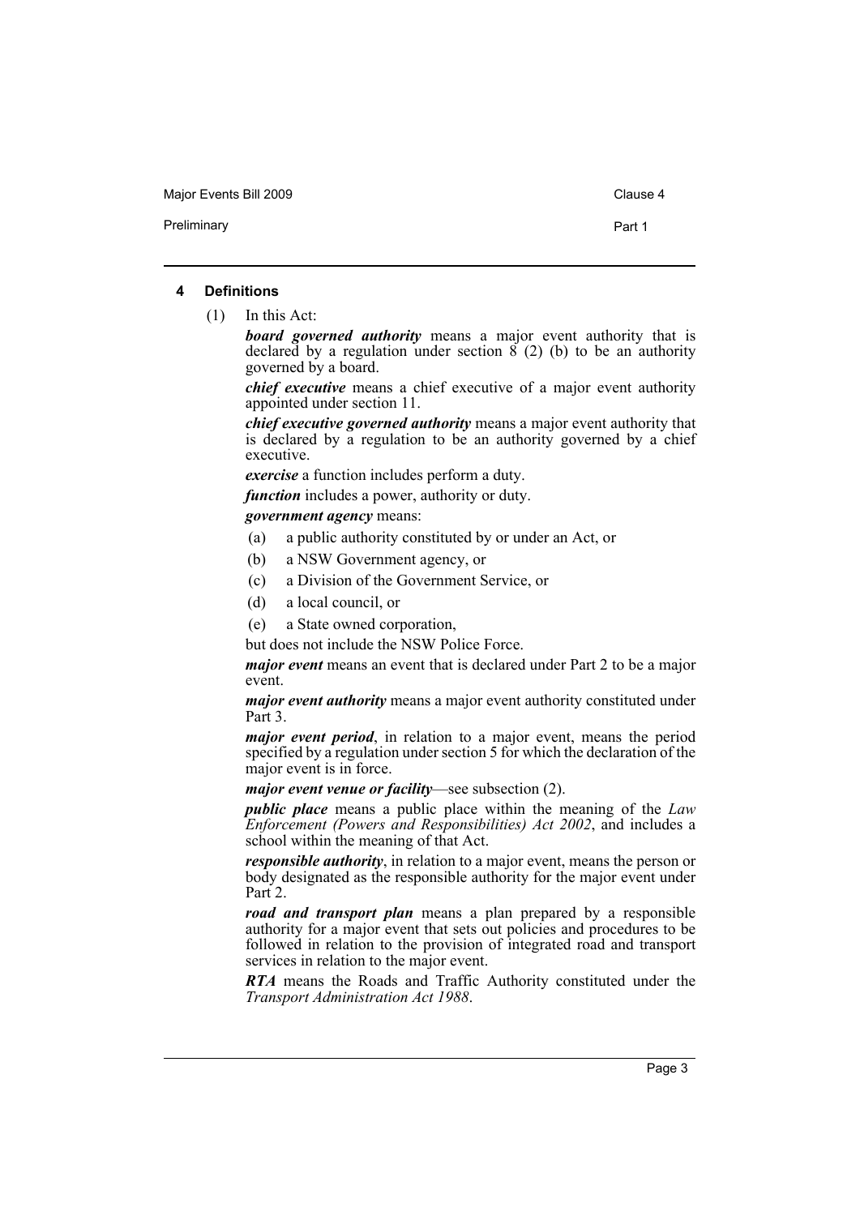#### 4 Definitions

(1) In this Act:

***board governed authority*** means a major event authority that is declared by a regulation under section 8 (2) (b) to be an authority governed by a board.

***chief executive*** means a chief executive of a major event authority appointed under section 11.

***chief executive governed authority*** means a major event authority that is declared by a regulation to be an authority governed by a chief executive.

***exercise*** a function includes perform a duty.

***function*** includes a power, authority or duty.

***government agency*** means:

- (a) a public authority constituted by or under an Act, or
- (b) a NSW Government agency, or
- (c) a Division of the Government Service, or
- (d) a local council, or
- (e) a State owned corporation,

but does not include the NSW Police Force.

***major event*** means an event that is declared under Part 2 to be a major event.

***major event authority*** means a major event authority constituted under Part 3.

***major event period***, in relation to a major event, means the period specified by a regulation under section 5 for which the declaration of the major event is in force.

***major event venue or facility***—see subsection (2).

***public place*** means a public place within the meaning of the *Law Enforcement (Powers and Responsibilities) Act 2002*, and includes a school within the meaning of that Act.

***responsible authority***, in relation to a major event, means the person or body designated as the responsible authority for the major event under Part 2.

***road and transport plan*** means a plan prepared by a responsible authority for a major event that sets out policies and procedures to be followed in relation to the provision of integrated road and transport services in relation to the major event.

***RTA*** means the Roads and Traffic Authority constituted under the *Transport Administration Act 1988*.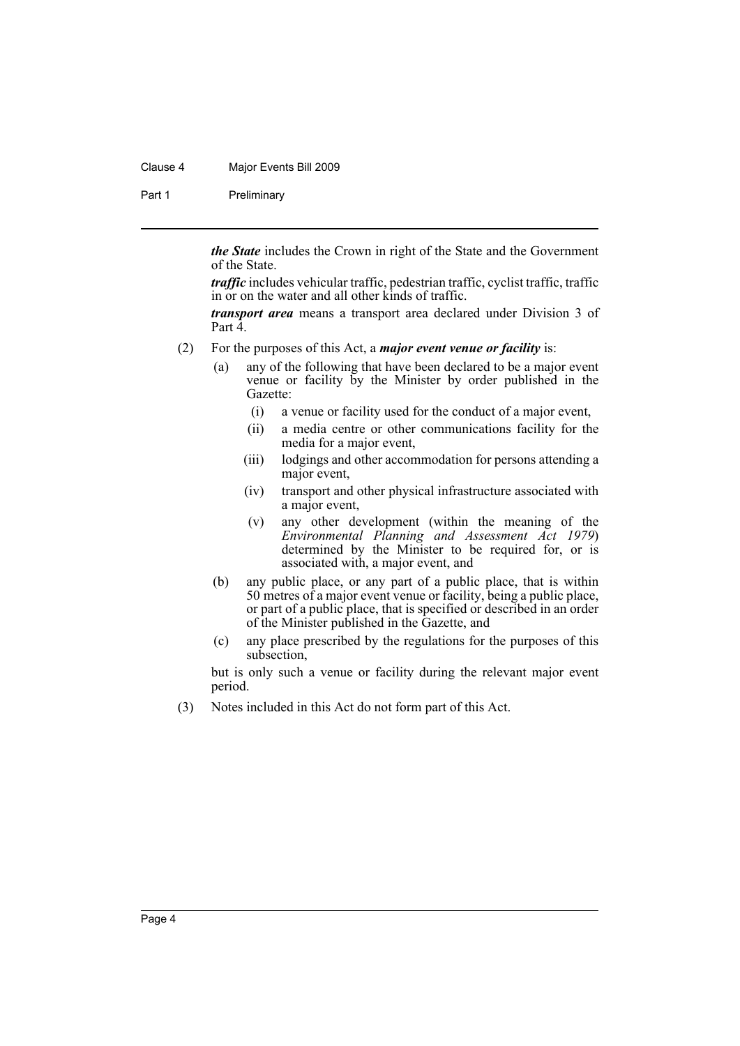***the State*** includes the Crown in right of the State and the Government of the State.

***traffic*** includes vehicular traffic, pedestrian traffic, cyclist traffic, traffic in or on the water and all other kinds of traffic.

***transport area*** means a transport area declared under Division 3 of Part 4.

(2) For the purposes of this Act, a ***major event venue or facility*** is:

- (a) any of the following that have been declared to be a major event venue or facility by the Minister by order published in the Gazette:
  - (i) a venue or facility used for the conduct of a major event,
  - (ii) a media centre or other communications facility for the media for a major event,
  - (iii) lodgings and other accommodation for persons attending a major event,
  - (iv) transport and other physical infrastructure associated with a major event,
  - (v) any other development (within the meaning of the *Environmental Planning and Assessment Act 1979*) determined by the Minister to be required for, or is associated with, a major event, and
- (b) any public place, or any part of a public place, that is within 50 metres of a major event venue or facility, being a public place, or part of a public place, that is specified or described in an order of the Minister published in the Gazette, and
- (c) any place prescribed by the regulations for the purposes of this subsection,

but is only such a venue or facility during the relevant major event period.

(3) Notes included in this Act do not form part of this Act.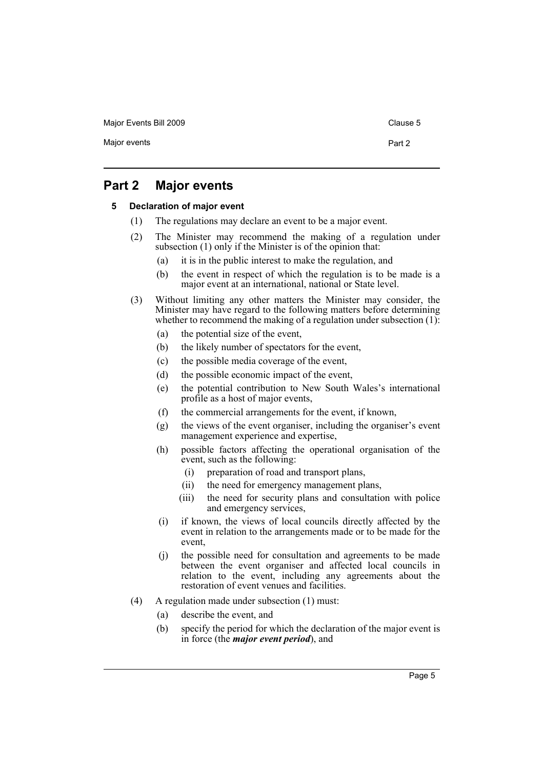# Part 2 Major events

## 5 Declaration of major event

(1) The regulations may declare an event to be a major event.

(2) The Minister may recommend the making of a regulation under subsection (1) only if the Minister is of the opinion that:

- (a) it is in the public interest to make the regulation, and
- (b) the event in respect of which the regulation is to be made is a major event at an international, national or State level.

(3) Without limiting any other matters the Minister may consider, the Minister may have regard to the following matters before determining whether to recommend the making of a regulation under subsection (1):

- (a) the potential size of the event,
- (b) the likely number of spectators for the event,
- (c) the possible media coverage of the event,
- (d) the possible economic impact of the event,
- (e) the potential contribution to New South Wales's international profile as a host of major events,
- (f) the commercial arrangements for the event, if known,
- (g) the views of the event organiser, including the organiser's event management experience and expertise,
- (h) possible factors affecting the operational organisation of the event, such as the following:
  - (i) preparation of road and transport plans,
  - (ii) the need for emergency management plans,
  - (iii) the need for security plans and consultation with police and emergency services,
- (i) if known, the views of local councils directly affected by the event in relation to the arrangements made or to be made for the event,
- (j) the possible need for consultation and agreements to be made between the event organiser and affected local councils in relation to the event, including any agreements about the restoration of event venues and facilities.

(4) A regulation made under subsection (1) must:

- (a) describe the event, and
- (b) specify the period for which the declaration of the major event is in force (the ***major event period***), and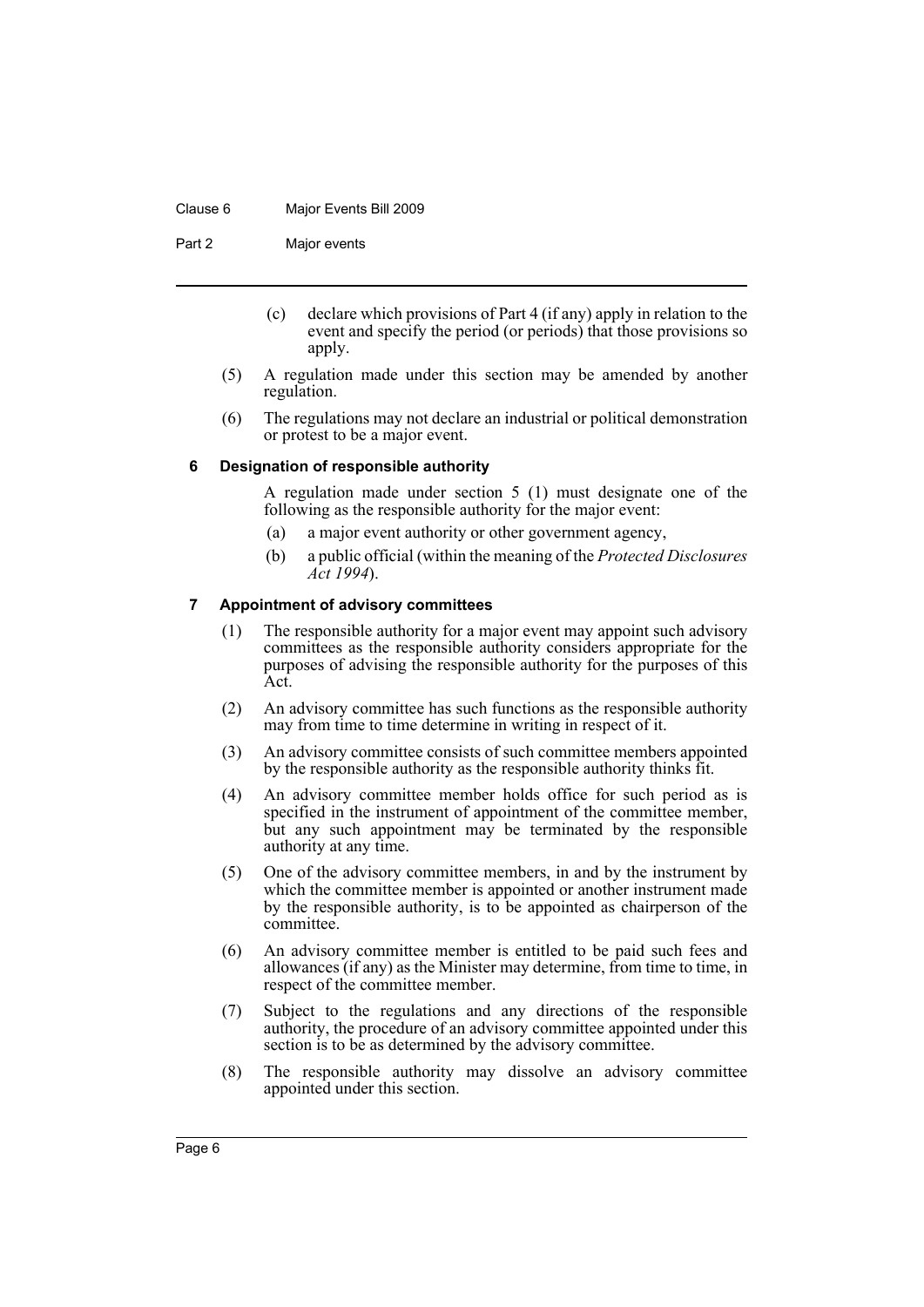(c) declare which provisions of Part 4 (if any) apply in relation to the event and specify the period (or periods) that those provisions so apply.

(5) A regulation made under this section may be amended by another regulation.

(6) The regulations may not declare an industrial or political demonstration or protest to be a major event.

### 6 Designation of responsible authority

A regulation made under section 5 (1) must designate one of the following as the responsible authority for the major event:

(a) a major event authority or other government agency,

(b) a public official (within the meaning of the *Protected Disclosures Act 1994*).

### 7 Appointment of advisory committees

(1) The responsible authority for a major event may appoint such advisory committees as the responsible authority considers appropriate for the purposes of advising the responsible authority for the purposes of this Act.

(2) An advisory committee has such functions as the responsible authority may from time to time determine in writing in respect of it.

(3) An advisory committee consists of such committee members appointed by the responsible authority as the responsible authority thinks fit.

(4) An advisory committee member holds office for such period as is specified in the instrument of appointment of the committee member, but any such appointment may be terminated by the responsible authority at any time.

(5) One of the advisory committee members, in and by the instrument by which the committee member is appointed or another instrument made by the responsible authority, is to be appointed as chairperson of the committee.

(6) An advisory committee member is entitled to be paid such fees and allowances (if any) as the Minister may determine, from time to time, in respect of the committee member.

(7) Subject to the regulations and any directions of the responsible authority, the procedure of an advisory committee appointed under this section is to be as determined by the advisory committee.

(8) The responsible authority may dissolve an advisory committee appointed under this section.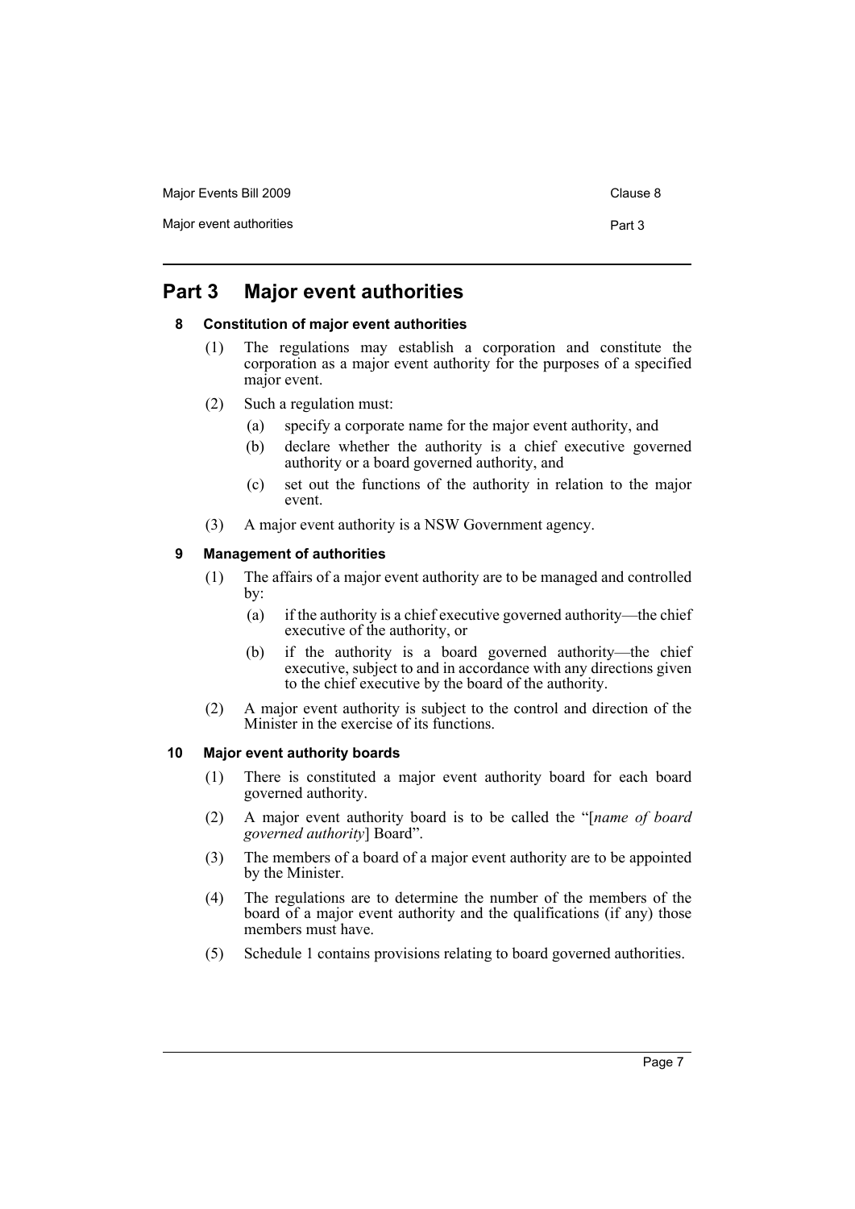# Part 3 Major event authorities

## 8 Constitution of major event authorities

(1) The regulations may establish a corporation and constitute the corporation as a major event authority for the purposes of a specified major event.

(2) Such a regulation must:

- (a) specify a corporate name for the major event authority, and
- (b) declare whether the authority is a chief executive governed authority or a board governed authority, and
- (c) set out the functions of the authority in relation to the major event.

(3) A major event authority is a NSW Government agency.

## 9 Management of authorities

(1) The affairs of a major event authority are to be managed and controlled by:

- (a) if the authority is a chief executive governed authority—the chief executive of the authority, or
- (b) if the authority is a board governed authority—the chief executive, subject to and in accordance with any directions given to the chief executive by the board of the authority.

(2) A major event authority is subject to the control and direction of the Minister in the exercise of its functions.

## 10 Major event authority boards

(1) There is constituted a major event authority board for each board governed authority.

(2) A major event authority board is to be called the "[*name of board governed authority*] Board".

(3) The members of a board of a major event authority are to be appointed by the Minister.

(4) The regulations are to determine the number of the members of the board of a major event authority and the qualifications (if any) those members must have.

(5) Schedule 1 contains provisions relating to board governed authorities.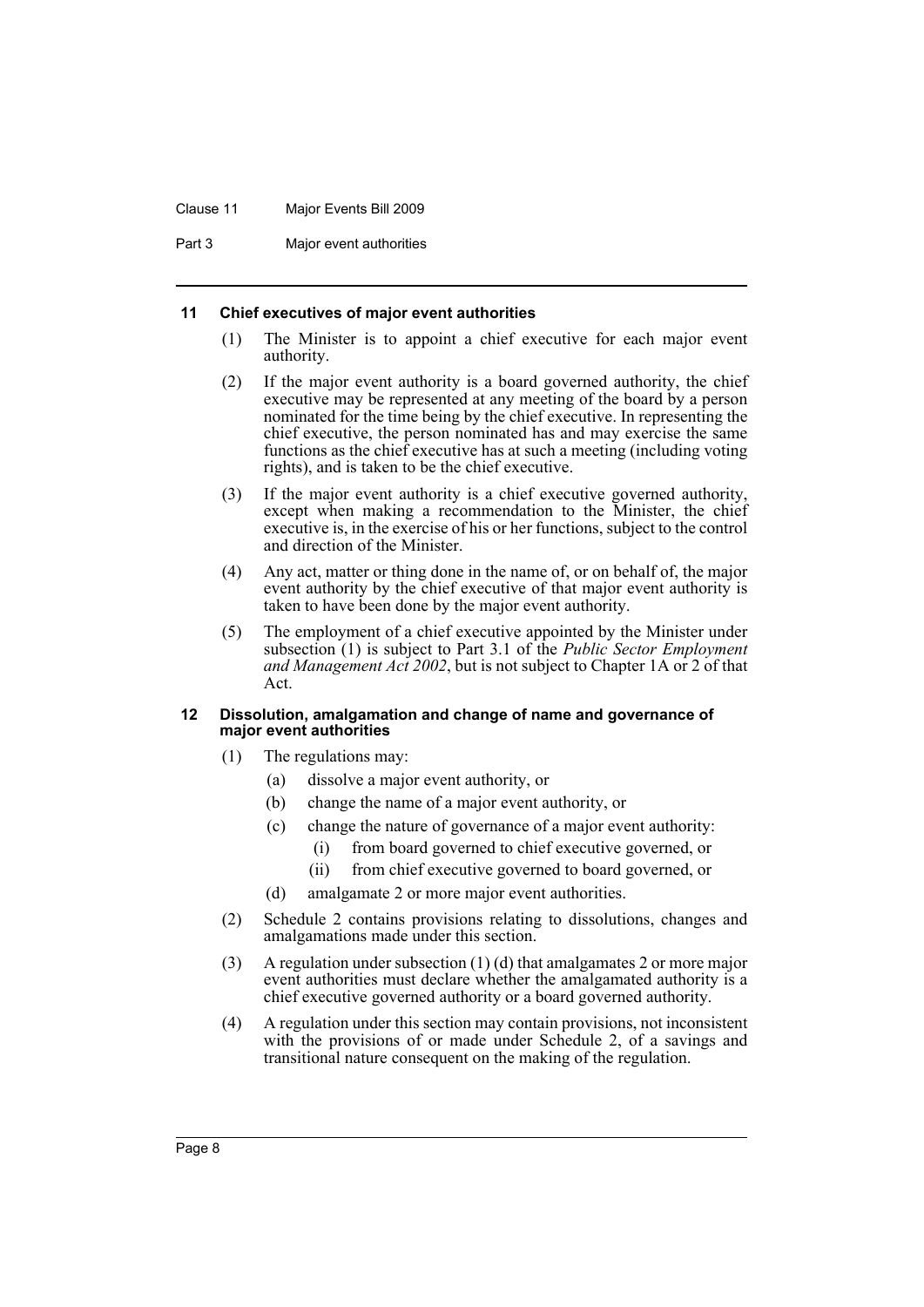### 11 Chief executives of major event authorities

(1) The Minister is to appoint a chief executive for each major event authority.

(2) If the major event authority is a board governed authority, the chief executive may be represented at any meeting of the board by a person nominated for the time being by the chief executive. In representing the chief executive, the person nominated has and may exercise the same functions as the chief executive has at such a meeting (including voting rights), and is taken to be the chief executive.

(3) If the major event authority is a chief executive governed authority, except when making a recommendation to the Minister, the chief executive is, in the exercise of his or her functions, subject to the control and direction of the Minister.

(4) Any act, matter or thing done in the name of, or on behalf of, the major event authority by the chief executive of that major event authority is taken to have been done by the major event authority.

(5) The employment of a chief executive appointed by the Minister under subsection (1) is subject to Part 3.1 of the *Public Sector Employment and Management Act 2002*, but is not subject to Chapter 1A or 2 of that Act.

### 12 Dissolution, amalgamation and change of name and governance of major event authorities

(1) The regulations may:

- (a) dissolve a major event authority, or
- (b) change the name of a major event authority, or
- (c) change the nature of governance of a major event authority:
  - (i) from board governed to chief executive governed, or
  - (ii) from chief executive governed to board governed, or
- (d) amalgamate 2 or more major event authorities.

(2) Schedule 2 contains provisions relating to dissolutions, changes and amalgamations made under this section.

(3) A regulation under subsection (1) (d) that amalgamates 2 or more major event authorities must declare whether the amalgamated authority is a chief executive governed authority or a board governed authority.

(4) A regulation under this section may contain provisions, not inconsistent with the provisions of or made under Schedule 2, of a savings and transitional nature consequent on the making of the regulation.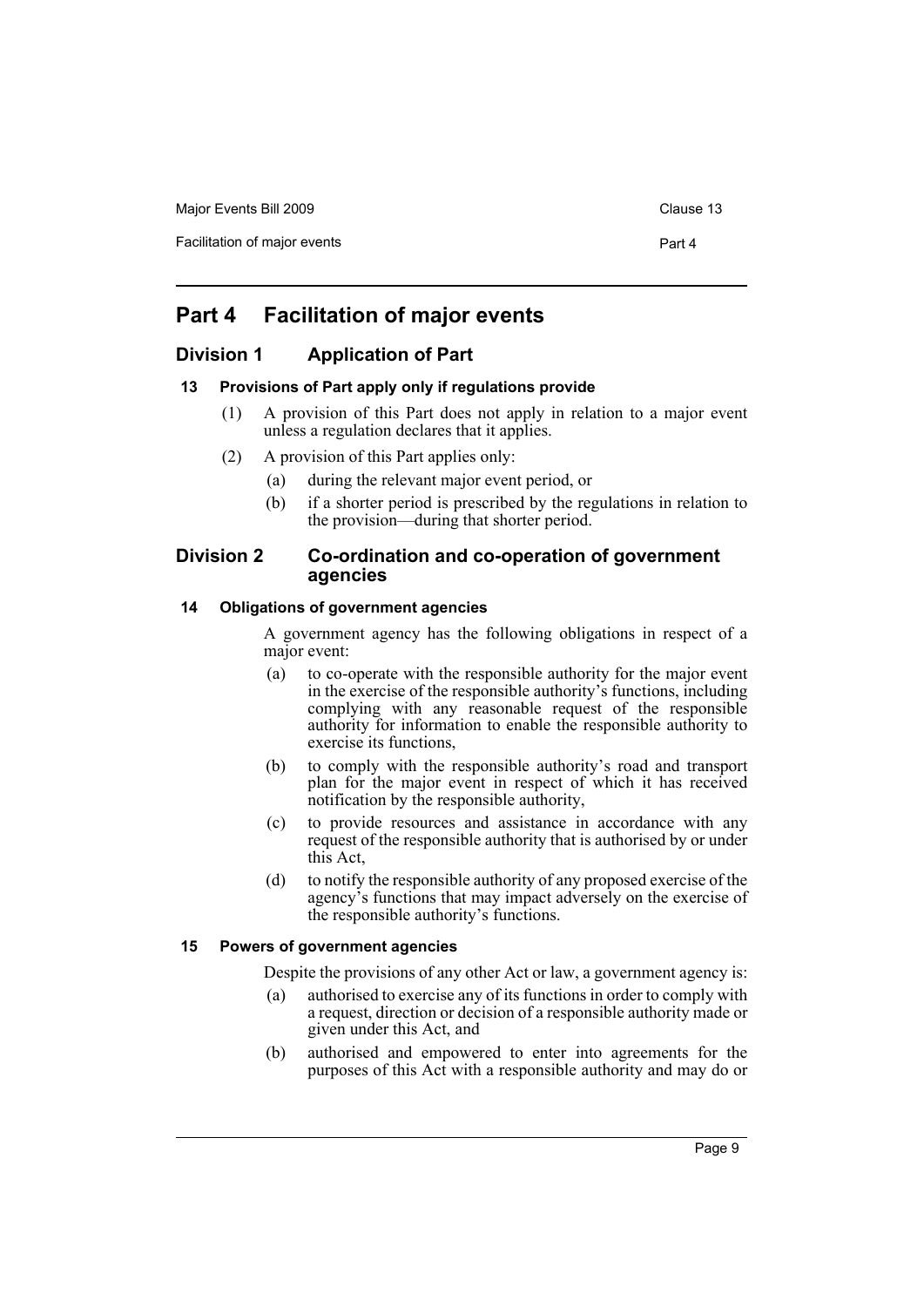# Part 4 Facilitation of major events

## Division 1 Application of Part

### 13 Provisions of Part apply only if regulations provide

(1) A provision of this Part does not apply in relation to a major event unless a regulation declares that it applies.

(2) A provision of this Part applies only:

(a) during the relevant major event period, or

(b) if a shorter period is prescribed by the regulations in relation to the provision—during that shorter period.

## Division 2 Co-ordination and co-operation of government agencies

### 14 Obligations of government agencies

A government agency has the following obligations in respect of a major event:

(a) to co-operate with the responsible authority for the major event in the exercise of the responsible authority's functions, including complying with any reasonable request of the responsible authority for information to enable the responsible authority to exercise its functions,

(b) to comply with the responsible authority's road and transport plan for the major event in respect of which it has received notification by the responsible authority,

(c) to provide resources and assistance in accordance with any request of the responsible authority that is authorised by or under this Act,

(d) to notify the responsible authority of any proposed exercise of the agency's functions that may impact adversely on the exercise of the responsible authority's functions.

### 15 Powers of government agencies

Despite the provisions of any other Act or law, a government agency is:

(a) authorised to exercise any of its functions in order to comply with a request, direction or decision of a responsible authority made or given under this Act, and

(b) authorised and empowered to enter into agreements for the purposes of this Act with a responsible authority and may do or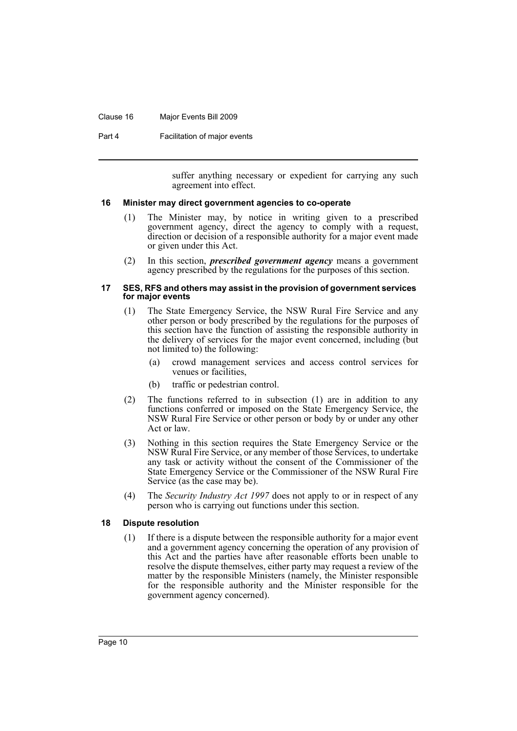suffer anything necessary or expedient for carrying any such agreement into effect.

### 16 Minister may direct government agencies to co-operate

(1) The Minister may, by notice in writing given to a prescribed government agency, direct the agency to comply with a request, direction or decision of a responsible authority for a major event made or given under this Act.

(2) In this section, ***prescribed government agency*** means a government agency prescribed by the regulations for the purposes of this section.

### 17 SES, RFS and others may assist in the provision of government services for major events

(1) The State Emergency Service, the NSW Rural Fire Service and any other person or body prescribed by the regulations for the purposes of this section have the function of assisting the responsible authority in the delivery of services for the major event concerned, including (but not limited to) the following:

- (a) crowd management services and access control services for venues or facilities,
- (b) traffic or pedestrian control.

(2) The functions referred to in subsection (1) are in addition to any functions conferred or imposed on the State Emergency Service, the NSW Rural Fire Service or other person or body by or under any other Act or law.

(3) Nothing in this section requires the State Emergency Service or the NSW Rural Fire Service, or any member of those Services, to undertake any task or activity without the consent of the Commissioner of the State Emergency Service or the Commissioner of the NSW Rural Fire Service (as the case may be).

(4) The *Security Industry Act 1997* does not apply to or in respect of any person who is carrying out functions under this section.

### 18 Dispute resolution

(1) If there is a dispute between the responsible authority for a major event and a government agency concerning the operation of any provision of this Act and the parties have after reasonable efforts been unable to resolve the dispute themselves, either party may request a review of the matter by the responsible Ministers (namely, the Minister responsible for the responsible authority and the Minister responsible for the government agency concerned).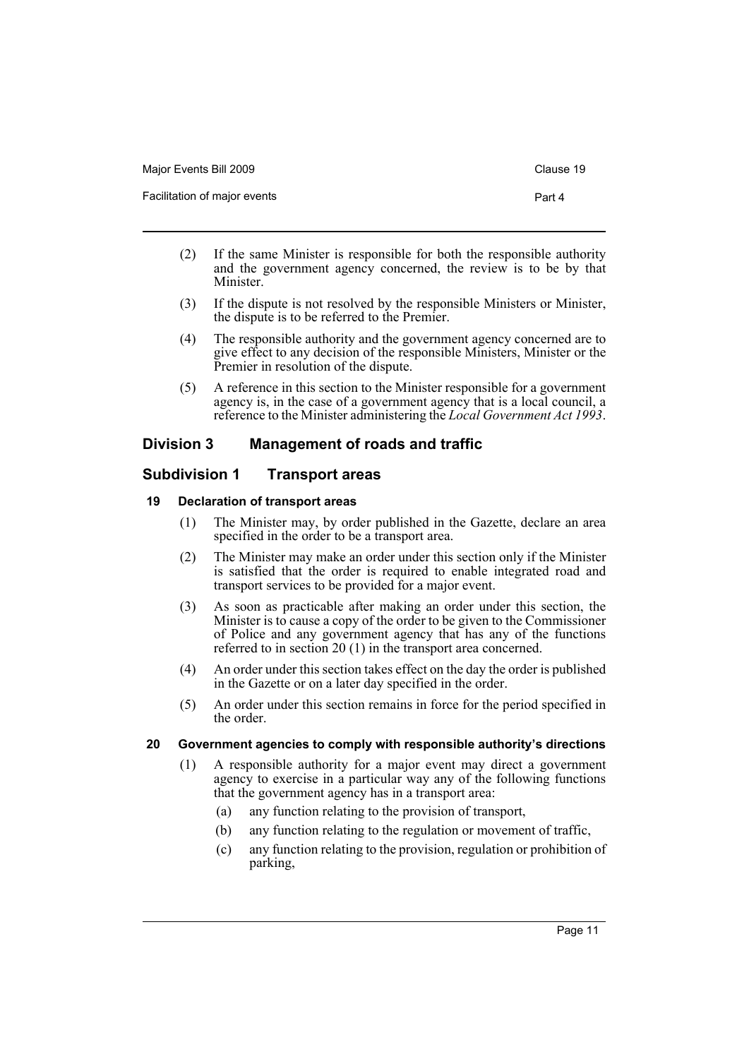(2) If the same Minister is responsible for both the responsible authority and the government agency concerned, the review is to be by that Minister.

(3) If the dispute is not resolved by the responsible Ministers or Minister, the dispute is to be referred to the Premier.

(4) The responsible authority and the government agency concerned are to give effect to any decision of the responsible Ministers, Minister or the Premier in resolution of the dispute.

(5) A reference in this section to the Minister responsible for a government agency is, in the case of a government agency that is a local council, a reference to the Minister administering the *Local Government Act 1993*.

## Division 3 Management of roads and traffic

## Subdivision 1 Transport areas

### 19 Declaration of transport areas

(1) The Minister may, by order published in the Gazette, declare an area specified in the order to be a transport area.

(2) The Minister may make an order under this section only if the Minister is satisfied that the order is required to enable integrated road and transport services to be provided for a major event.

(3) As soon as practicable after making an order under this section, the Minister is to cause a copy of the order to be given to the Commissioner of Police and any government agency that has any of the functions referred to in section 20 (1) in the transport area concerned.

(4) An order under this section takes effect on the day the order is published in the Gazette or on a later day specified in the order.

(5) An order under this section remains in force for the period specified in the order.

### 20 Government agencies to comply with responsible authority's directions

(1) A responsible authority for a major event may direct a government agency to exercise in a particular way any of the following functions that the government agency has in a transport area:

- (a) any function relating to the provision of transport,
- (b) any function relating to the regulation or movement of traffic,
- (c) any function relating to the provision, regulation or prohibition of parking,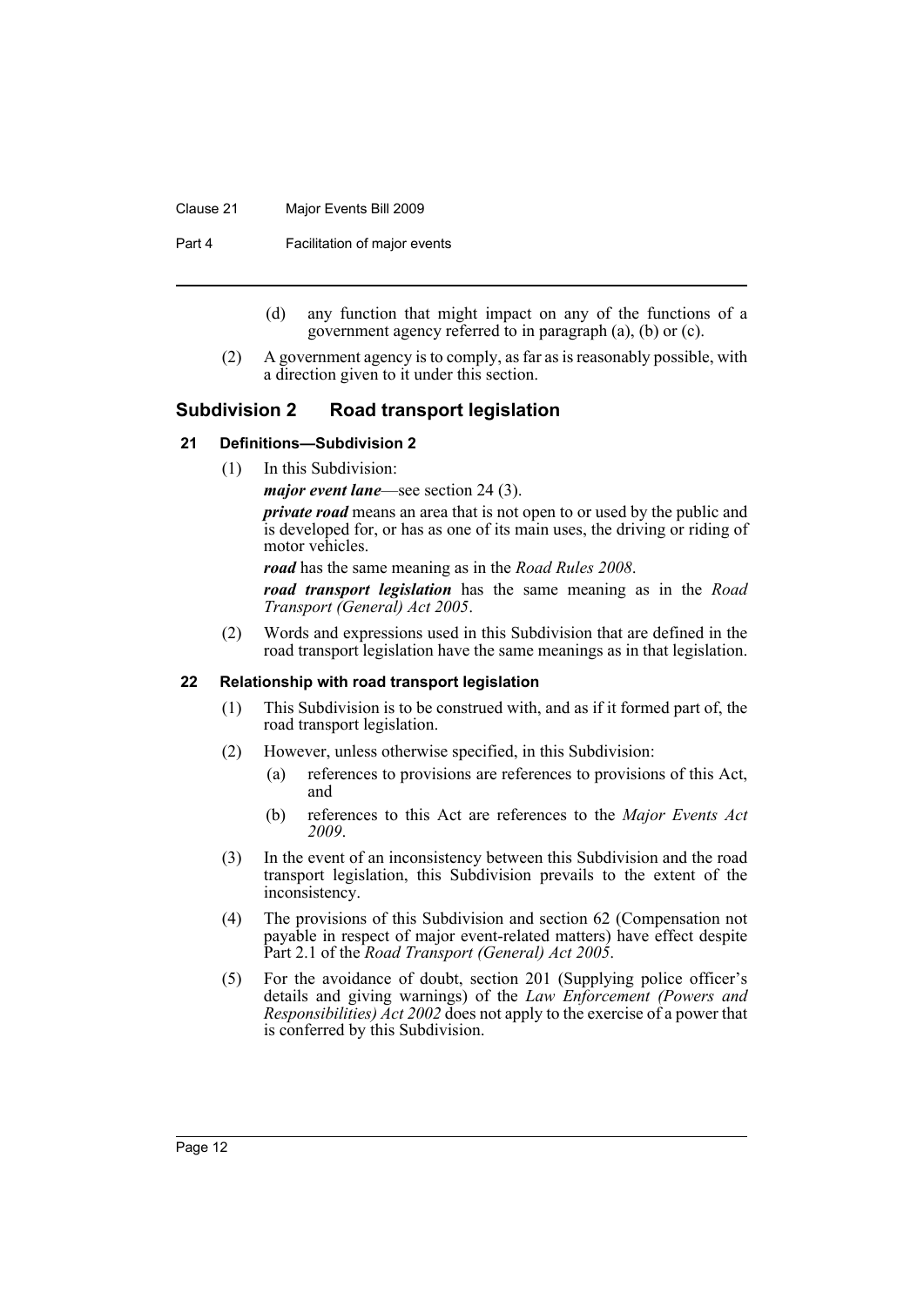(d) any function that might impact on any of the functions of a government agency referred to in paragraph (a), (b) or (c).

(2) A government agency is to comply, as far as is reasonably possible, with a direction given to it under this section.

## Subdivision 2 Road transport legislation

### 21 Definitions—Subdivision 2

(1) In this Subdivision:

***major event lane***—see section 24 (3).

***private road*** means an area that is not open to or used by the public and is developed for, or has as one of its main uses, the driving or riding of motor vehicles.

***road*** has the same meaning as in the *Road Rules 2008*.

***road transport legislation*** has the same meaning as in the *Road Transport (General) Act 2005*.

(2) Words and expressions used in this Subdivision that are defined in the road transport legislation have the same meanings as in that legislation.

### 22 Relationship with road transport legislation

(1) This Subdivision is to be construed with, and as if it formed part of, the road transport legislation.

(2) However, unless otherwise specified, in this Subdivision:

- (a) references to provisions are references to provisions of this Act, and
- (b) references to this Act are references to the *Major Events Act 2009*.

(3) In the event of an inconsistency between this Subdivision and the road transport legislation, this Subdivision prevails to the extent of the inconsistency.

(4) The provisions of this Subdivision and section 62 (Compensation not payable in respect of major event-related matters) have effect despite Part 2.1 of the *Road Transport (General) Act 2005*.

(5) For the avoidance of doubt, section 201 (Supplying police officer's details and giving warnings) of the *Law Enforcement (Powers and Responsibilities) Act 2002* does not apply to the exercise of a power that is conferred by this Subdivision.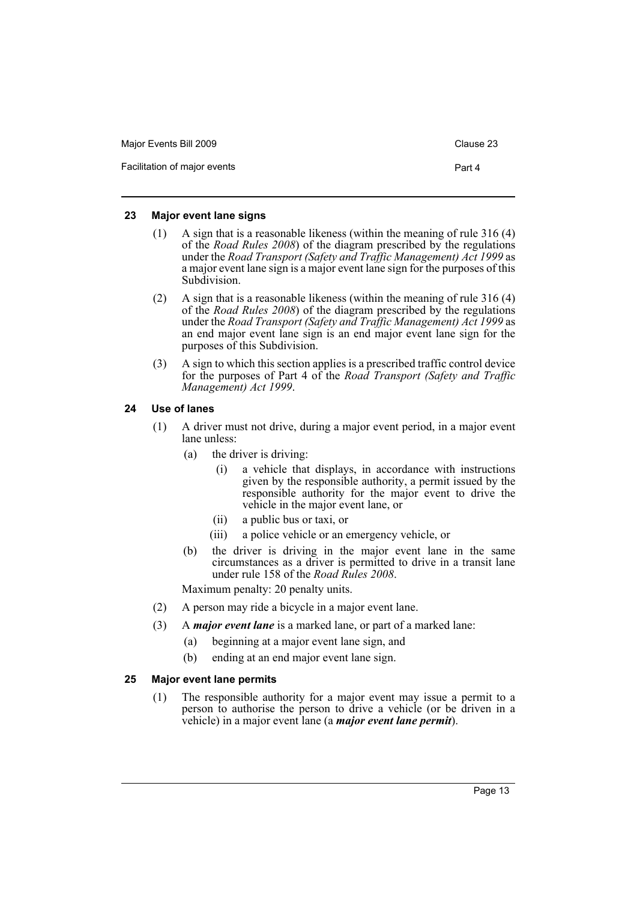### 23 Major event lane signs

(1) A sign that is a reasonable likeness (within the meaning of rule 316 (4) of the *Road Rules 2008*) of the diagram prescribed by the regulations under the *Road Transport (Safety and Traffic Management) Act 1999* as a major event lane sign is a major event lane sign for the purposes of this Subdivision.

(2) A sign that is a reasonable likeness (within the meaning of rule 316 (4) of the *Road Rules 2008*) of the diagram prescribed by the regulations under the *Road Transport (Safety and Traffic Management) Act 1999* as an end major event lane sign is an end major event lane sign for the purposes of this Subdivision.

(3) A sign to which this section applies is a prescribed traffic control device for the purposes of Part 4 of the *Road Transport (Safety and Traffic Management) Act 1999*.

### 24 Use of lanes

(1) A driver must not drive, during a major event period, in a major event lane unless:

- (a) the driver is driving:
  - (i) a vehicle that displays, in accordance with instructions given by the responsible authority, a permit issued by the responsible authority for the major event to drive the vehicle in the major event lane, or
  - (ii) a public bus or taxi, or
  - (iii) a police vehicle or an emergency vehicle, or
- (b) the driver is driving in the major event lane in the same circumstances as a driver is permitted to drive in a transit lane under rule 158 of the *Road Rules 2008*.

Maximum penalty: 20 penalty units.

(2) A person may ride a bicycle in a major event lane.

(3) A ***major event lane*** is a marked lane, or part of a marked lane:

- (a) beginning at a major event lane sign, and
- (b) ending at an end major event lane sign.

### 25 Major event lane permits

(1) The responsible authority for a major event may issue a permit to a person to authorise the person to drive a vehicle (or be driven in a vehicle) in a major event lane (a ***major event lane permit***).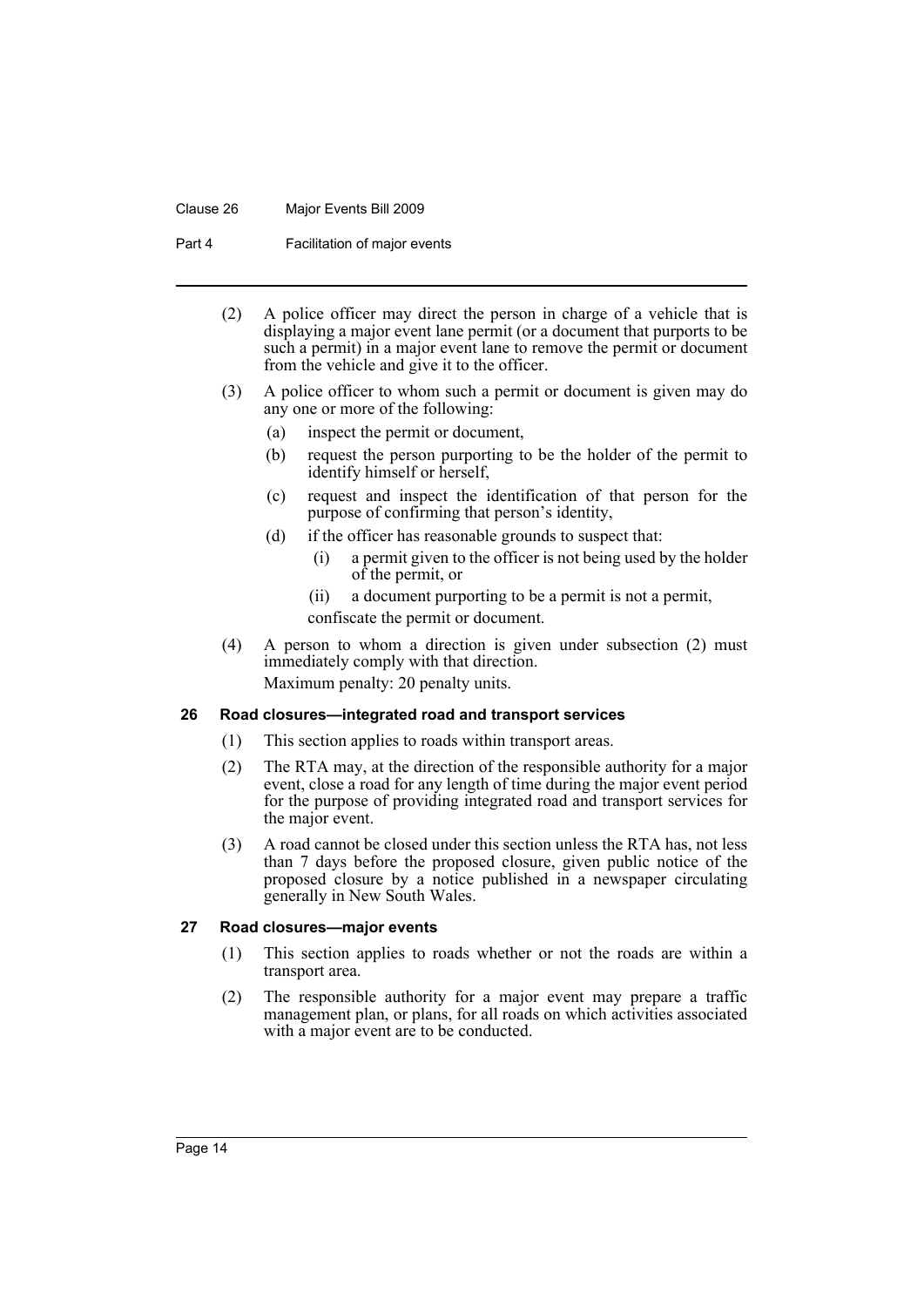(2) A police officer may direct the person in charge of a vehicle that is displaying a major event lane permit (or a document that purports to be such a permit) in a major event lane to remove the permit or document from the vehicle and give it to the officer.

(3) A police officer to whom such a permit or document is given may do any one or more of the following:

- (a) inspect the permit or document,
- (b) request the person purporting to be the holder of the permit to identify himself or herself,
- (c) request and inspect the identification of that person for the purpose of confirming that person's identity,
- (d) if the officer has reasonable grounds to suspect that:
  - (i) a permit given to the officer is not being used by the holder of the permit, or
  - (ii) a document purporting to be a permit is not a permit,

  confiscate the permit or document.

(4) A person to whom a direction is given under subsection (2) must immediately comply with that direction.

Maximum penalty: 20 penalty units.

### 26 Road closures—integrated road and transport services

(1) This section applies to roads within transport areas.

(2) The RTA may, at the direction of the responsible authority for a major event, close a road for any length of time during the major event period for the purpose of providing integrated road and transport services for the major event.

(3) A road cannot be closed under this section unless the RTA has, not less than 7 days before the proposed closure, given public notice of the proposed closure by a notice published in a newspaper circulating generally in New South Wales.

### 27 Road closures—major events

(1) This section applies to roads whether or not the roads are within a transport area.

(2) The responsible authority for a major event may prepare a traffic management plan, or plans, for all roads on which activities associated with a major event are to be conducted.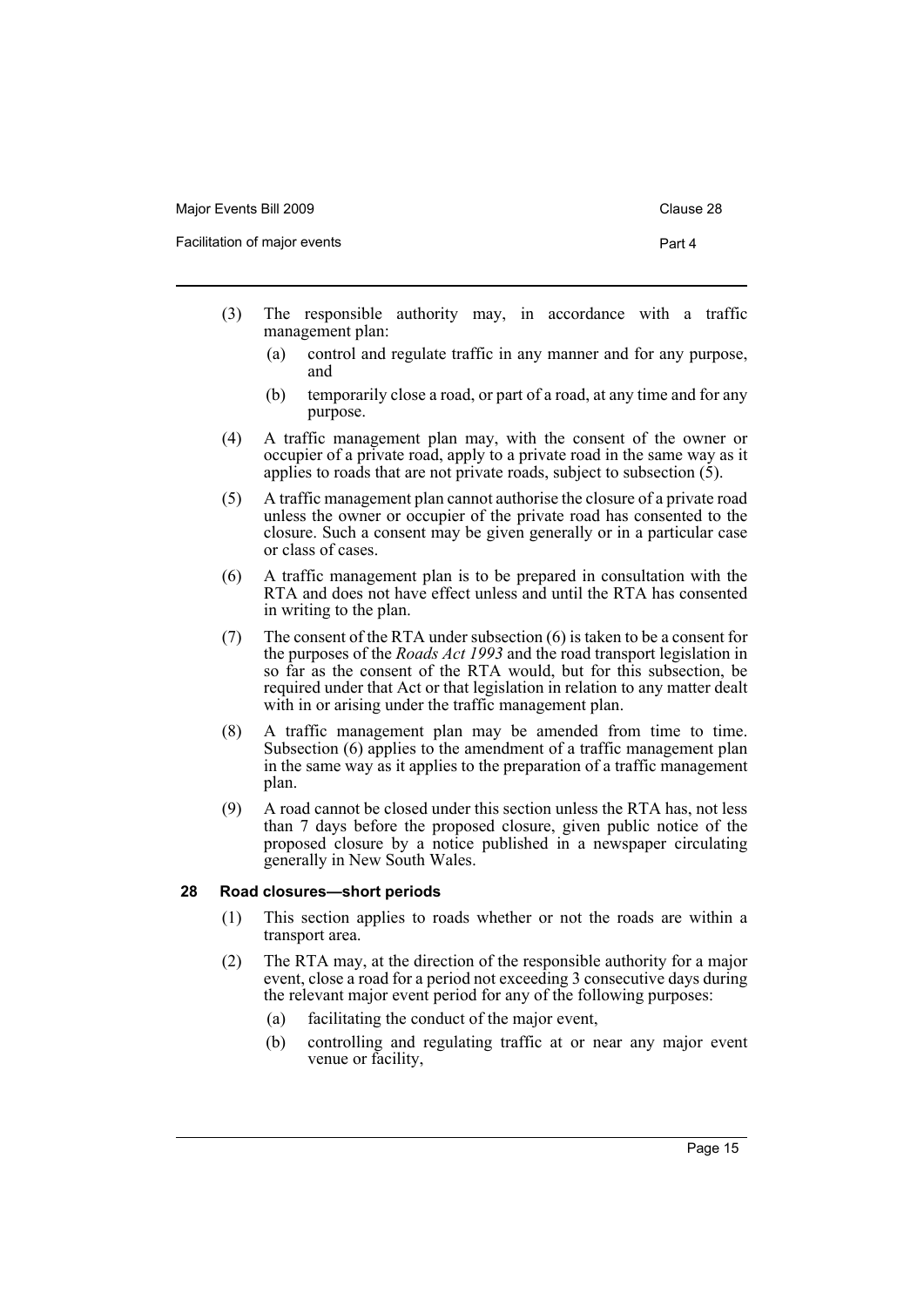(3) The responsible authority may, in accordance with a traffic management plan:

- (a) control and regulate traffic in any manner and for any purpose, and
- (b) temporarily close a road, or part of a road, at any time and for any purpose.

(4) A traffic management plan may, with the consent of the owner or occupier of a private road, apply to a private road in the same way as it applies to roads that are not private roads, subject to subsection (5).

(5) A traffic management plan cannot authorise the closure of a private road unless the owner or occupier of the private road has consented to the closure. Such a consent may be given generally or in a particular case or class of cases.

(6) A traffic management plan is to be prepared in consultation with the RTA and does not have effect unless and until the RTA has consented in writing to the plan.

(7) The consent of the RTA under subsection (6) is taken to be a consent for the purposes of the *Roads Act 1993* and the road transport legislation in so far as the consent of the RTA would, but for this subsection, be required under that Act or that legislation in relation to any matter dealt with in or arising under the traffic management plan.

(8) A traffic management plan may be amended from time to time. Subsection (6) applies to the amendment of a traffic management plan in the same way as it applies to the preparation of a traffic management plan.

(9) A road cannot be closed under this section unless the RTA has, not less than 7 days before the proposed closure, given public notice of the proposed closure by a notice published in a newspaper circulating generally in New South Wales.

### 28 Road closures—short periods

(1) This section applies to roads whether or not the roads are within a transport area.

(2) The RTA may, at the direction of the responsible authority for a major event, close a road for a period not exceeding 3 consecutive days during the relevant major event period for any of the following purposes:

- (a) facilitating the conduct of the major event,
- (b) controlling and regulating traffic at or near any major event venue or facility,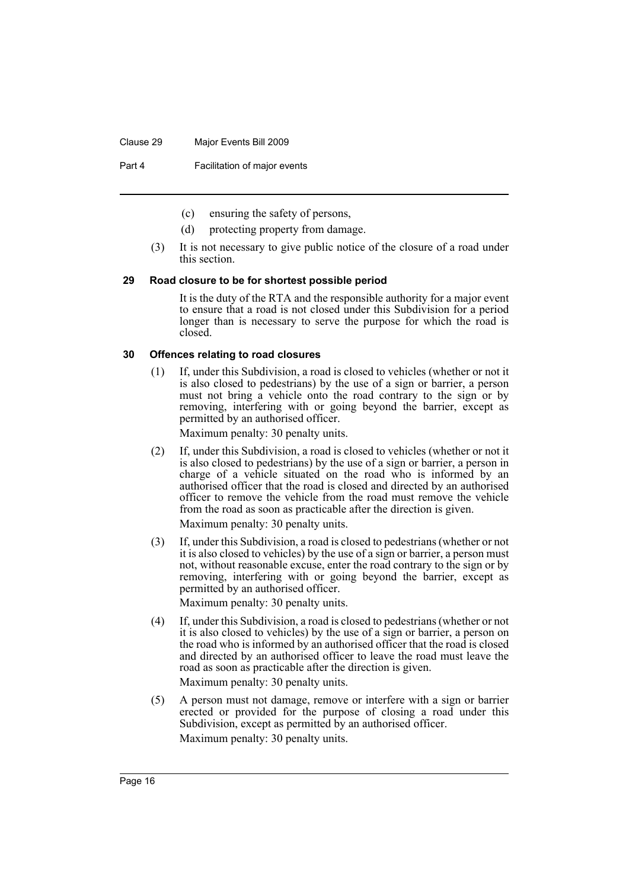(c) ensuring the safety of persons,

(d) protecting property from damage.

(3) It is not necessary to give public notice of the closure of a road under this section.

### 29 Road closure to be for shortest possible period

It is the duty of the RTA and the responsible authority for a major event to ensure that a road is not closed under this Subdivision for a period longer than is necessary to serve the purpose for which the road is closed.

### 30 Offences relating to road closures

(1) If, under this Subdivision, a road is closed to vehicles (whether or not it is also closed to pedestrians) by the use of a sign or barrier, a person must not bring a vehicle onto the road contrary to the sign or by removing, interfering with or going beyond the barrier, except as permitted by an authorised officer.

Maximum penalty: 30 penalty units.

(2) If, under this Subdivision, a road is closed to vehicles (whether or not it is also closed to pedestrians) by the use of a sign or barrier, a person in charge of a vehicle situated on the road who is informed by an authorised officer that the road is closed and directed by an authorised officer to remove the vehicle from the road must remove the vehicle from the road as soon as practicable after the direction is given.

Maximum penalty: 30 penalty units.

(3) If, under this Subdivision, a road is closed to pedestrians (whether or not it is also closed to vehicles) by the use of a sign or barrier, a person must not, without reasonable excuse, enter the road contrary to the sign or by removing, interfering with or going beyond the barrier, except as permitted by an authorised officer.

Maximum penalty: 30 penalty units.

(4) If, under this Subdivision, a road is closed to pedestrians (whether or not it is also closed to vehicles) by the use of a sign or barrier, a person on the road who is informed by an authorised officer that the road is closed and directed by an authorised officer to leave the road must leave the road as soon as practicable after the direction is given.

Maximum penalty: 30 penalty units.

(5) A person must not damage, remove or interfere with a sign or barrier erected or provided for the purpose of closing a road under this Subdivision, except as permitted by an authorised officer.

Maximum penalty: 30 penalty units.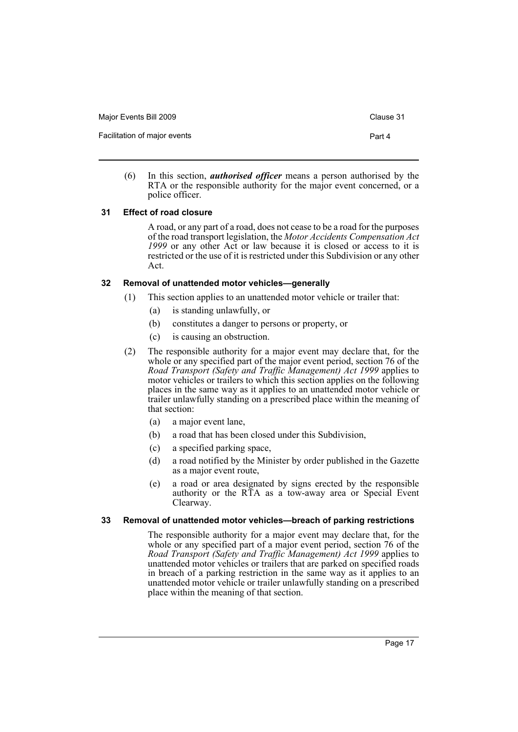(6) In this section, ***authorised officer*** means a person authorised by the RTA or the responsible authority for the major event concerned, or a police officer.

### 31 Effect of road closure

A road, or any part of a road, does not cease to be a road for the purposes of the road transport legislation, the *Motor Accidents Compensation Act 1999* or any other Act or law because it is closed or access to it is restricted or the use of it is restricted under this Subdivision or any other Act.

### 32 Removal of unattended motor vehicles—generally

(1) This section applies to an unattended motor vehicle or trailer that:

- (a) is standing unlawfully, or
- (b) constitutes a danger to persons or property, or
- (c) is causing an obstruction.

(2) The responsible authority for a major event may declare that, for the whole or any specified part of the major event period, section 76 of the *Road Transport (Safety and Traffic Management) Act 1999* applies to motor vehicles or trailers to which this section applies on the following places in the same way as it applies to an unattended motor vehicle or trailer unlawfully standing on a prescribed place within the meaning of that section:

- (a) a major event lane,
- (b) a road that has been closed under this Subdivision,
- (c) a specified parking space,
- (d) a road notified by the Minister by order published in the Gazette as a major event route,
- (e) a road or area designated by signs erected by the responsible authority or the RTA as a tow-away area or Special Event Clearway.

### 33 Removal of unattended motor vehicles—breach of parking restrictions

The responsible authority for a major event may declare that, for the whole or any specified part of a major event period, section 76 of the *Road Transport (Safety and Traffic Management) Act 1999* applies to unattended motor vehicles or trailers that are parked on specified roads in breach of a parking restriction in the same way as it applies to an unattended motor vehicle or trailer unlawfully standing on a prescribed place within the meaning of that section.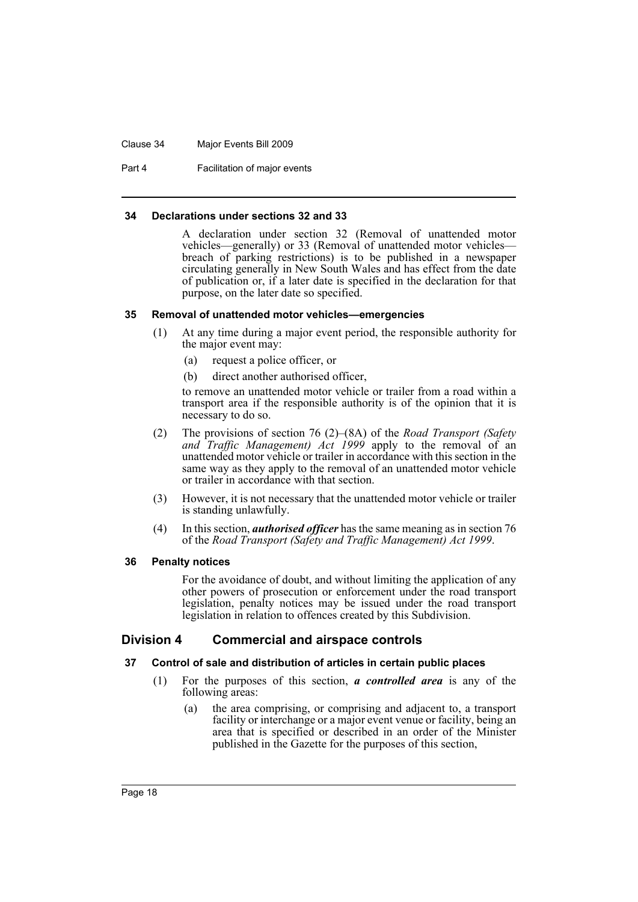#### 34 Declarations under sections 32 and 33

A declaration under section 32 (Removal of unattended motor vehicles—generally) or 33 (Removal of unattended motor vehicles—breach of parking restrictions) is to be published in a newspaper circulating generally in New South Wales and has effect from the date of publication or, if a later date is specified in the declaration for that purpose, on the later date so specified.

#### 35 Removal of unattended motor vehicles—emergencies

(1) At any time during a major event period, the responsible authority for the major event may:

(a) request a police officer, or

(b) direct another authorised officer,

to remove an unattended motor vehicle or trailer from a road within a transport area if the responsible authority is of the opinion that it is necessary to do so.

(2) The provisions of section 76 (2)–(8A) of the *Road Transport (Safety and Traffic Management) Act 1999* apply to the removal of an unattended motor vehicle or trailer in accordance with this section in the same way as they apply to the removal of an unattended motor vehicle or trailer in accordance with that section.

(3) However, it is not necessary that the unattended motor vehicle or trailer is standing unlawfully.

(4) In this section, ***authorised officer*** has the same meaning as in section 76 of the *Road Transport (Safety and Traffic Management) Act 1999*.

#### 36 Penalty notices

For the avoidance of doubt, and without limiting the application of any other powers of prosecution or enforcement under the road transport legislation, penalty notices may be issued under the road transport legislation in relation to offences created by this Subdivision.

### Division 4 Commercial and airspace controls

#### 37 Control of sale and distribution of articles in certain public places

(1) For the purposes of this section, ***a controlled area*** is any of the following areas:

(a) the area comprising, or comprising and adjacent to, a transport facility or interchange or a major event venue or facility, being an area that is specified or described in an order of the Minister published in the Gazette for the purposes of this section,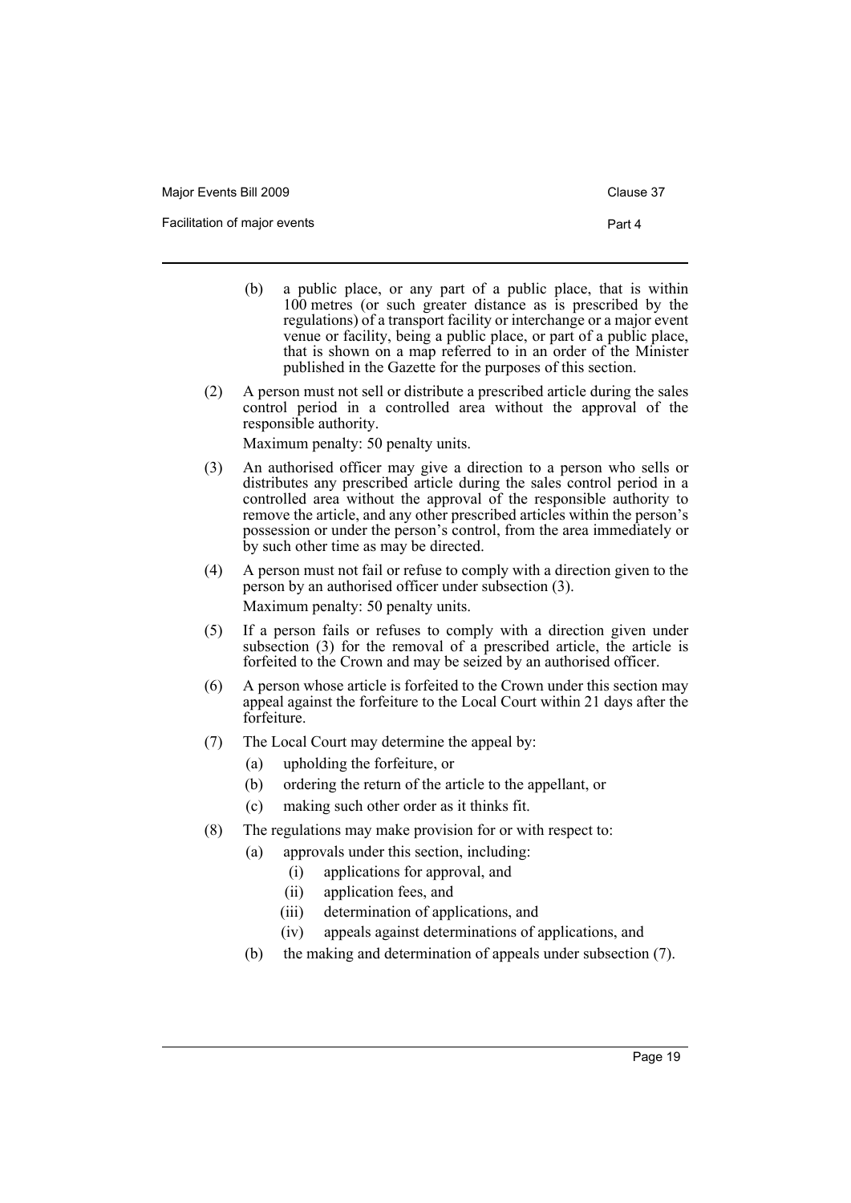(b) a public place, or any part of a public place, that is within 100 metres (or such greater distance as is prescribed by the regulations) of a transport facility or interchange or a major event venue or facility, being a public place, or part of a public place, that is shown on a map referred to in an order of the Minister published in the Gazette for the purposes of this section.

(2) A person must not sell or distribute a prescribed article during the sales control period in a controlled area without the approval of the responsible authority.

Maximum penalty: 50 penalty units.

(3) An authorised officer may give a direction to a person who sells or distributes any prescribed article during the sales control period in a controlled area without the approval of the responsible authority to remove the article, and any other prescribed articles within the person's possession or under the person's control, from the area immediately or by such other time as may be directed.

(4) A person must not fail or refuse to comply with a direction given to the person by an authorised officer under subsection (3).

Maximum penalty: 50 penalty units.

(5) If a person fails or refuses to comply with a direction given under subsection (3) for the removal of a prescribed article, the article is forfeited to the Crown and may be seized by an authorised officer.

(6) A person whose article is forfeited to the Crown under this section may appeal against the forfeiture to the Local Court within 21 days after the forfeiture.

(7) The Local Court may determine the appeal by:

(a) upholding the forfeiture, or

(b) ordering the return of the article to the appellant, or

(c) making such other order as it thinks fit.

(8) The regulations may make provision for or with respect to:

(a) approvals under this section, including:

(i) applications for approval, and

(ii) application fees, and

(iii) determination of applications, and

(iv) appeals against determinations of applications, and

(b) the making and determination of appeals under subsection (7).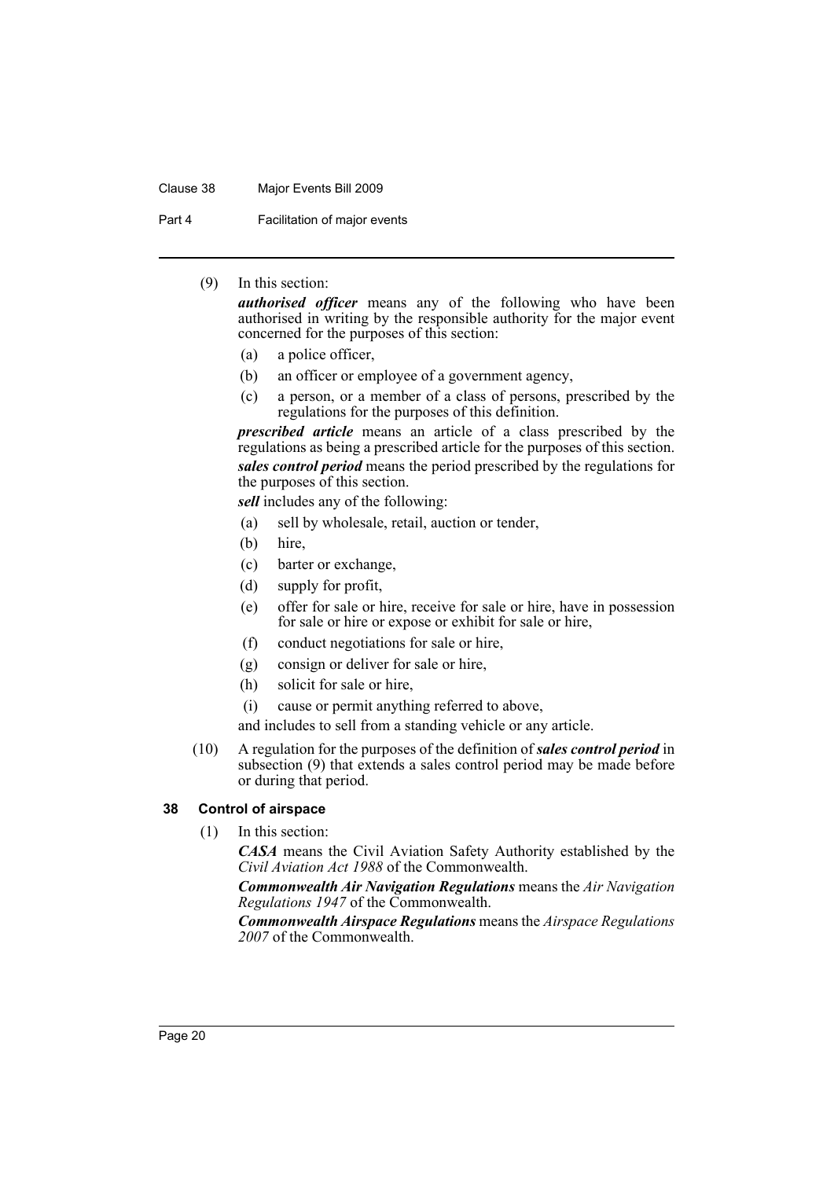(9) In this section:

***authorised officer*** means any of the following who have been authorised in writing by the responsible authority for the major event concerned for the purposes of this section:

- (a) a police officer,
- (b) an officer or employee of a government agency,
- (c) a person, or a member of a class of persons, prescribed by the regulations for the purposes of this definition.

***prescribed article*** means an article of a class prescribed by the regulations as being a prescribed article for the purposes of this section.

***sales control period*** means the period prescribed by the regulations for the purposes of this section.

***sell*** includes any of the following:

- (a) sell by wholesale, retail, auction or tender,
- (b) hire,
- (c) barter or exchange,
- (d) supply for profit,
- (e) offer for sale or hire, receive for sale or hire, have in possession for sale or hire or expose or exhibit for sale or hire,
- (f) conduct negotiations for sale or hire,
- (g) consign or deliver for sale or hire,
- (h) solicit for sale or hire,
- (i) cause or permit anything referred to above,

and includes to sell from a standing vehicle or any article.

(10) A regulation for the purposes of the definition of ***sales control period*** in subsection (9) that extends a sales control period may be made before or during that period.

### 38 Control of airspace

(1) In this section:

***CASA*** means the Civil Aviation Safety Authority established by the *Civil Aviation Act 1988* of the Commonwealth.

***Commonwealth Air Navigation Regulations*** means the *Air Navigation Regulations 1947* of the Commonwealth.

***Commonwealth Airspace Regulations*** means the *Airspace Regulations 2007* of the Commonwealth.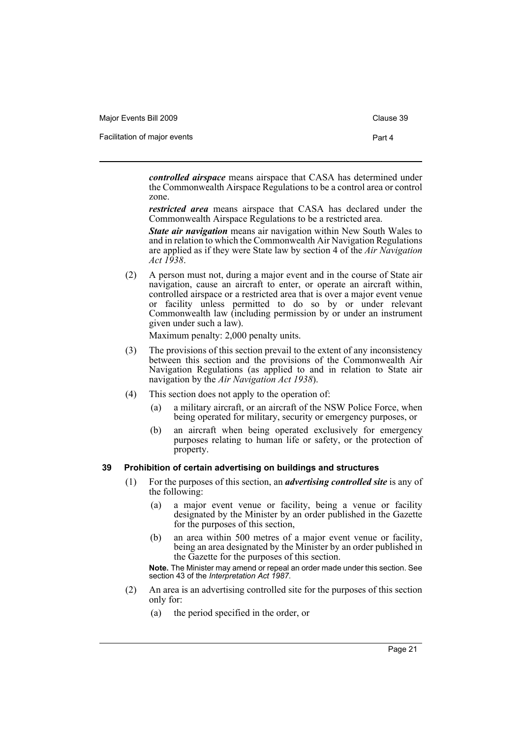***controlled airspace*** means airspace that CASA has determined under the Commonwealth Airspace Regulations to be a control area or control zone.

***restricted area*** means airspace that CASA has declared under the Commonwealth Airspace Regulations to be a restricted area.

***State air navigation*** means air navigation within New South Wales to and in relation to which the Commonwealth Air Navigation Regulations are applied as if they were State law by section 4 of the *Air Navigation Act 1938*.

(2) A person must not, during a major event and in the course of State air navigation, cause an aircraft to enter, or operate an aircraft within, controlled airspace or a restricted area that is over a major event venue or facility unless permitted to do so by or under relevant Commonwealth law (including permission by or under an instrument given under such a law).

Maximum penalty: 2,000 penalty units.

(3) The provisions of this section prevail to the extent of any inconsistency between this section and the provisions of the Commonwealth Air Navigation Regulations (as applied to and in relation to State air navigation by the *Air Navigation Act 1938*).

(4) This section does not apply to the operation of:

(a) a military aircraft, or an aircraft of the NSW Police Force, when being operated for military, security or emergency purposes, or

(b) an aircraft when being operated exclusively for emergency purposes relating to human life or safety, or the protection of property.

### 39 Prohibition of certain advertising on buildings and structures

(1) For the purposes of this section, an ***advertising controlled site*** is any of the following:

(a) a major event venue or facility, being a venue or facility designated by the Minister by an order published in the Gazette for the purposes of this section,

(b) an area within 500 metres of a major event venue or facility, being an area designated by the Minister by an order published in the Gazette for the purposes of this section.

**Note.** The Minister may amend or repeal an order made under this section. See section 43 of the *Interpretation Act 1987*.

(2) An area is an advertising controlled site for the purposes of this section only for:

(a) the period specified in the order, or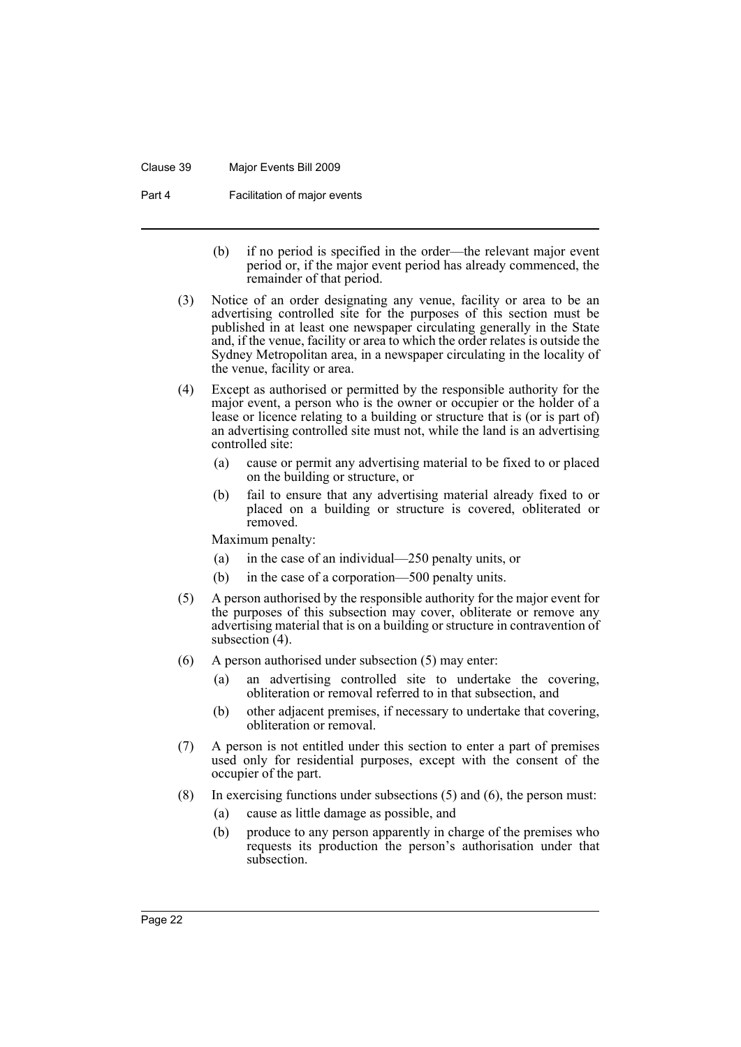(b) if no period is specified in the order—the relevant major event period or, if the major event period has already commenced, the remainder of that period.

(3) Notice of an order designating any venue, facility or area to be an advertising controlled site for the purposes of this section must be published in at least one newspaper circulating generally in the State and, if the venue, facility or area to which the order relates is outside the Sydney Metropolitan area, in a newspaper circulating in the locality of the venue, facility or area.

(4) Except as authorised or permitted by the responsible authority for the major event, a person who is the owner or occupier or the holder of a lease or licence relating to a building or structure that is (or is part of) an advertising controlled site must not, while the land is an advertising controlled site:

- (a) cause or permit any advertising material to be fixed to or placed on the building or structure, or
- (b) fail to ensure that any advertising material already fixed to or placed on a building or structure is covered, obliterated or removed.

Maximum penalty:

- (a) in the case of an individual—250 penalty units, or
- (b) in the case of a corporation—500 penalty units.

(5) A person authorised by the responsible authority for the major event for the purposes of this subsection may cover, obliterate or remove any advertising material that is on a building or structure in contravention of subsection (4).

(6) A person authorised under subsection (5) may enter:

- (a) an advertising controlled site to undertake the covering, obliteration or removal referred to in that subsection, and
- (b) other adjacent premises, if necessary to undertake that covering, obliteration or removal.

(7) A person is not entitled under this section to enter a part of premises used only for residential purposes, except with the consent of the occupier of the part.

(8) In exercising functions under subsections (5) and (6), the person must:

- (a) cause as little damage as possible, and
- (b) produce to any person apparently in charge of the premises who requests its production the person's authorisation under that subsection.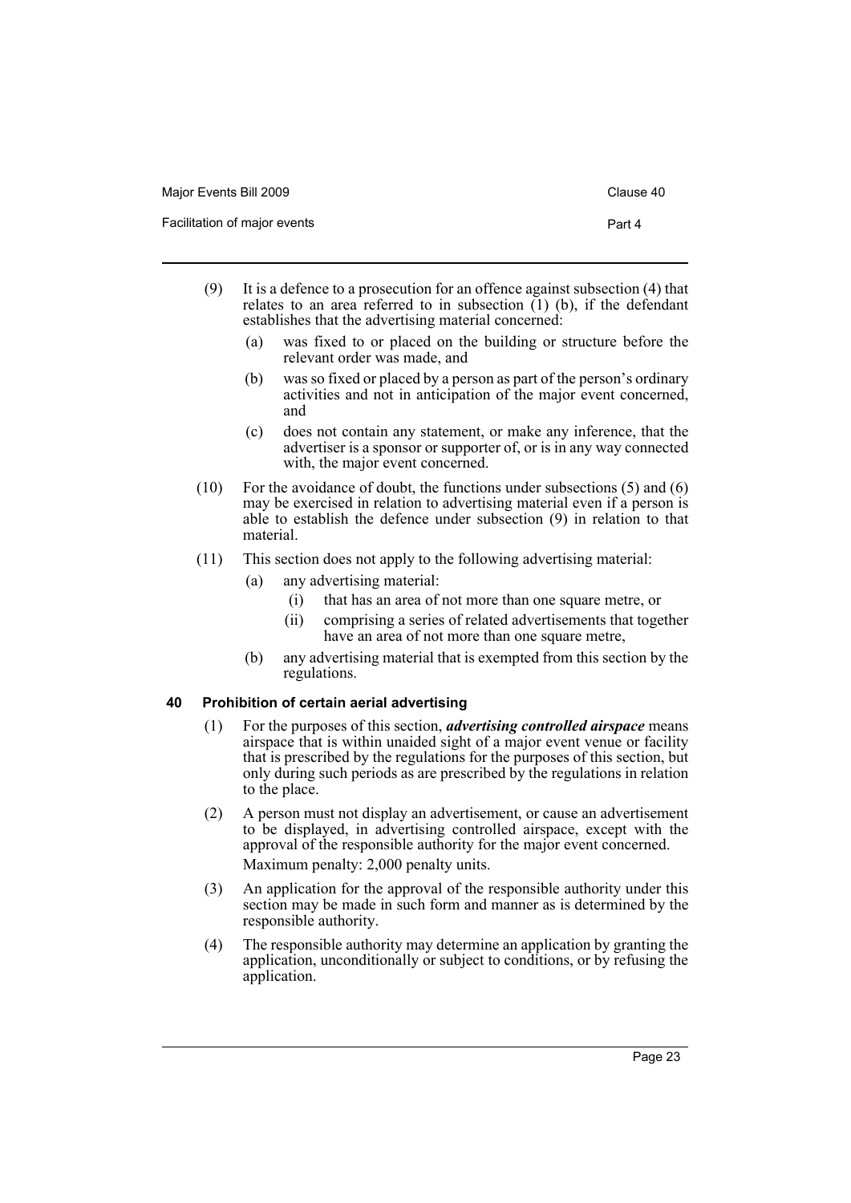(9) It is a defence to a prosecution for an offence against subsection (4) that relates to an area referred to in subsection (1) (b), if the defendant establishes that the advertising material concerned:

(a) was fixed to or placed on the building or structure before the relevant order was made, and

(b) was so fixed or placed by a person as part of the person's ordinary activities and not in anticipation of the major event concerned, and

(c) does not contain any statement, or make any inference, that the advertiser is a sponsor or supporter of, or is in any way connected with, the major event concerned.

(10) For the avoidance of doubt, the functions under subsections (5) and (6) may be exercised in relation to advertising material even if a person is able to establish the defence under subsection (9) in relation to that material.

(11) This section does not apply to the following advertising material:

(a) any advertising material:

(i) that has an area of not more than one square metre, or

(ii) comprising a series of related advertisements that together have an area of not more than one square metre,

(b) any advertising material that is exempted from this section by the regulations.

### 40 Prohibition of certain aerial advertising

(1) For the purposes of this section, ***advertising controlled airspace*** means airspace that is within unaided sight of a major event venue or facility that is prescribed by the regulations for the purposes of this section, but only during such periods as are prescribed by the regulations in relation to the place.

(2) A person must not display an advertisement, or cause an advertisement to be displayed, in advertising controlled airspace, except with the approval of the responsible authority for the major event concerned.

Maximum penalty: 2,000 penalty units.

(3) An application for the approval of the responsible authority under this section may be made in such form and manner as is determined by the responsible authority.

(4) The responsible authority may determine an application by granting the application, unconditionally or subject to conditions, or by refusing the application.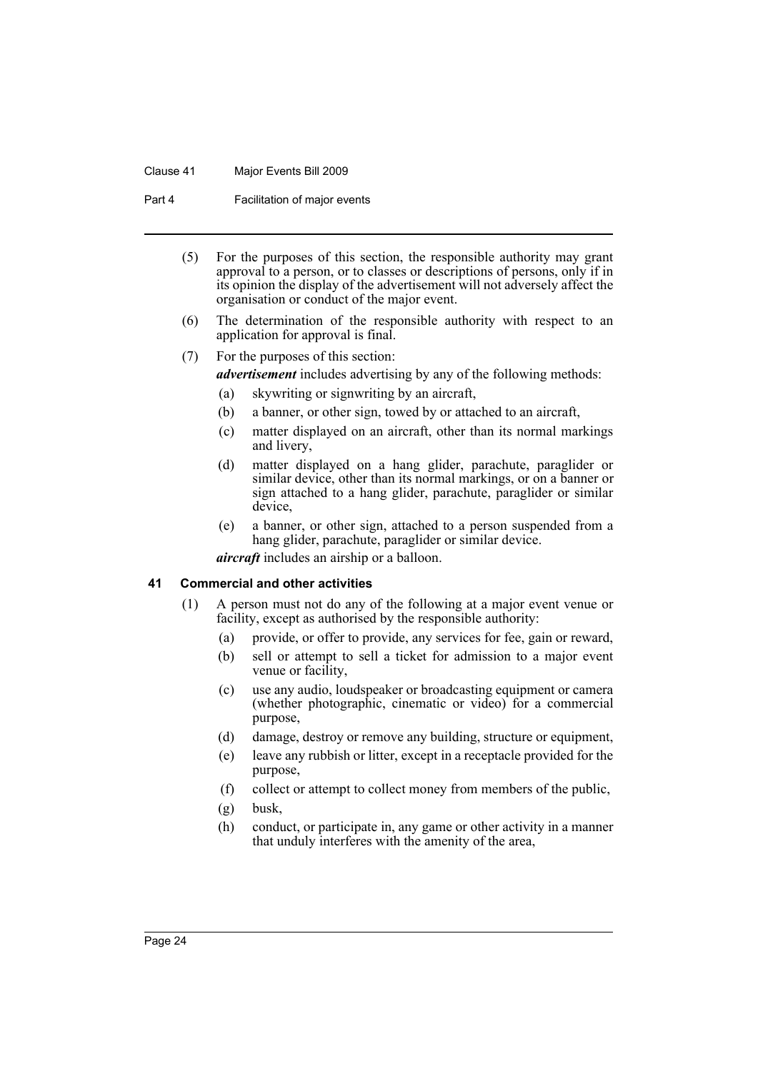(5) For the purposes of this section, the responsible authority may grant approval to a person, or to classes or descriptions of persons, only if in its opinion the display of the advertisement will not adversely affect the organisation or conduct of the major event.

(6) The determination of the responsible authority with respect to an application for approval is final.

(7) For the purposes of this section:

***advertisement*** includes advertising by any of the following methods:

- (a) skywriting or signwriting by an aircraft,
- (b) a banner, or other sign, towed by or attached to an aircraft,
- (c) matter displayed on an aircraft, other than its normal markings and livery,
- (d) matter displayed on a hang glider, parachute, paraglider or similar device, other than its normal markings, or on a banner or sign attached to a hang glider, parachute, paraglider or similar device,
- (e) a banner, or other sign, attached to a person suspended from a hang glider, parachute, paraglider or similar device.

***aircraft*** includes an airship or a balloon.

### 41 Commercial and other activities

(1) A person must not do any of the following at a major event venue or facility, except as authorised by the responsible authority:

- (a) provide, or offer to provide, any services for fee, gain or reward,
- (b) sell or attempt to sell a ticket for admission to a major event venue or facility,
- (c) use any audio, loudspeaker or broadcasting equipment or camera (whether photographic, cinematic or video) for a commercial purpose,
- (d) damage, destroy or remove any building, structure or equipment,
- (e) leave any rubbish or litter, except in a receptacle provided for the purpose,
- (f) collect or attempt to collect money from members of the public,
- (g) busk,
- (h) conduct, or participate in, any game or other activity in a manner that unduly interferes with the amenity of the area,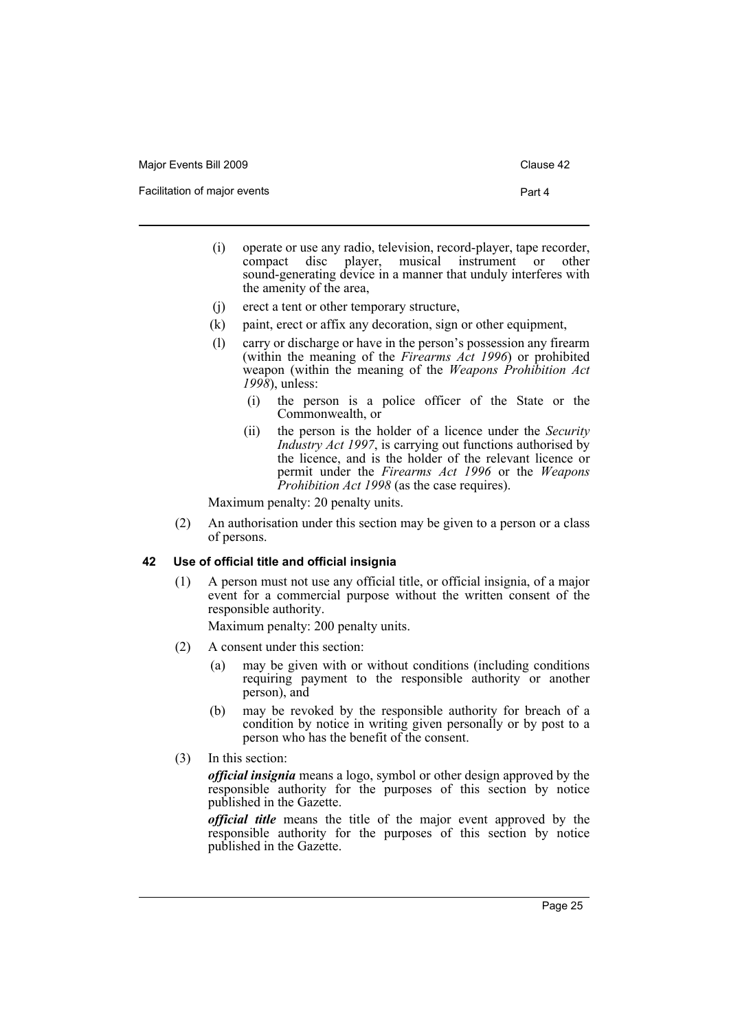(i) operate or use any radio, television, record-player, tape recorder, compact disc player, musical instrument or other sound-generating device in a manner that unduly interferes with the amenity of the area,

(j) erect a tent or other temporary structure,

(k) paint, erect or affix any decoration, sign or other equipment,

(l) carry or discharge or have in the person's possession any firearm (within the meaning of the *Firearms Act 1996*) or prohibited weapon (within the meaning of the *Weapons Prohibition Act 1998*), unless:

  (i) the person is a police officer of the State or the Commonwealth, or

  (ii) the person is the holder of a licence under the *Security Industry Act 1997*, is carrying out functions authorised by the licence, and is the holder of the relevant licence or permit under the *Firearms Act 1996* or the *Weapons Prohibition Act 1998* (as the case requires).

Maximum penalty: 20 penalty units.

(2) An authorisation under this section may be given to a person or a class of persons.

### 42 Use of official title and official insignia

(1) A person must not use any official title, or official insignia, of a major event for a commercial purpose without the written consent of the responsible authority.

Maximum penalty: 200 penalty units.

(2) A consent under this section:

  (a) may be given with or without conditions (including conditions requiring payment to the responsible authority or another person), and

  (b) may be revoked by the responsible authority for breach of a condition by notice in writing given personally or by post to a person who has the benefit of the consent.

(3) In this section:

***official insignia*** means a logo, symbol or other design approved by the responsible authority for the purposes of this section by notice published in the Gazette.

***official title*** means the title of the major event approved by the responsible authority for the purposes of this section by notice published in the Gazette.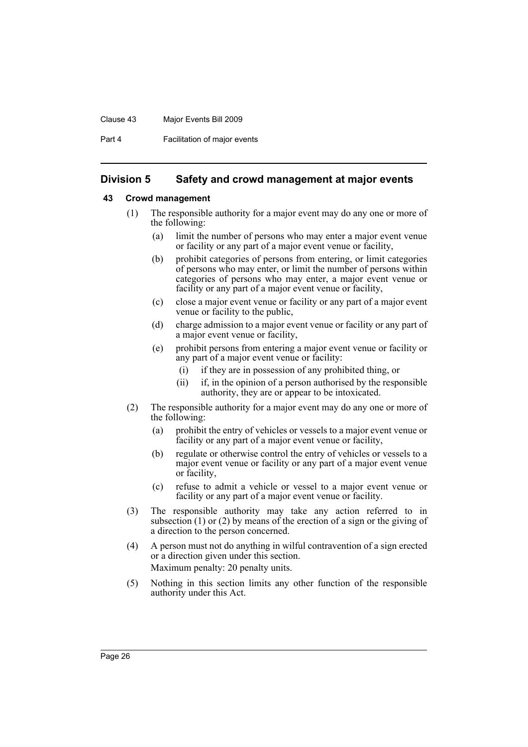## Division 5 Safety and crowd management at major events

### 43 Crowd management

(1) The responsible authority for a major event may do any one or more of the following:

(a) limit the number of persons who may enter a major event venue or facility or any part of a major event venue or facility,

(b) prohibit categories of persons from entering, or limit categories of persons who may enter, or limit the number of persons within categories of persons who may enter, a major event venue or facility or any part of a major event venue or facility,

(c) close a major event venue or facility or any part of a major event venue or facility to the public,

(d) charge admission to a major event venue or facility or any part of a major event venue or facility,

(e) prohibit persons from entering a major event venue or facility or any part of a major event venue or facility:

(i) if they are in possession of any prohibited thing, or

(ii) if, in the opinion of a person authorised by the responsible authority, they are or appear to be intoxicated.

(2) The responsible authority for a major event may do any one or more of the following:

(a) prohibit the entry of vehicles or vessels to a major event venue or facility or any part of a major event venue or facility,

(b) regulate or otherwise control the entry of vehicles or vessels to a major event venue or facility or any part of a major event venue or facility,

(c) refuse to admit a vehicle or vessel to a major event venue or facility or any part of a major event venue or facility.

(3) The responsible authority may take any action referred to in subsection (1) or (2) by means of the erection of a sign or the giving of a direction to the person concerned.

(4) A person must not do anything in wilful contravention of a sign erected or a direction given under this section.

Maximum penalty: 20 penalty units.

(5) Nothing in this section limits any other function of the responsible authority under this Act.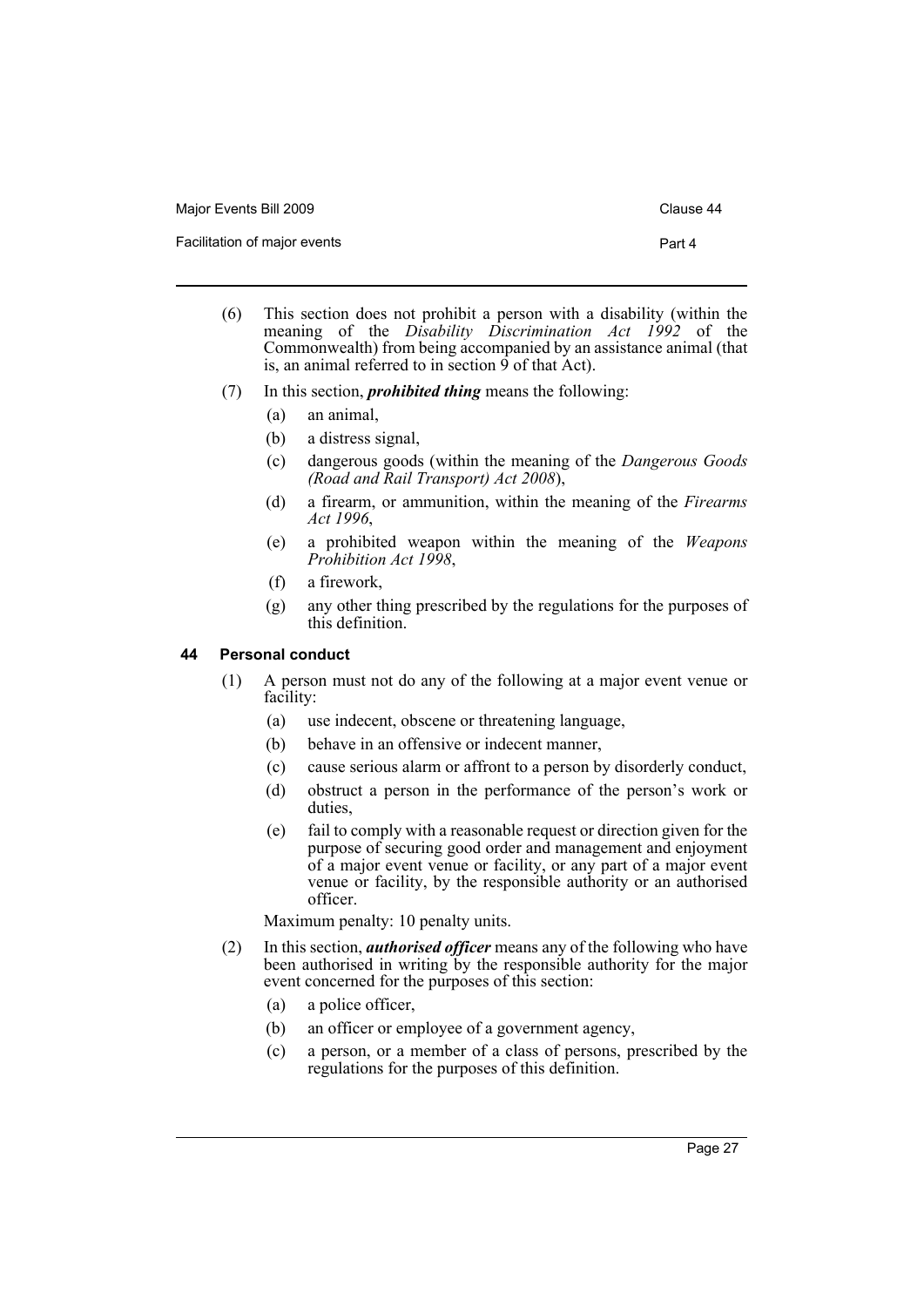(6) This section does not prohibit a person with a disability (within the meaning of the *Disability Discrimination Act 1992* of the Commonwealth) from being accompanied by an assistance animal (that is, an animal referred to in section 9 of that Act).

(7) In this section, ***prohibited thing*** means the following:

- (a) an animal,
- (b) a distress signal,
- (c) dangerous goods (within the meaning of the *Dangerous Goods (Road and Rail Transport) Act 2008*),
- (d) a firearm, or ammunition, within the meaning of the *Firearms Act 1996*,
- (e) a prohibited weapon within the meaning of the *Weapons Prohibition Act 1998*,
- (f) a firework,
- (g) any other thing prescribed by the regulations for the purposes of this definition.

### 44 Personal conduct

(1) A person must not do any of the following at a major event venue or facility:

- (a) use indecent, obscene or threatening language,
- (b) behave in an offensive or indecent manner,
- (c) cause serious alarm or affront to a person by disorderly conduct,
- (d) obstruct a person in the performance of the person's work or duties,
- (e) fail to comply with a reasonable request or direction given for the purpose of securing good order and management and enjoyment of a major event venue or facility, or any part of a major event venue or facility, by the responsible authority or an authorised officer.

Maximum penalty: 10 penalty units.

(2) In this section, ***authorised officer*** means any of the following who have been authorised in writing by the responsible authority for the major event concerned for the purposes of this section:

- (a) a police officer,
- (b) an officer or employee of a government agency,
- (c) a person, or a member of a class of persons, prescribed by the regulations for the purposes of this definition.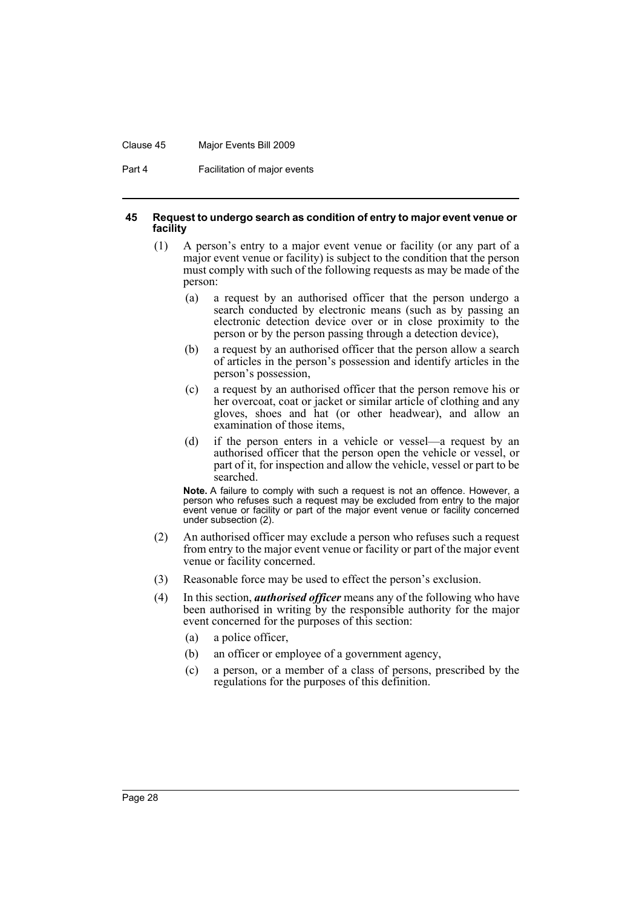#### 45 Request to undergo search as condition of entry to major event venue or facility

(1) A person's entry to a major event venue or facility (or any part of a major event venue or facility) is subject to the condition that the person must comply with such of the following requests as may be made of the person:

(a) a request by an authorised officer that the person undergo a search conducted by electronic means (such as by passing an electronic detection device over or in close proximity to the person or by the person passing through a detection device),

(b) a request by an authorised officer that the person allow a search of articles in the person's possession and identify articles in the person's possession,

(c) a request by an authorised officer that the person remove his or her overcoat, coat or jacket or similar article of clothing and any gloves, shoes and hat (or other headwear), and allow an examination of those items,

(d) if the person enters in a vehicle or vessel—a request by an authorised officer that the person open the vehicle or vessel, or part of it, for inspection and allow the vehicle, vessel or part to be searched.

**Note.** A failure to comply with such a request is not an offence. However, a person who refuses such a request may be excluded from entry to the major event venue or facility or part of the major event venue or facility concerned under subsection (2).

(2) An authorised officer may exclude a person who refuses such a request from entry to the major event venue or facility or part of the major event venue or facility concerned.

(3) Reasonable force may be used to effect the person's exclusion.

(4) In this section, ***authorised officer*** means any of the following who have been authorised in writing by the responsible authority for the major event concerned for the purposes of this section:

(a) a police officer,

(b) an officer or employee of a government agency,

(c) a person, or a member of a class of persons, prescribed by the regulations for the purposes of this definition.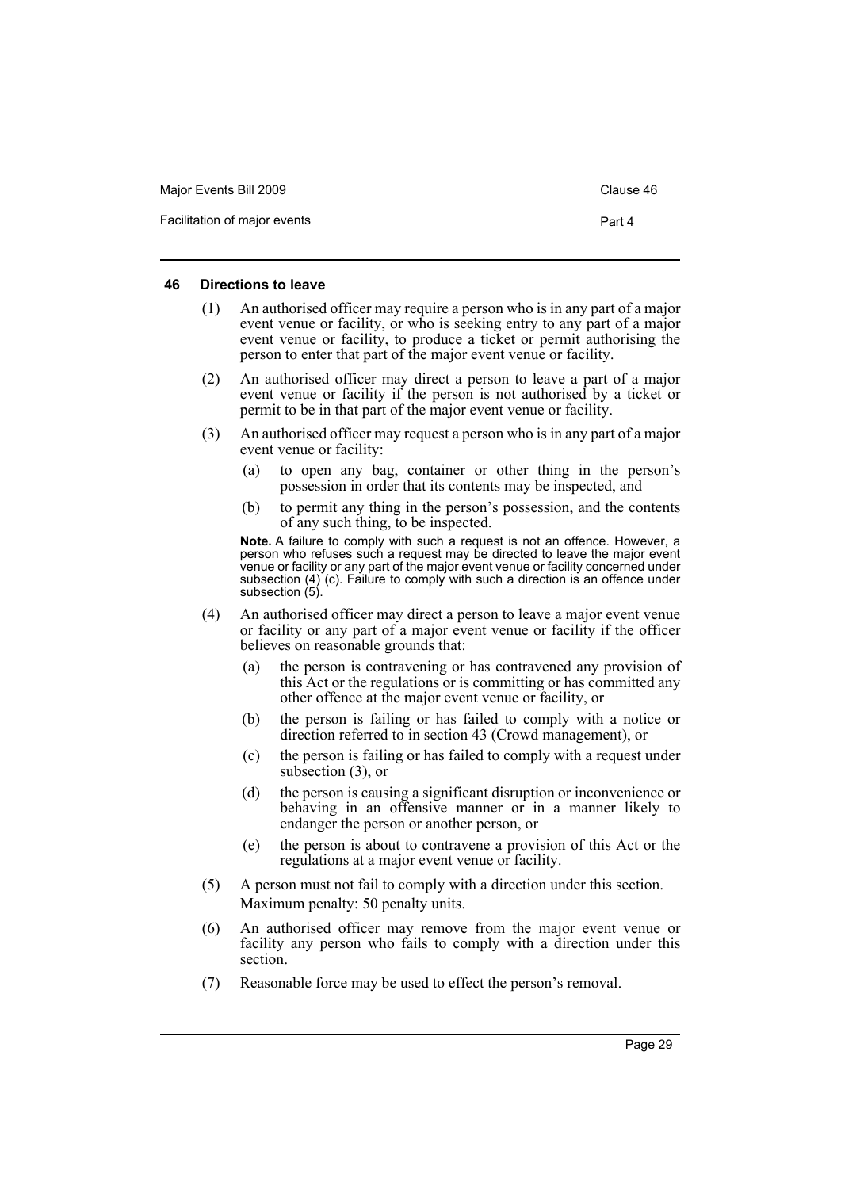### 46 Directions to leave

(1) An authorised officer may require a person who is in any part of a major event venue or facility, or who is seeking entry to any part of a major event venue or facility, to produce a ticket or permit authorising the person to enter that part of the major event venue or facility.

(2) An authorised officer may direct a person to leave a part of a major event venue or facility if the person is not authorised by a ticket or permit to be in that part of the major event venue or facility.

(3) An authorised officer may request a person who is in any part of a major event venue or facility:

- (a) to open any bag, container or other thing in the person's possession in order that its contents may be inspected, and
- (b) to permit any thing in the person's possession, and the contents of any such thing, to be inspected.

**Note.** A failure to comply with such a request is not an offence. However, a person who refuses such a request may be directed to leave the major event venue or facility or any part of the major event venue or facility concerned under subsection (4) (c). Failure to comply with such a direction is an offence under subsection (5).

(4) An authorised officer may direct a person to leave a major event venue or facility or any part of a major event venue or facility if the officer believes on reasonable grounds that:

- (a) the person is contravening or has contravened any provision of this Act or the regulations or is committing or has committed any other offence at the major event venue or facility, or
- (b) the person is failing or has failed to comply with a notice or direction referred to in section 43 (Crowd management), or
- (c) the person is failing or has failed to comply with a request under subsection (3), or
- (d) the person is causing a significant disruption or inconvenience or behaving in an offensive manner or in a manner likely to endanger the person or another person, or
- (e) the person is about to contravene a provision of this Act or the regulations at a major event venue or facility.

(5) A person must not fail to comply with a direction under this section.

Maximum penalty: 50 penalty units.

(6) An authorised officer may remove from the major event venue or facility any person who fails to comply with a direction under this section.

(7) Reasonable force may be used to effect the person's removal.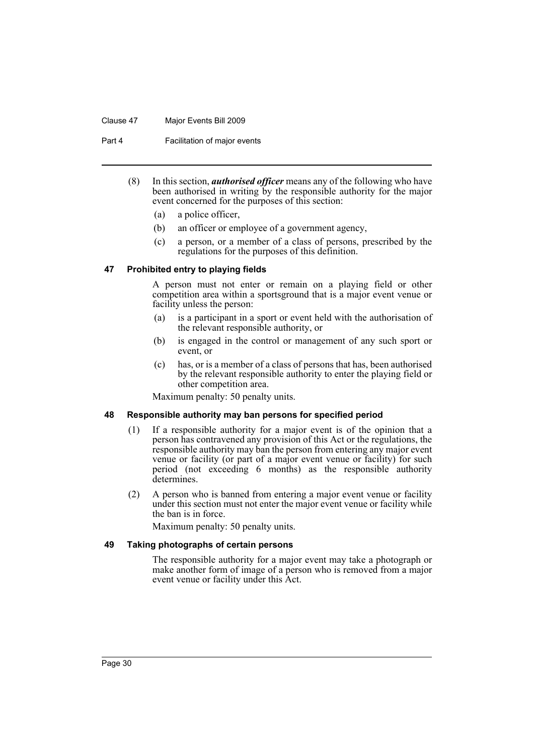(8) In this section, ***authorised officer*** means any of the following who have been authorised in writing by the responsible authority for the major event concerned for the purposes of this section:

- (a) a police officer,
- (b) an officer or employee of a government agency,
- (c) a person, or a member of a class of persons, prescribed by the regulations for the purposes of this definition.

### 47 Prohibited entry to playing fields

A person must not enter or remain on a playing field or other competition area within a sportsground that is a major event venue or facility unless the person:

- (a) is a participant in a sport or event held with the authorisation of the relevant responsible authority, or
- (b) is engaged in the control or management of any such sport or event, or
- (c) has, or is a member of a class of persons that has, been authorised by the relevant responsible authority to enter the playing field or other competition area.

Maximum penalty: 50 penalty units.

### 48 Responsible authority may ban persons for specified period

(1) If a responsible authority for a major event is of the opinion that a person has contravened any provision of this Act or the regulations, the responsible authority may ban the person from entering any major event venue or facility (or part of a major event venue or facility) for such period (not exceeding 6 months) as the responsible authority determines.

(2) A person who is banned from entering a major event venue or facility under this section must not enter the major event venue or facility while the ban is in force.

Maximum penalty: 50 penalty units.

### 49 Taking photographs of certain persons

The responsible authority for a major event may take a photograph or make another form of image of a person who is removed from a major event venue or facility under this Act.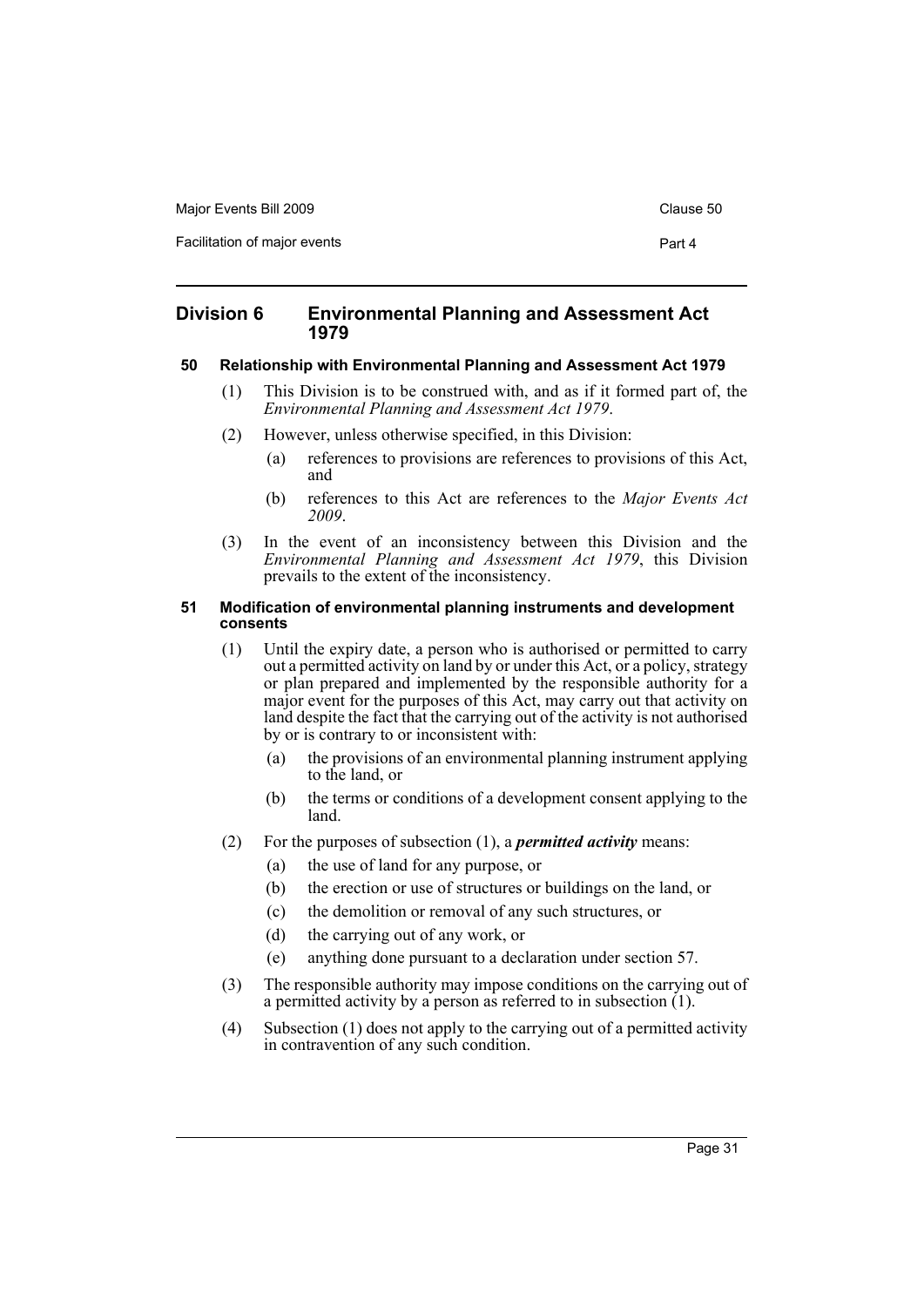## Division 6 Environmental Planning and Assessment Act 1979

### 50 Relationship with Environmental Planning and Assessment Act 1979

(1) This Division is to be construed with, and as if it formed part of, the *Environmental Planning and Assessment Act 1979*.

(2) However, unless otherwise specified, in this Division:

- (a) references to provisions are references to provisions of this Act, and
- (b) references to this Act are references to the *Major Events Act 2009*.

(3) In the event of an inconsistency between this Division and the *Environmental Planning and Assessment Act 1979*, this Division prevails to the extent of the inconsistency.

### 51 Modification of environmental planning instruments and development consents

(1) Until the expiry date, a person who is authorised or permitted to carry out a permitted activity on land by or under this Act, or a policy, strategy or plan prepared and implemented by the responsible authority for a major event for the purposes of this Act, may carry out that activity on land despite the fact that the carrying out of the activity is not authorised by or is contrary to or inconsistent with:

- (a) the provisions of an environmental planning instrument applying to the land, or
- (b) the terms or conditions of a development consent applying to the land.

(2) For the purposes of subsection (1), a ***permitted activity*** means:

- (a) the use of land for any purpose, or
- (b) the erection or use of structures or buildings on the land, or
- (c) the demolition or removal of any such structures, or
- (d) the carrying out of any work, or
- (e) anything done pursuant to a declaration under section 57.

(3) The responsible authority may impose conditions on the carrying out of a permitted activity by a person as referred to in subsection (1).

(4) Subsection (1) does not apply to the carrying out of a permitted activity in contravention of any such condition.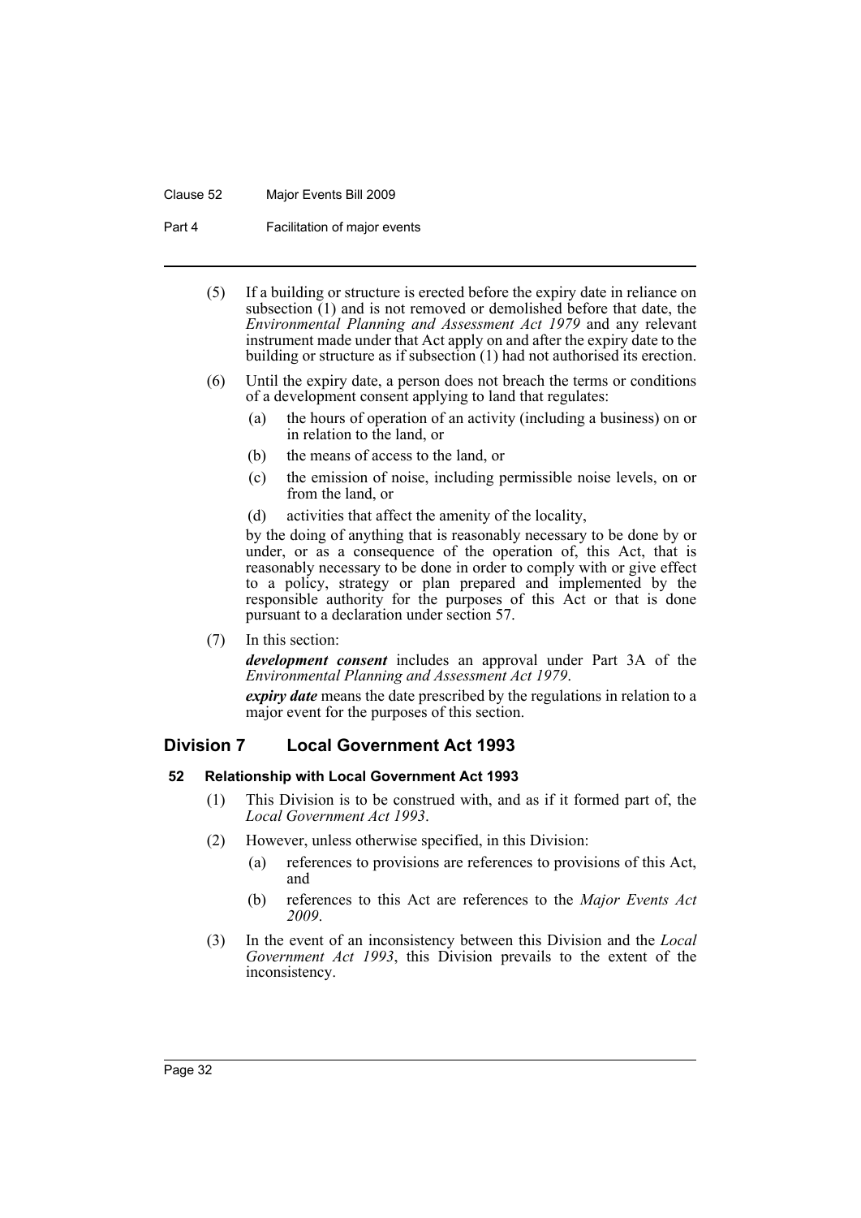(5) If a building or structure is erected before the expiry date in reliance on subsection (1) and is not removed or demolished before that date, the *Environmental Planning and Assessment Act 1979* and any relevant instrument made under that Act apply on and after the expiry date to the building or structure as if subsection (1) had not authorised its erection.

(6) Until the expiry date, a person does not breach the terms or conditions of a development consent applying to land that regulates:

- (a) the hours of operation of an activity (including a business) on or in relation to the land, or
- (b) the means of access to the land, or
- (c) the emission of noise, including permissible noise levels, on or from the land, or
- (d) activities that affect the amenity of the locality,

by the doing of anything that is reasonably necessary to be done by or under, or as a consequence of the operation of, this Act, that is reasonably necessary to be done in order to comply with or give effect to a policy, strategy or plan prepared and implemented by the responsible authority for the purposes of this Act or that is done pursuant to a declaration under section 57.

(7) In this section:

***development consent*** includes an approval under Part 3A of the *Environmental Planning and Assessment Act 1979*.

***expiry date*** means the date prescribed by the regulations in relation to a major event for the purposes of this section.

## Division 7 Local Government Act 1993

### 52 Relationship with Local Government Act 1993

(1) This Division is to be construed with, and as if it formed part of, the *Local Government Act 1993*.

(2) However, unless otherwise specified, in this Division:

- (a) references to provisions are references to provisions of this Act, and
- (b) references to this Act are references to the *Major Events Act 2009*.

(3) In the event of an inconsistency between this Division and the *Local Government Act 1993*, this Division prevails to the extent of the inconsistency.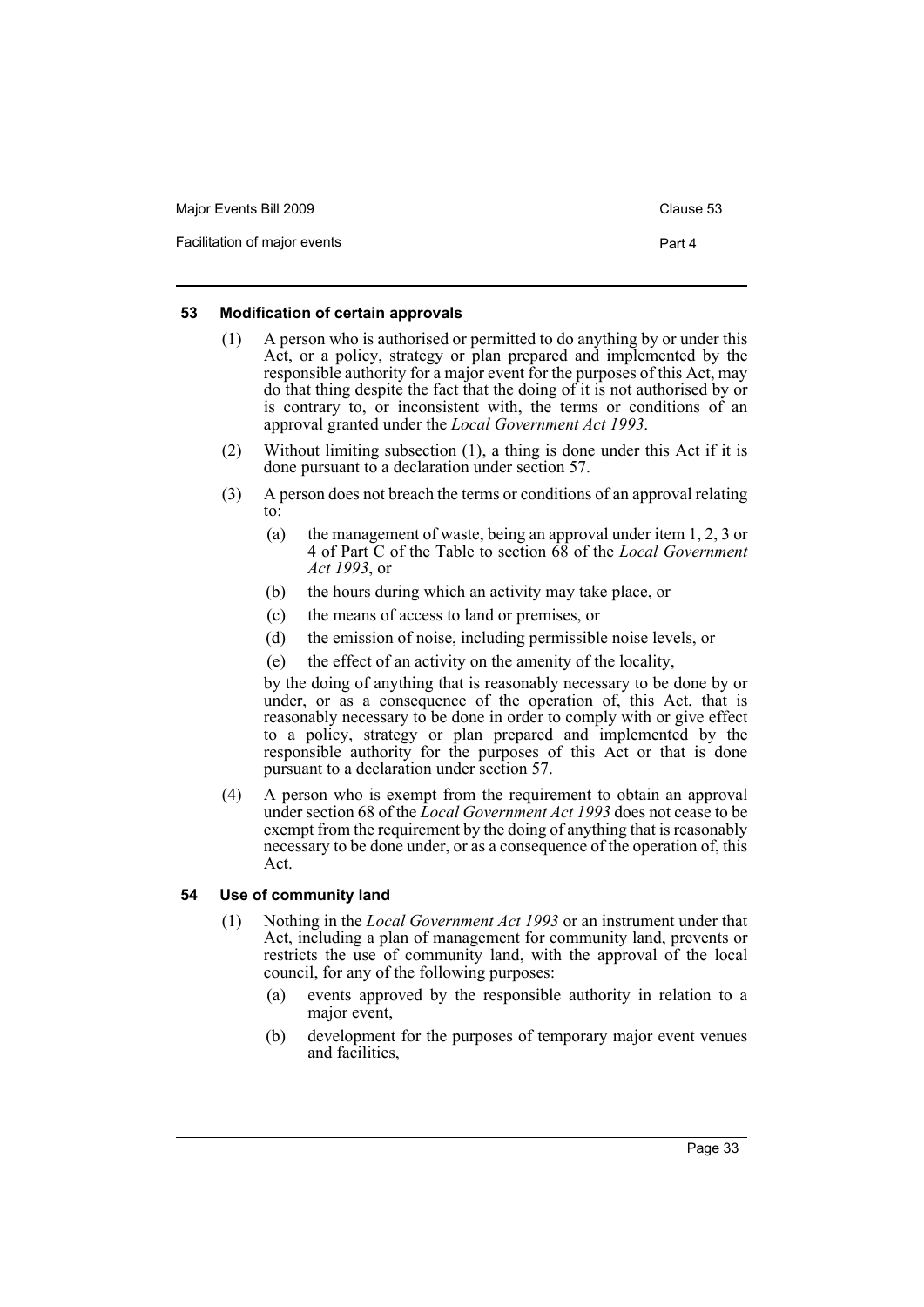### 53 Modification of certain approvals

(1) A person who is authorised or permitted to do anything by or under this Act, or a policy, strategy or plan prepared and implemented by the responsible authority for a major event for the purposes of this Act, may do that thing despite the fact that the doing of it is not authorised by or is contrary to, or inconsistent with, the terms or conditions of an approval granted under the *Local Government Act 1993*.

(2) Without limiting subsection (1), a thing is done under this Act if it is done pursuant to a declaration under section 57.

(3) A person does not breach the terms or conditions of an approval relating to:

- (a) the management of waste, being an approval under item 1, 2, 3 or 4 of Part C of the Table to section 68 of the *Local Government Act 1993*, or
- (b) the hours during which an activity may take place, or
- (c) the means of access to land or premises, or
- (d) the emission of noise, including permissible noise levels, or
- (e) the effect of an activity on the amenity of the locality,

by the doing of anything that is reasonably necessary to be done by or under, or as a consequence of the operation of, this Act, that is reasonably necessary to be done in order to comply with or give effect to a policy, strategy or plan prepared and implemented by the responsible authority for the purposes of this Act or that is done pursuant to a declaration under section 57.

(4) A person who is exempt from the requirement to obtain an approval under section 68 of the *Local Government Act 1993* does not cease to be exempt from the requirement by the doing of anything that is reasonably necessary to be done under, or as a consequence of the operation of, this Act.

### 54 Use of community land

(1) Nothing in the *Local Government Act 1993* or an instrument under that Act, including a plan of management for community land, prevents or restricts the use of community land, with the approval of the local council, for any of the following purposes:

- (a) events approved by the responsible authority in relation to a major event,
- (b) development for the purposes of temporary major event venues and facilities,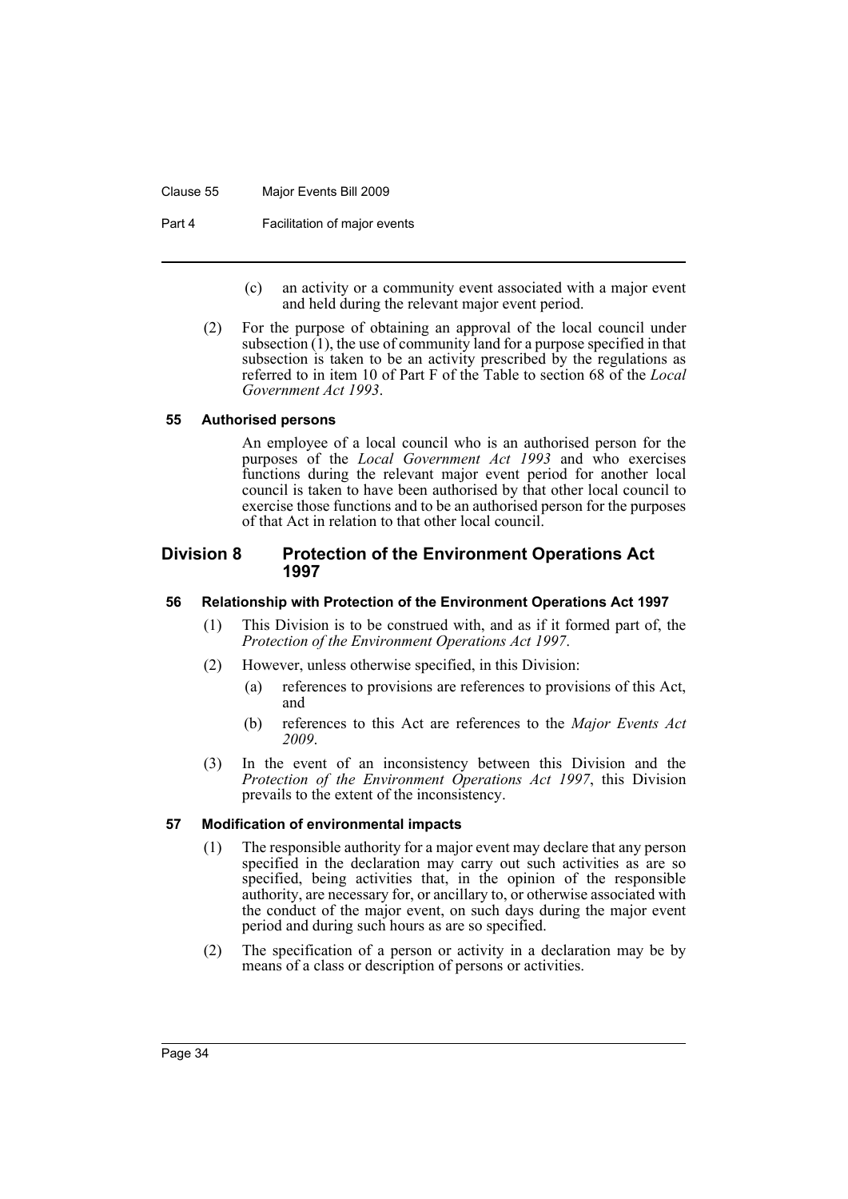(c) an activity or a community event associated with a major event and held during the relevant major event period.

(2) For the purpose of obtaining an approval of the local council under subsection (1), the use of community land for a purpose specified in that subsection is taken to be an activity prescribed by the regulations as referred to in item 10 of Part F of the Table to section 68 of the *Local Government Act 1993*.

#### 55 Authorised persons

An employee of a local council who is an authorised person for the purposes of the *Local Government Act 1993* and who exercises functions during the relevant major event period for another local council is taken to have been authorised by that other local council to exercise those functions and to be an authorised person for the purposes of that Act in relation to that other local council.

### Division 8 Protection of the Environment Operations Act 1997

#### 56 Relationship with Protection of the Environment Operations Act 1997

(1) This Division is to be construed with, and as if it formed part of, the *Protection of the Environment Operations Act 1997*.

(2) However, unless otherwise specified, in this Division:

(a) references to provisions are references to provisions of this Act, and

(b) references to this Act are references to the *Major Events Act 2009*.

(3) In the event of an inconsistency between this Division and the *Protection of the Environment Operations Act 1997*, this Division prevails to the extent of the inconsistency.

#### 57 Modification of environmental impacts

(1) The responsible authority for a major event may declare that any person specified in the declaration may carry out such activities as are so specified, being activities that, in the opinion of the responsible authority, are necessary for, or ancillary to, or otherwise associated with the conduct of the major event, on such days during the major event period and during such hours as are so specified.

(2) The specification of a person or activity in a declaration may be by means of a class or description of persons or activities.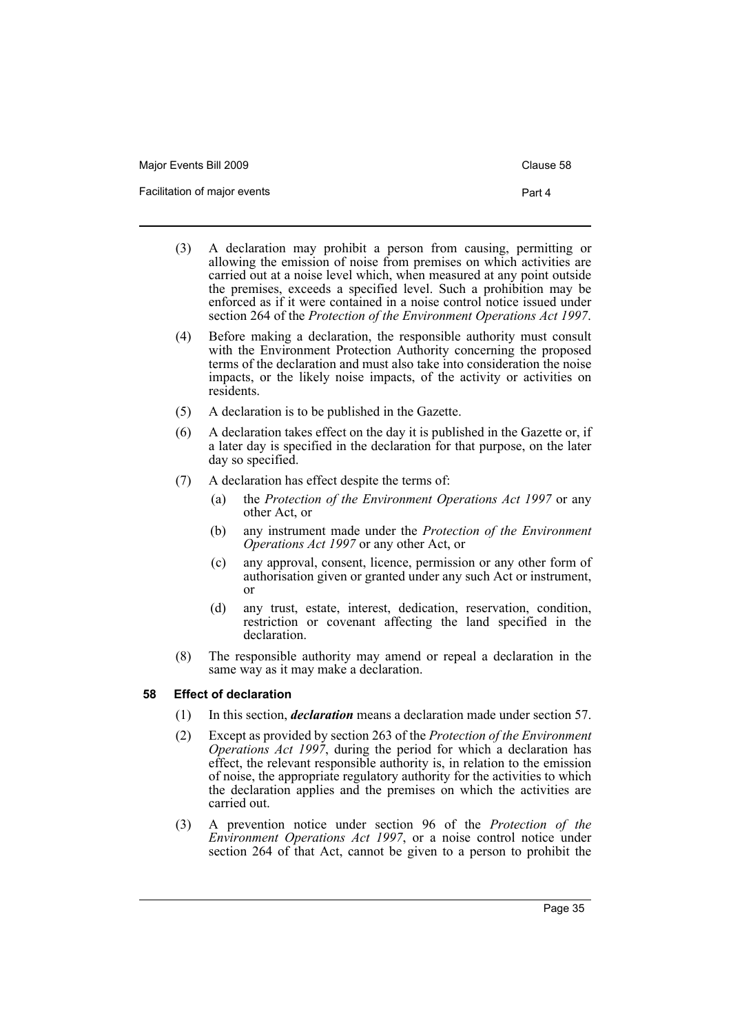(3) A declaration may prohibit a person from causing, permitting or allowing the emission of noise from premises on which activities are carried out at a noise level which, when measured at any point outside the premises, exceeds a specified level. Such a prohibition may be enforced as if it were contained in a noise control notice issued under section 264 of the *Protection of the Environment Operations Act 1997*.

(4) Before making a declaration, the responsible authority must consult with the Environment Protection Authority concerning the proposed terms of the declaration and must also take into consideration the noise impacts, or the likely noise impacts, of the activity or activities on residents.

(5) A declaration is to be published in the Gazette.

(6) A declaration takes effect on the day it is published in the Gazette or, if a later day is specified in the declaration for that purpose, on the later day so specified.

(7) A declaration has effect despite the terms of:

- (a) the *Protection of the Environment Operations Act 1997* or any other Act, or
- (b) any instrument made under the *Protection of the Environment Operations Act 1997* or any other Act, or
- (c) any approval, consent, licence, permission or any other form of authorisation given or granted under any such Act or instrument, or
- (d) any trust, estate, interest, dedication, reservation, condition, restriction or covenant affecting the land specified in the declaration.

(8) The responsible authority may amend or repeal a declaration in the same way as it may make a declaration.

### 58 Effect of declaration

(1) In this section, ***declaration*** means a declaration made under section 57.

(2) Except as provided by section 263 of the *Protection of the Environment Operations Act 1997*, during the period for which a declaration has effect, the relevant responsible authority is, in relation to the emission of noise, the appropriate regulatory authority for the activities to which the declaration applies and the premises on which the activities are carried out.

(3) A prevention notice under section 96 of the *Protection of the Environment Operations Act 1997*, or a noise control notice under section 264 of that Act, cannot be given to a person to prohibit the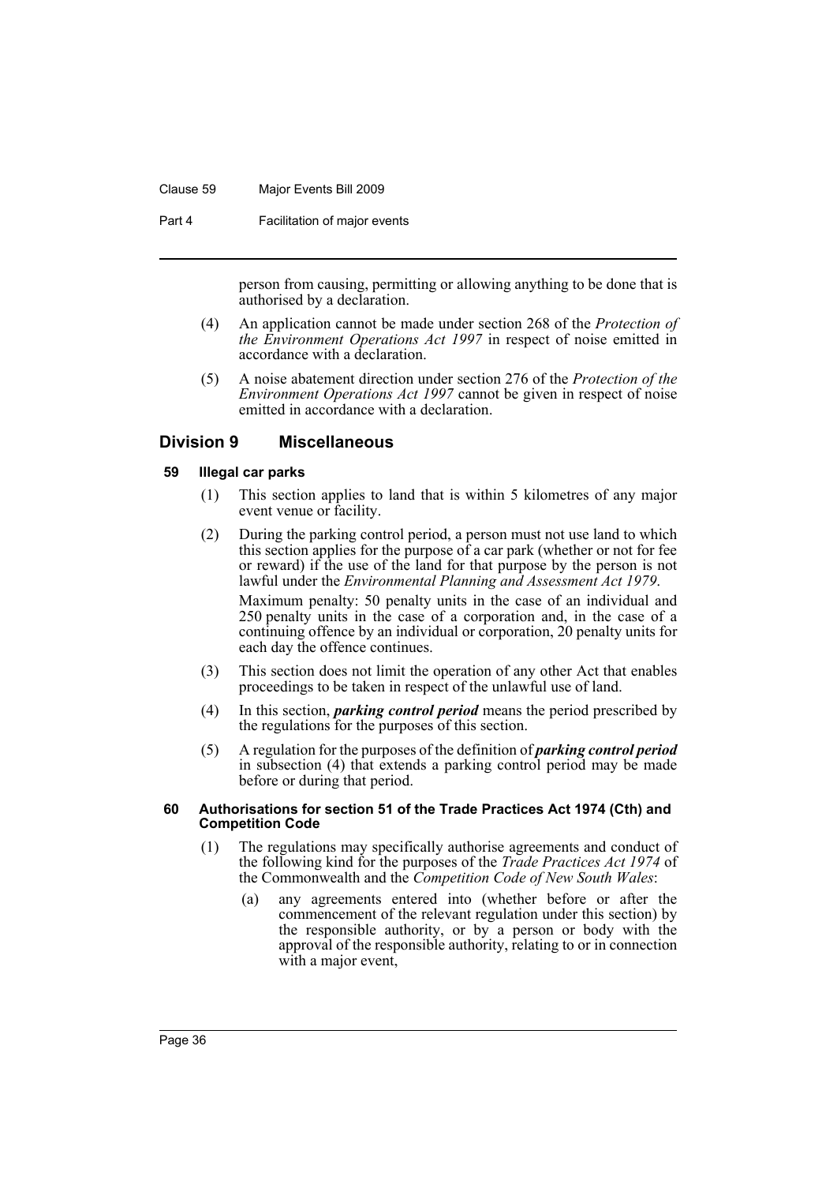person from causing, permitting or allowing anything to be done that is authorised by a declaration.

(4) An application cannot be made under section 268 of the *Protection of the Environment Operations Act 1997* in respect of noise emitted in accordance with a declaration.

(5) A noise abatement direction under section 276 of the *Protection of the Environment Operations Act 1997* cannot be given in respect of noise emitted in accordance with a declaration.

## Division 9 Miscellaneous

### 59 Illegal car parks

(1) This section applies to land that is within 5 kilometres of any major event venue or facility.

(2) During the parking control period, a person must not use land to which this section applies for the purpose of a car park (whether or not for fee or reward) if the use of the land for that purpose by the person is not lawful under the *Environmental Planning and Assessment Act 1979*.

Maximum penalty: 50 penalty units in the case of an individual and 250 penalty units in the case of a corporation and, in the case of a continuing offence by an individual or corporation, 20 penalty units for each day the offence continues.

(3) This section does not limit the operation of any other Act that enables proceedings to be taken in respect of the unlawful use of land.

(4) In this section, ***parking control period*** means the period prescribed by the regulations for the purposes of this section.

(5) A regulation for the purposes of the definition of ***parking control period*** in subsection (4) that extends a parking control period may be made before or during that period.

### 60 Authorisations for section 51 of the Trade Practices Act 1974 (Cth) and Competition Code

(1) The regulations may specifically authorise agreements and conduct of the following kind for the purposes of the *Trade Practices Act 1974* of the Commonwealth and the *Competition Code of New South Wales*:

(a) any agreements entered into (whether before or after the commencement of the relevant regulation under this section) by the responsible authority, or by a person or body with the approval of the responsible authority, relating to or in connection with a major event,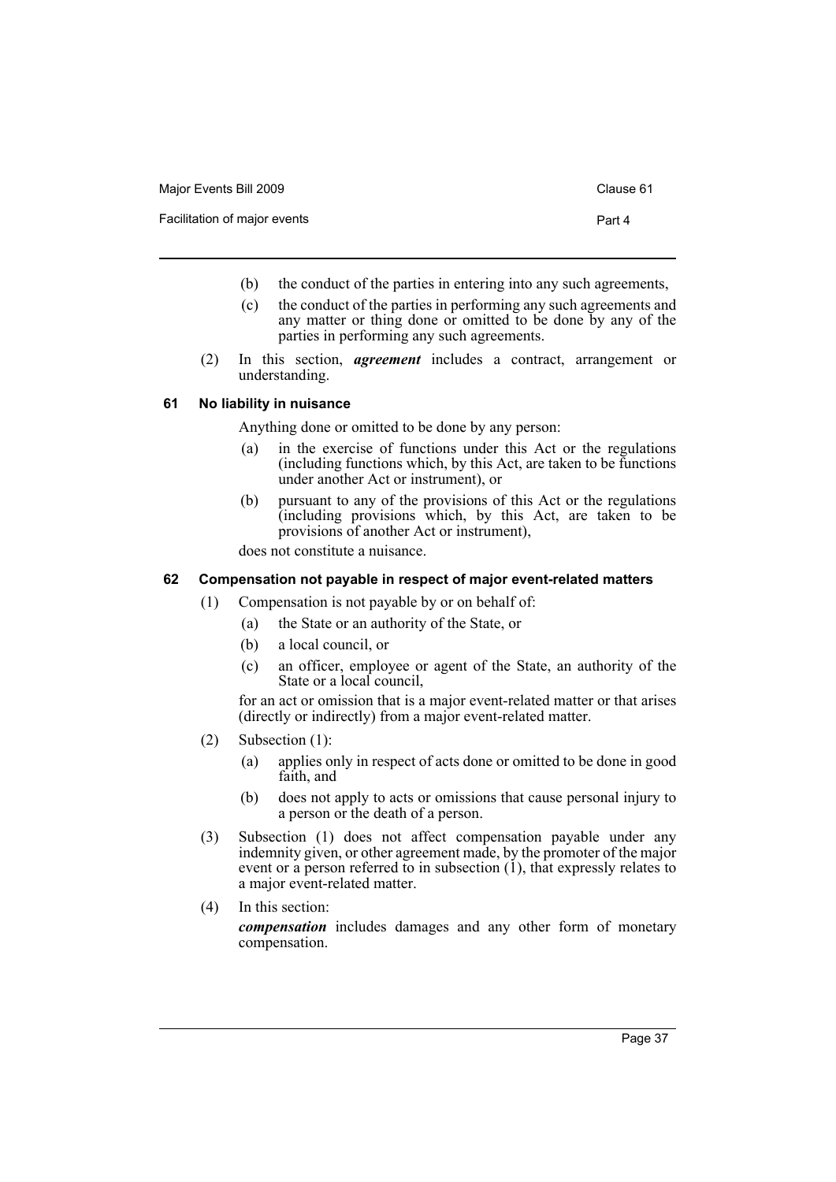(b) the conduct of the parties in entering into any such agreements,

(c) the conduct of the parties in performing any such agreements and any matter or thing done or omitted to be done by any of the parties in performing any such agreements.

(2) In this section, ***agreement*** includes a contract, arrangement or understanding.

### 61 No liability in nuisance

Anything done or omitted to be done by any person:

(a) in the exercise of functions under this Act or the regulations (including functions which, by this Act, are taken to be functions under another Act or instrument), or

(b) pursuant to any of the provisions of this Act or the regulations (including provisions which, by this Act, are taken to be provisions of another Act or instrument),

does not constitute a nuisance.

### 62 Compensation not payable in respect of major event-related matters

(1) Compensation is not payable by or on behalf of:

(a) the State or an authority of the State, or

(b) a local council, or

(c) an officer, employee or agent of the State, an authority of the State or a local council,

for an act or omission that is a major event-related matter or that arises (directly or indirectly) from a major event-related matter.

(2) Subsection (1):

(a) applies only in respect of acts done or omitted to be done in good faith, and

(b) does not apply to acts or omissions that cause personal injury to a person or the death of a person.

(3) Subsection (1) does not affect compensation payable under any indemnity given, or other agreement made, by the promoter of the major event or a person referred to in subsection (1), that expressly relates to a major event-related matter.

(4) In this section:

***compensation*** includes damages and any other form of monetary compensation.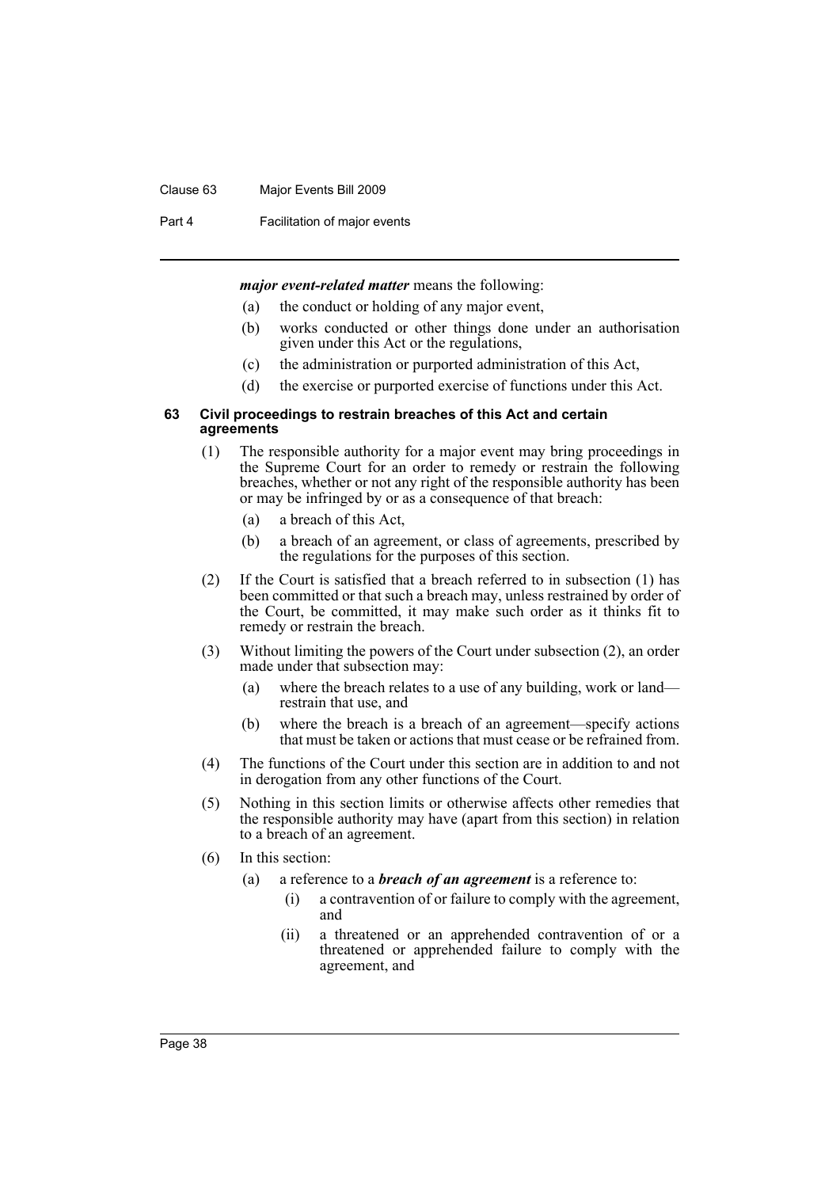***major event-related matter*** means the following:

(a) the conduct or holding of any major event,

(b) works conducted or other things done under an authorisation given under this Act or the regulations,

(c) the administration or purported administration of this Act,

(d) the exercise or purported exercise of functions under this Act.

### 63 Civil proceedings to restrain breaches of this Act and certain agreements

(1) The responsible authority for a major event may bring proceedings in the Supreme Court for an order to remedy or restrain the following breaches, whether or not any right of the responsible authority has been or may be infringed by or as a consequence of that breach:

(a) a breach of this Act,

(b) a breach of an agreement, or class of agreements, prescribed by the regulations for the purposes of this section.

(2) If the Court is satisfied that a breach referred to in subsection (1) has been committed or that such a breach may, unless restrained by order of the Court, be committed, it may make such order as it thinks fit to remedy or restrain the breach.

(3) Without limiting the powers of the Court under subsection (2), an order made under that subsection may:

(a) where the breach relates to a use of any building, work or land—restrain that use, and

(b) where the breach is a breach of an agreement—specify actions that must be taken or actions that must cease or be refrained from.

(4) The functions of the Court under this section are in addition to and not in derogation from any other functions of the Court.

(5) Nothing in this section limits or otherwise affects other remedies that the responsible authority may have (apart from this section) in relation to a breach of an agreement.

(6) In this section:

(a) a reference to a ***breach of an agreement*** is a reference to:

(i) a contravention of or failure to comply with the agreement, and

(ii) a threatened or an apprehended contravention of or a threatened or apprehended failure to comply with the agreement, and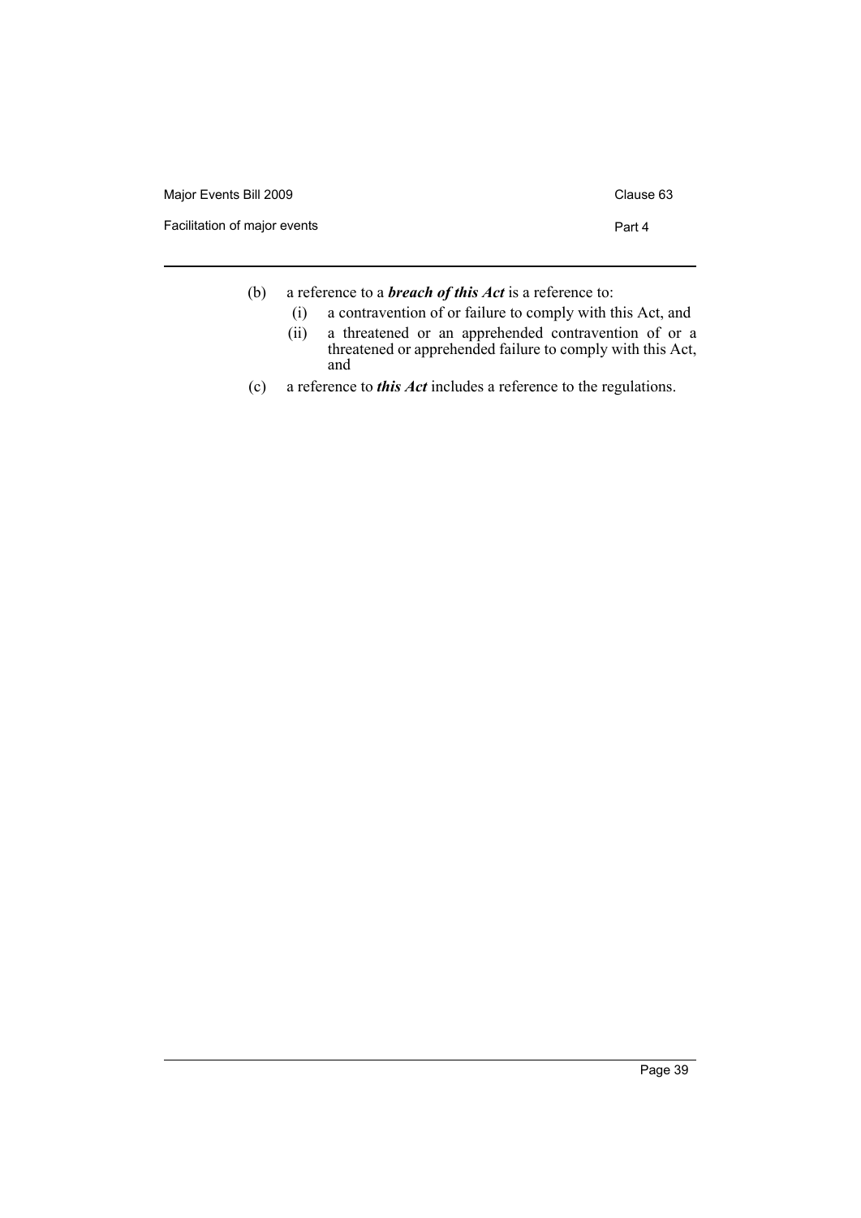(b) a reference to a ***breach of this Act*** is a reference to:

  (i) a contravention of or failure to comply with this Act, and

  (ii) a threatened or an apprehended contravention of or a threatened or apprehended failure to comply with this Act, and

(c) a reference to ***this Act*** includes a reference to the regulations.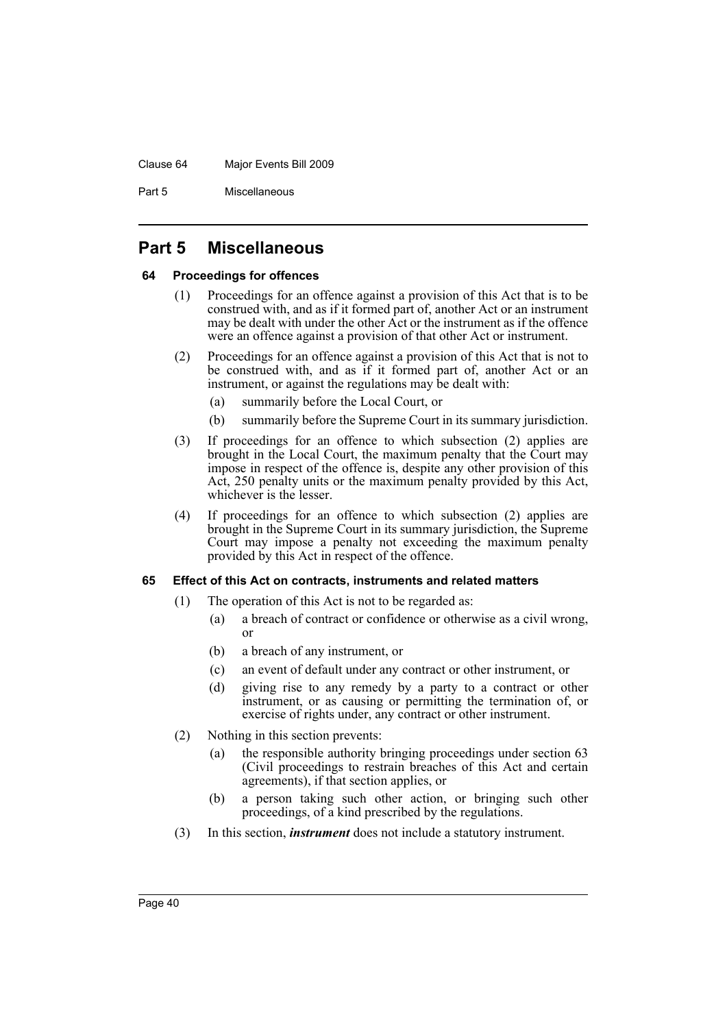# Part 5 Miscellaneous

### 64 Proceedings for offences

(1) Proceedings for an offence against a provision of this Act that is to be construed with, and as if it formed part of, another Act or an instrument may be dealt with under the other Act or the instrument as if the offence were an offence against a provision of that other Act or instrument.

(2) Proceedings for an offence against a provision of this Act that is not to be construed with, and as if it formed part of, another Act or an instrument, or against the regulations may be dealt with:

- (a) summarily before the Local Court, or
- (b) summarily before the Supreme Court in its summary jurisdiction.

(3) If proceedings for an offence to which subsection (2) applies are brought in the Local Court, the maximum penalty that the Court may impose in respect of the offence is, despite any other provision of this Act, 250 penalty units or the maximum penalty provided by this Act, whichever is the lesser.

(4) If proceedings for an offence to which subsection (2) applies are brought in the Supreme Court in its summary jurisdiction, the Supreme Court may impose a penalty not exceeding the maximum penalty provided by this Act in respect of the offence.

### 65 Effect of this Act on contracts, instruments and related matters

(1) The operation of this Act is not to be regarded as:

- (a) a breach of contract or confidence or otherwise as a civil wrong, or
- (b) a breach of any instrument, or
- (c) an event of default under any contract or other instrument, or
- (d) giving rise to any remedy by a party to a contract or other instrument, or as causing or permitting the termination of, or exercise of rights under, any contract or other instrument.

(2) Nothing in this section prevents:

- (a) the responsible authority bringing proceedings under section 63 (Civil proceedings to restrain breaches of this Act and certain agreements), if that section applies, or
- (b) a person taking such other action, or bringing such other proceedings, of a kind prescribed by the regulations.

(3) In this section, ***instrument*** does not include a statutory instrument.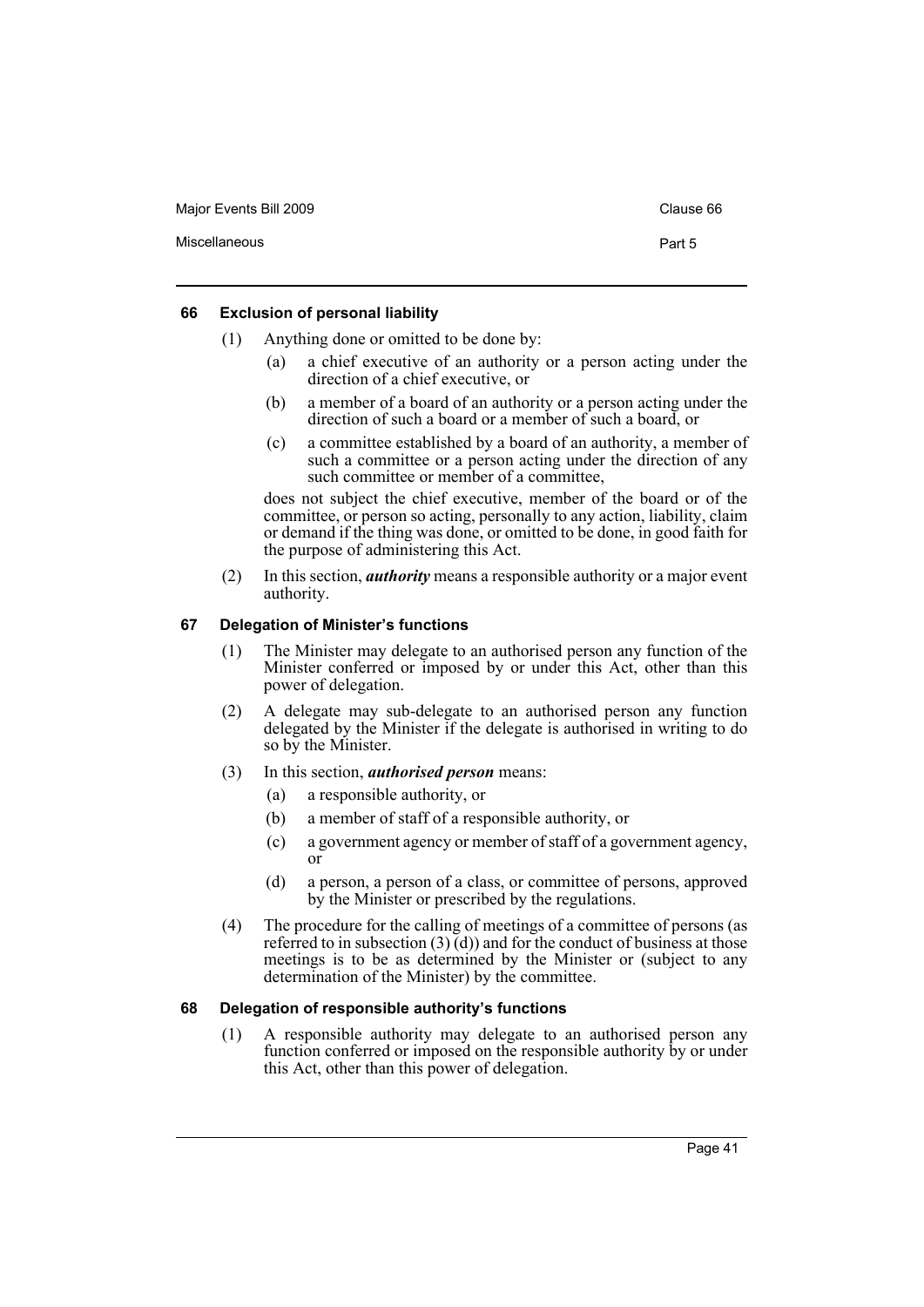#### 66 Exclusion of personal liability

(1) Anything done or omitted to be done by:

(a) a chief executive of an authority or a person acting under the direction of a chief executive, or

(b) a member of a board of an authority or a person acting under the direction of such a board or a member of such a board, or

(c) a committee established by a board of an authority, a member of such a committee or a person acting under the direction of any such committee or member of a committee,

does not subject the chief executive, member of the board or of the committee, or person so acting, personally to any action, liability, claim or demand if the thing was done, or omitted to be done, in good faith for the purpose of administering this Act.

(2) In this section, ***authority*** means a responsible authority or a major event authority.

#### 67 Delegation of Minister's functions

(1) The Minister may delegate to an authorised person any function of the Minister conferred or imposed by or under this Act, other than this power of delegation.

(2) A delegate may sub-delegate to an authorised person any function delegated by the Minister if the delegate is authorised in writing to do so by the Minister.

(3) In this section, ***authorised person*** means:

(a) a responsible authority, or

(b) a member of staff of a responsible authority, or

(c) a government agency or member of staff of a government agency, or

(d) a person, a person of a class, or committee of persons, approved by the Minister or prescribed by the regulations.

(4) The procedure for the calling of meetings of a committee of persons (as referred to in subsection (3) (d)) and for the conduct of business at those meetings is to be as determined by the Minister or (subject to any determination of the Minister) by the committee.

#### 68 Delegation of responsible authority's functions

(1) A responsible authority may delegate to an authorised person any function conferred or imposed on the responsible authority by or under this Act, other than this power of delegation.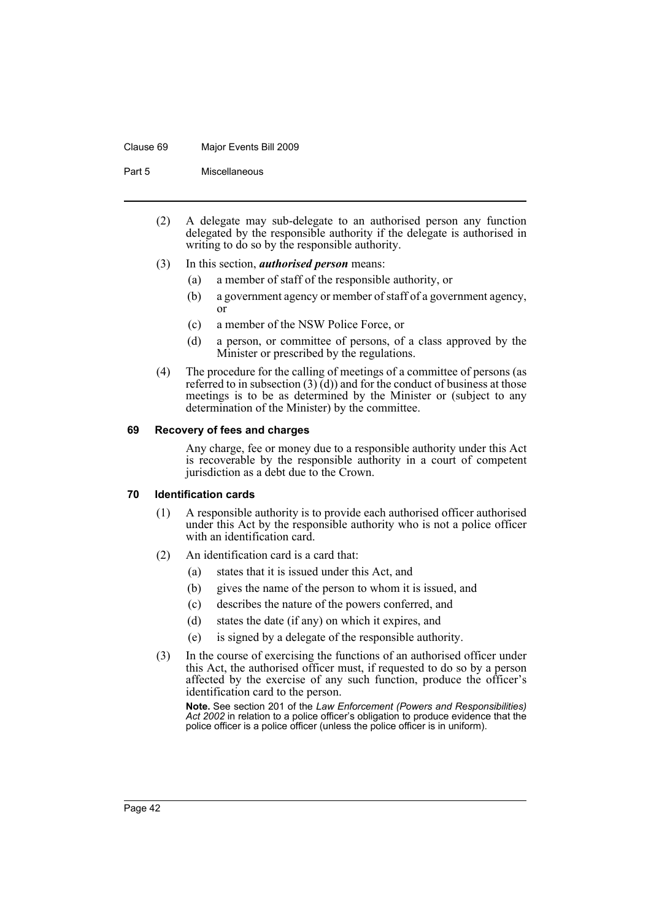(2) A delegate may sub-delegate to an authorised person any function delegated by the responsible authority if the delegate is authorised in writing to do so by the responsible authority.

(3) In this section, ***authorised person*** means:

- (a) a member of staff of the responsible authority, or
- (b) a government agency or member of staff of a government agency, or
- (c) a member of the NSW Police Force, or
- (d) a person, or committee of persons, of a class approved by the Minister or prescribed by the regulations.

(4) The procedure for the calling of meetings of a committee of persons (as referred to in subsection (3) (d)) and for the conduct of business at those meetings is to be as determined by the Minister or (subject to any determination of the Minister) by the committee.

### 69 Recovery of fees and charges

Any charge, fee or money due to a responsible authority under this Act is recoverable by the responsible authority in a court of competent jurisdiction as a debt due to the Crown.

### 70 Identification cards

(1) A responsible authority is to provide each authorised officer authorised under this Act by the responsible authority who is not a police officer with an identification card.

(2) An identification card is a card that:

- (a) states that it is issued under this Act, and
- (b) gives the name of the person to whom it is issued, and
- (c) describes the nature of the powers conferred, and
- (d) states the date (if any) on which it expires, and
- (e) is signed by a delegate of the responsible authority.

(3) In the course of exercising the functions of an authorised officer under this Act, the authorised officer must, if requested to do so by a person affected by the exercise of any such function, produce the officer's identification card to the person.

**Note.** See section 201 of the *Law Enforcement (Powers and Responsibilities) Act 2002* in relation to a police officer's obligation to produce evidence that the police officer is a police officer (unless the police officer is in uniform).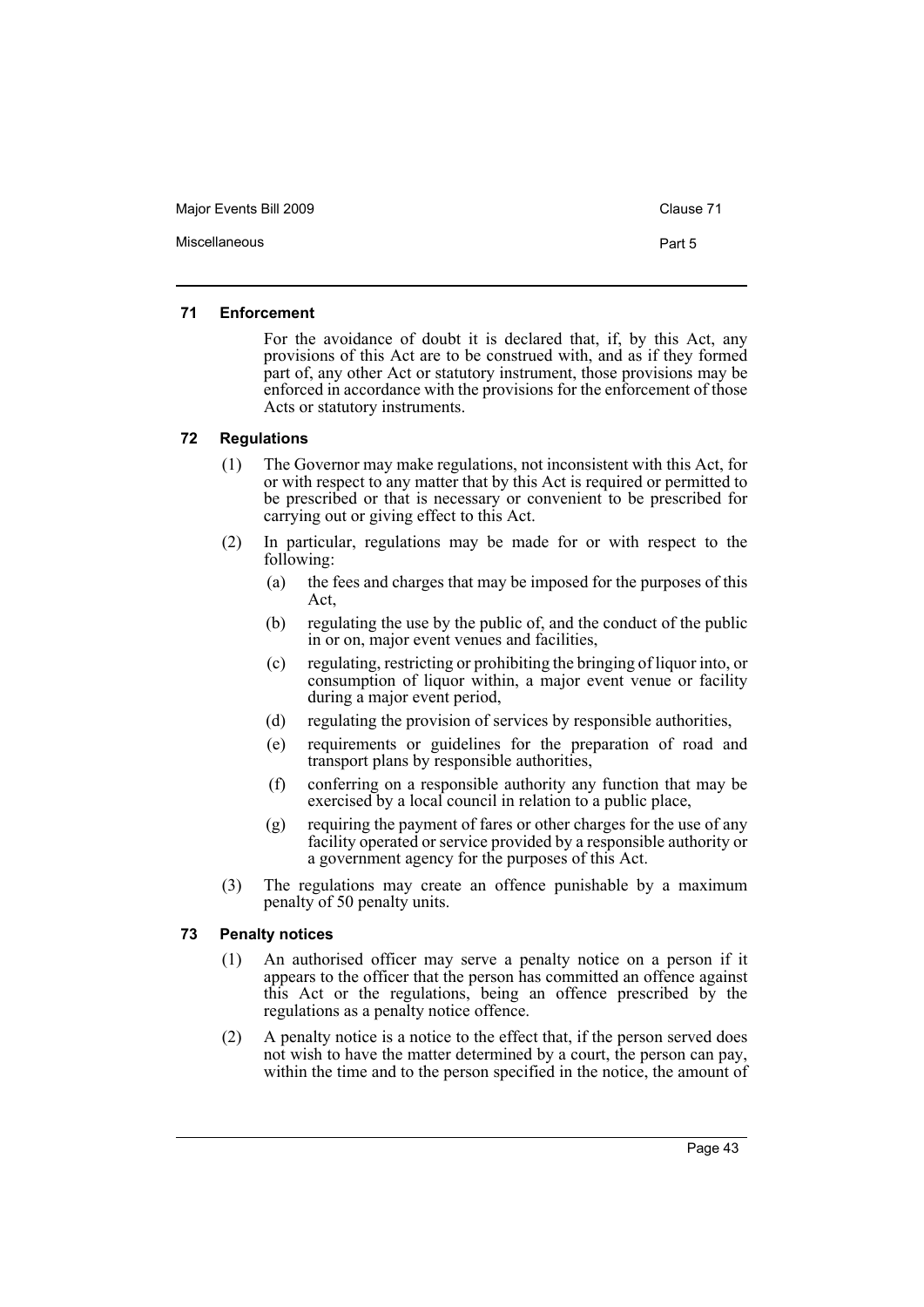#### 71 Enforcement

For the avoidance of doubt it is declared that, if, by this Act, any provisions of this Act are to be construed with, and as if they formed part of, any other Act or statutory instrument, those provisions may be enforced in accordance with the provisions for the enforcement of those Acts or statutory instruments.

#### 72 Regulations

(1) The Governor may make regulations, not inconsistent with this Act, for or with respect to any matter that by this Act is required or permitted to be prescribed or that is necessary or convenient to be prescribed for carrying out or giving effect to this Act.

(2) In particular, regulations may be made for or with respect to the following:

(a) the fees and charges that may be imposed for the purposes of this Act,

(b) regulating the use by the public of, and the conduct of the public in or on, major event venues and facilities,

(c) regulating, restricting or prohibiting the bringing of liquor into, or consumption of liquor within, a major event venue or facility during a major event period,

(d) regulating the provision of services by responsible authorities,

(e) requirements or guidelines for the preparation of road and transport plans by responsible authorities,

(f) conferring on a responsible authority any function that may be exercised by a local council in relation to a public place,

(g) requiring the payment of fares or other charges for the use of any facility operated or service provided by a responsible authority or a government agency for the purposes of this Act.

(3) The regulations may create an offence punishable by a maximum penalty of 50 penalty units.

#### 73 Penalty notices

(1) An authorised officer may serve a penalty notice on a person if it appears to the officer that the person has committed an offence against this Act or the regulations, being an offence prescribed by the regulations as a penalty notice offence.

(2) A penalty notice is a notice to the effect that, if the person served does not wish to have the matter determined by a court, the person can pay, within the time and to the person specified in the notice, the amount of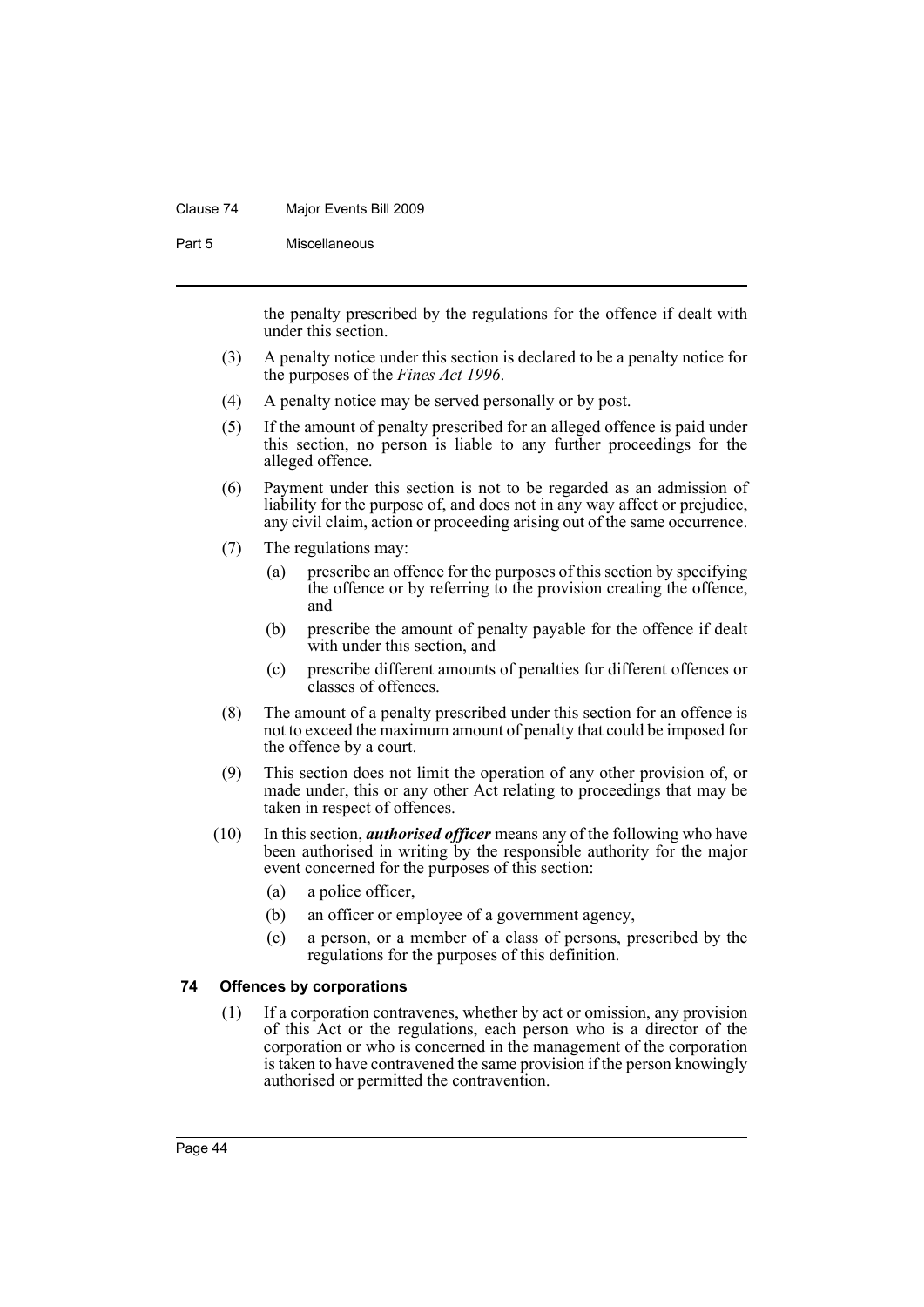the penalty prescribed by the regulations for the offence if dealt with under this section.

(3) A penalty notice under this section is declared to be a penalty notice for the purposes of the *Fines Act 1996*.

(4) A penalty notice may be served personally or by post.

(5) If the amount of penalty prescribed for an alleged offence is paid under this section, no person is liable to any further proceedings for the alleged offence.

(6) Payment under this section is not to be regarded as an admission of liability for the purpose of, and does not in any way affect or prejudice, any civil claim, action or proceeding arising out of the same occurrence.

(7) The regulations may:

- (a) prescribe an offence for the purposes of this section by specifying the offence or by referring to the provision creating the offence, and
- (b) prescribe the amount of penalty payable for the offence if dealt with under this section, and
- (c) prescribe different amounts of penalties for different offences or classes of offences.

(8) The amount of a penalty prescribed under this section for an offence is not to exceed the maximum amount of penalty that could be imposed for the offence by a court.

(9) This section does not limit the operation of any other provision of, or made under, this or any other Act relating to proceedings that may be taken in respect of offences.

(10) In this section, ***authorised officer*** means any of the following who have been authorised in writing by the responsible authority for the major event concerned for the purposes of this section:

- (a) a police officer,
- (b) an officer or employee of a government agency,
- (c) a person, or a member of a class of persons, prescribed by the regulations for the purposes of this definition.

### 74 Offences by corporations

(1) If a corporation contravenes, whether by act or omission, any provision of this Act or the regulations, each person who is a director of the corporation or who is concerned in the management of the corporation is taken to have contravened the same provision if the person knowingly authorised or permitted the contravention.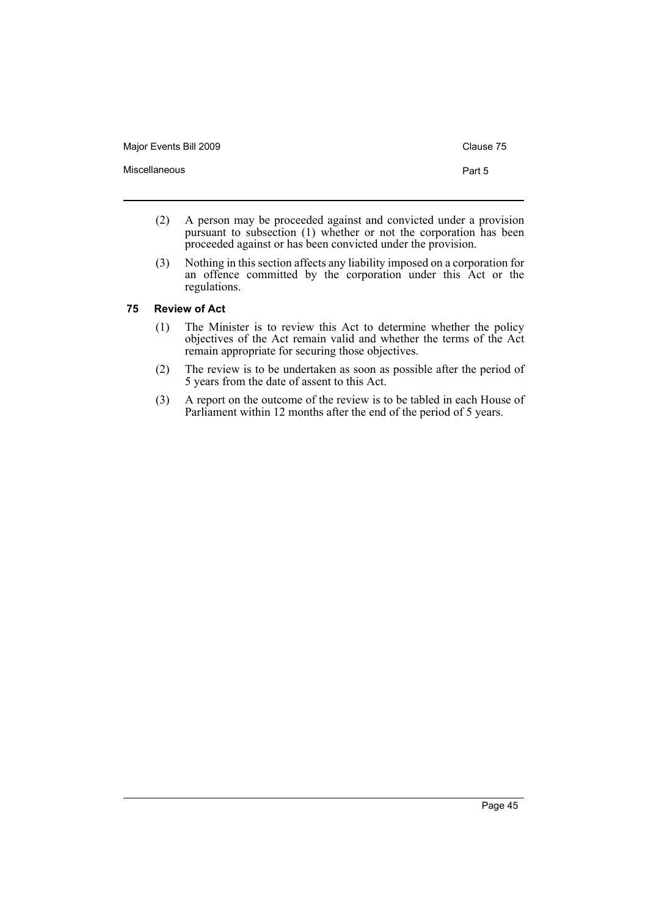(2) A person may be proceeded against and convicted under a provision pursuant to subsection (1) whether or not the corporation has been proceeded against or has been convicted under the provision.

(3) Nothing in this section affects any liability imposed on a corporation for an offence committed by the corporation under this Act or the regulations.

### 75 Review of Act

(1) The Minister is to review this Act to determine whether the policy objectives of the Act remain valid and whether the terms of the Act remain appropriate for securing those objectives.

(2) The review is to be undertaken as soon as possible after the period of 5 years from the date of assent to this Act.

(3) A report on the outcome of the review is to be tabled in each House of Parliament within 12 months after the end of the period of 5 years.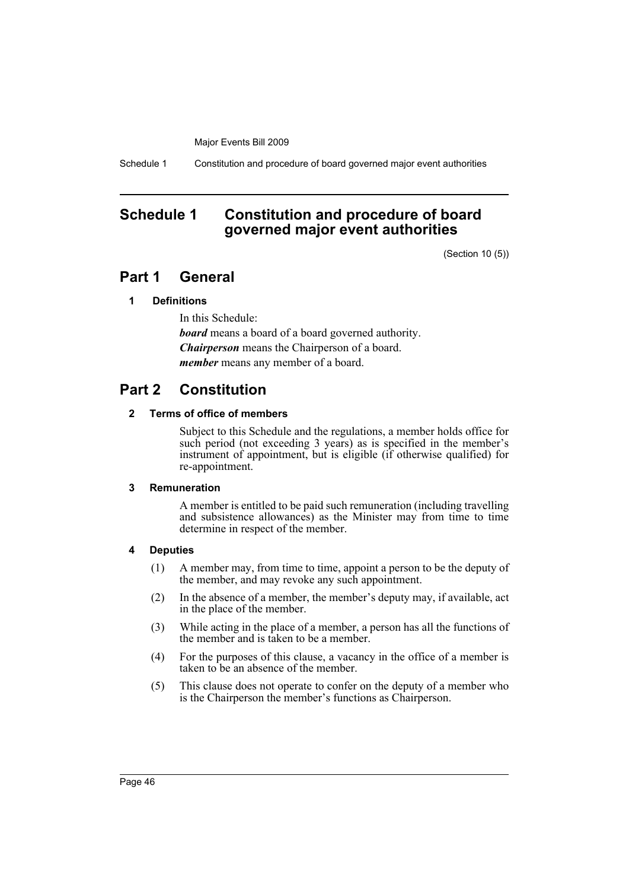# Schedule 1 Constitution and procedure of board governed major event authorities

(Section 10 (5))

## Part 1 General

### 1 Definitions

In this Schedule:

***board*** means a board of a board governed authority.

***Chairperson*** means the Chairperson of a board.

***member*** means any member of a board.

## Part 2 Constitution

### 2 Terms of office of members

Subject to this Schedule and the regulations, a member holds office for such period (not exceeding 3 years) as is specified in the member's instrument of appointment, but is eligible (if otherwise qualified) for re-appointment.

### 3 Remuneration

A member is entitled to be paid such remuneration (including travelling and subsistence allowances) as the Minister may from time to time determine in respect of the member.

### 4 Deputies

(1) A member may, from time to time, appoint a person to be the deputy of the member, and may revoke any such appointment.

(2) In the absence of a member, the member's deputy may, if available, act in the place of the member.

(3) While acting in the place of a member, a person has all the functions of the member and is taken to be a member.

(4) For the purposes of this clause, a vacancy in the office of a member is taken to be an absence of the member.

(5) This clause does not operate to confer on the deputy of a member who is the Chairperson the member's functions as Chairperson.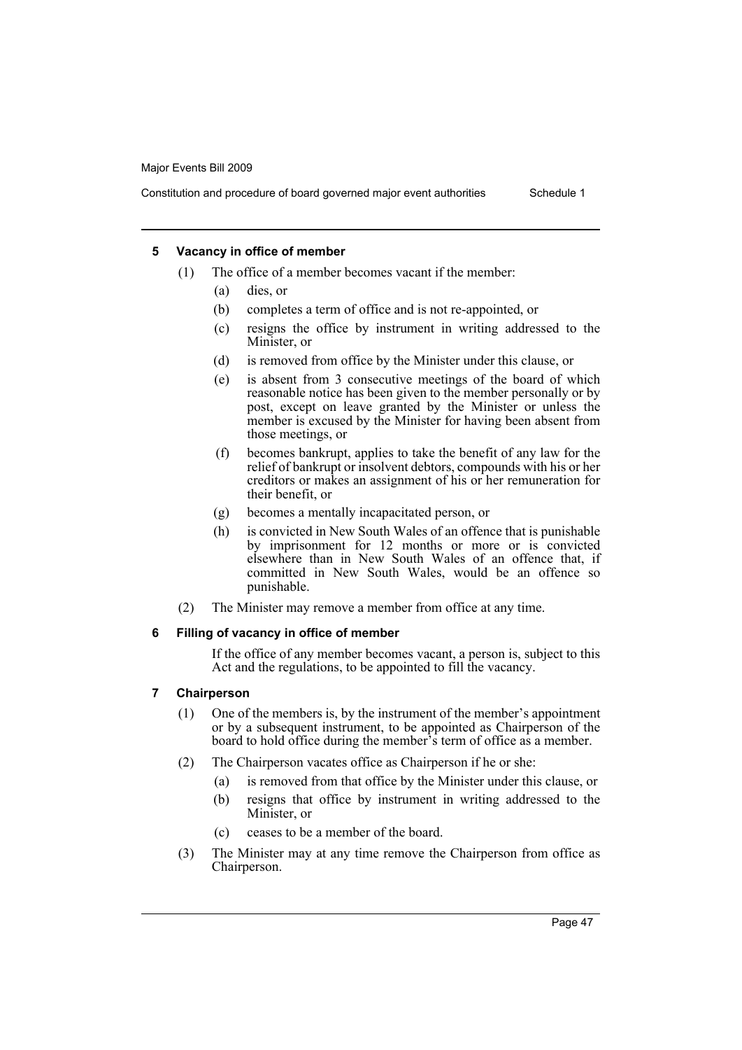#### 5 Vacancy in office of member

(1) The office of a member becomes vacant if the member:

- (a) dies, or
- (b) completes a term of office and is not re-appointed, or
- (c) resigns the office by instrument in writing addressed to the Minister, or
- (d) is removed from office by the Minister under this clause, or
- (e) is absent from 3 consecutive meetings of the board of which reasonable notice has been given to the member personally or by post, except on leave granted by the Minister or unless the member is excused by the Minister for having been absent from those meetings, or
- (f) becomes bankrupt, applies to take the benefit of any law for the relief of bankrupt or insolvent debtors, compounds with his or her creditors or makes an assignment of his or her remuneration for their benefit, or
- (g) becomes a mentally incapacitated person, or
- (h) is convicted in New South Wales of an offence that is punishable by imprisonment for 12 months or more or is convicted elsewhere than in New South Wales of an offence that, if committed in New South Wales, would be an offence so punishable.

(2) The Minister may remove a member from office at any time.

#### 6 Filling of vacancy in office of member

If the office of any member becomes vacant, a person is, subject to this Act and the regulations, to be appointed to fill the vacancy.

#### 7 Chairperson

(1) One of the members is, by the instrument of the member's appointment or by a subsequent instrument, to be appointed as Chairperson of the board to hold office during the member's term of office as a member.

(2) The Chairperson vacates office as Chairperson if he or she:

- (a) is removed from that office by the Minister under this clause, or
- (b) resigns that office by instrument in writing addressed to the Minister, or
- (c) ceases to be a member of the board.

(3) The Minister may at any time remove the Chairperson from office as Chairperson.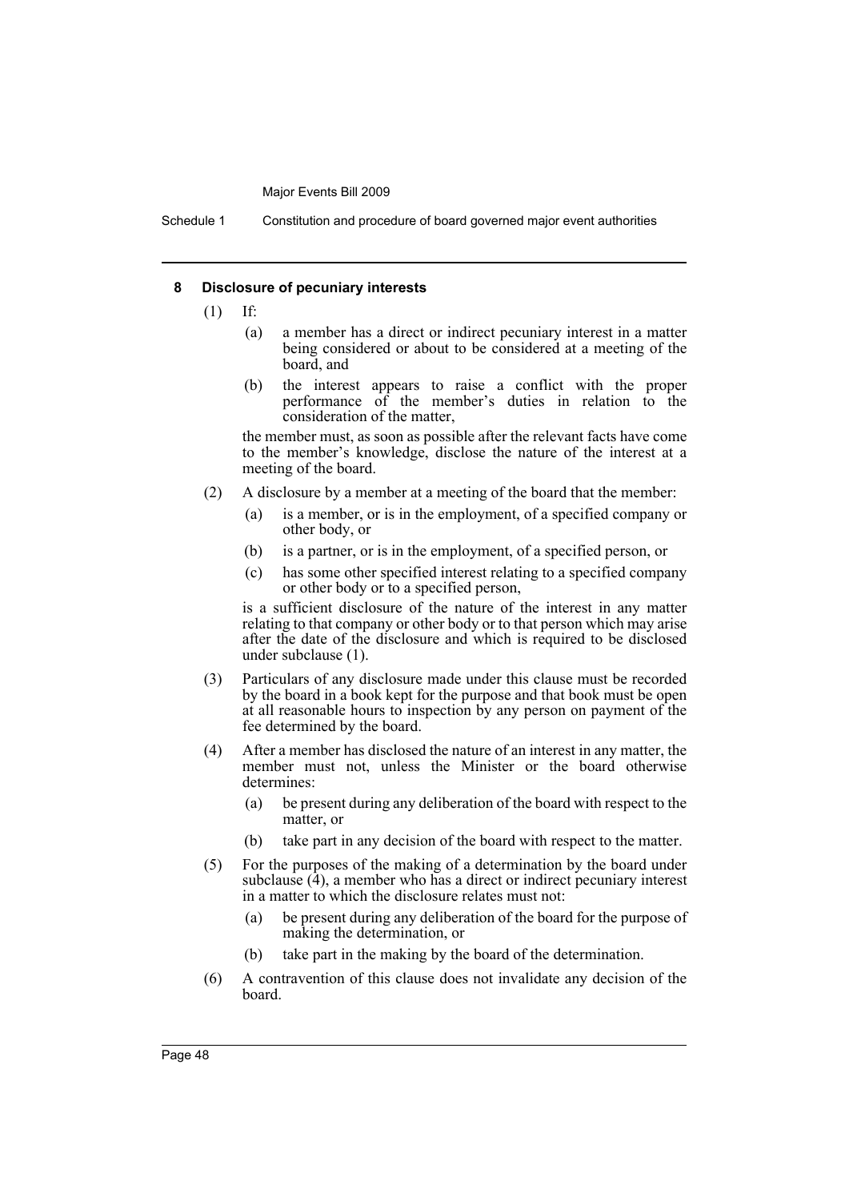## 8 Disclosure of pecuniary interests

(1) If:

(a) a member has a direct or indirect pecuniary interest in a matter being considered or about to be considered at a meeting of the board, and

(b) the interest appears to raise a conflict with the proper performance of the member's duties in relation to the consideration of the matter,

the member must, as soon as possible after the relevant facts have come to the member's knowledge, disclose the nature of the interest at a meeting of the board.

(2) A disclosure by a member at a meeting of the board that the member:

(a) is a member, or is in the employment, of a specified company or other body, or

(b) is a partner, or is in the employment, of a specified person, or

(c) has some other specified interest relating to a specified company or other body or to a specified person,

is a sufficient disclosure of the nature of the interest in any matter relating to that company or other body or to that person which may arise after the date of the disclosure and which is required to be disclosed under subclause (1).

(3) Particulars of any disclosure made under this clause must be recorded by the board in a book kept for the purpose and that book must be open at all reasonable hours to inspection by any person on payment of the fee determined by the board.

(4) After a member has disclosed the nature of an interest in any matter, the member must not, unless the Minister or the board otherwise determines:

(a) be present during any deliberation of the board with respect to the matter, or

(b) take part in any decision of the board with respect to the matter.

(5) For the purposes of the making of a determination by the board under subclause (4), a member who has a direct or indirect pecuniary interest in a matter to which the disclosure relates must not:

(a) be present during any deliberation of the board for the purpose of making the determination, or

(b) take part in the making by the board of the determination.

(6) A contravention of this clause does not invalidate any decision of the board.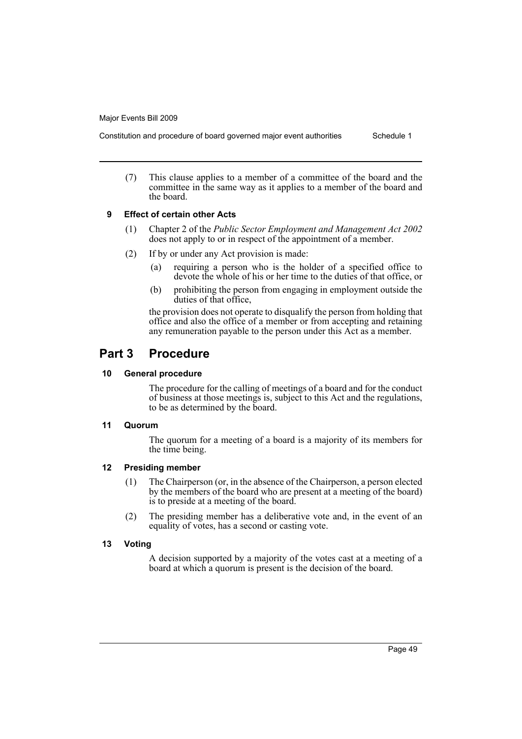(7) This clause applies to a member of a committee of the board and the committee in the same way as it applies to a member of the board and the board.

### 9 Effect of certain other Acts

(1) Chapter 2 of the *Public Sector Employment and Management Act 2002* does not apply to or in respect of the appointment of a member.

(2) If by or under any Act provision is made:

- (a) requiring a person who is the holder of a specified office to devote the whole of his or her time to the duties of that office, or
- (b) prohibiting the person from engaging in employment outside the duties of that office,

the provision does not operate to disqualify the person from holding that office and also the office of a member or from accepting and retaining any remuneration payable to the person under this Act as a member.

## Part 3 Procedure

### 10 General procedure

The procedure for the calling of meetings of a board and for the conduct of business at those meetings is, subject to this Act and the regulations, to be as determined by the board.

### 11 Quorum

The quorum for a meeting of a board is a majority of its members for the time being.

### 12 Presiding member

(1) The Chairperson (or, in the absence of the Chairperson, a person elected by the members of the board who are present at a meeting of the board) is to preside at a meeting of the board.

(2) The presiding member has a deliberative vote and, in the event of an equality of votes, has a second or casting vote.

### 13 Voting

A decision supported by a majority of the votes cast at a meeting of a board at which a quorum is present is the decision of the board.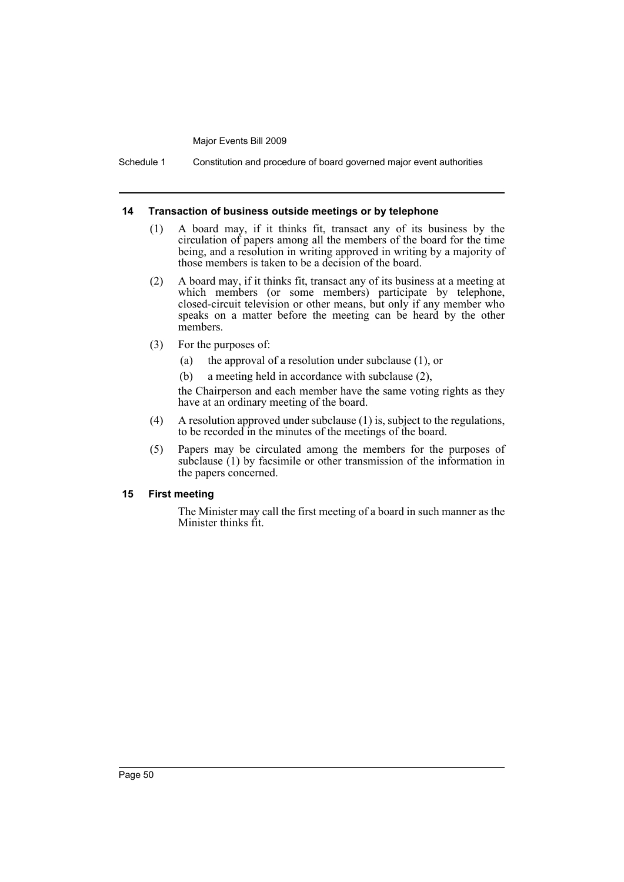#### 14 Transaction of business outside meetings or by telephone

(1) A board may, if it thinks fit, transact any of its business by the circulation of papers among all the members of the board for the time being, and a resolution in writing approved in writing by a majority of those members is taken to be a decision of the board.

(2) A board may, if it thinks fit, transact any of its business at a meeting at which members (or some members) participate by telephone, closed-circuit television or other means, but only if any member who speaks on a matter before the meeting can be heard by the other members.

(3) For the purposes of:

- (a) the approval of a resolution under subclause (1), or
- (b) a meeting held in accordance with subclause (2),

the Chairperson and each member have the same voting rights as they have at an ordinary meeting of the board.

(4) A resolution approved under subclause (1) is, subject to the regulations, to be recorded in the minutes of the meetings of the board.

(5) Papers may be circulated among the members for the purposes of subclause (1) by facsimile or other transmission of the information in the papers concerned.

#### 15 First meeting

The Minister may call the first meeting of a board in such manner as the Minister thinks fit.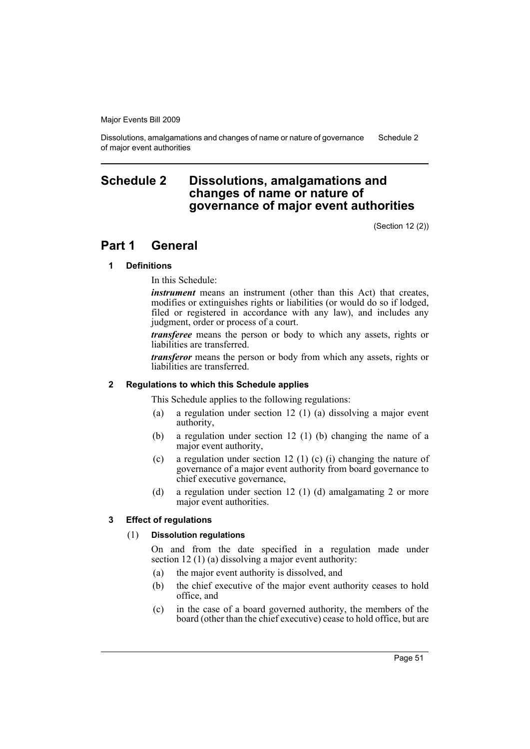# Schedule 2 Dissolutions, amalgamations and changes of name or nature of governance of major event authorities

(Section 12 (2))

## Part 1 General

### 1 Definitions

In this Schedule:

***instrument*** means an instrument (other than this Act) that creates, modifies or extinguishes rights or liabilities (or would do so if lodged, filed or registered in accordance with any law), and includes any judgment, order or process of a court.

***transferee*** means the person or body to which any assets, rights or liabilities are transferred.

***transferor*** means the person or body from which any assets, rights or liabilities are transferred.

### 2 Regulations to which this Schedule applies

This Schedule applies to the following regulations:

- (a) a regulation under section 12 (1) (a) dissolving a major event authority,
- (b) a regulation under section 12 (1) (b) changing the name of a major event authority,
- (c) a regulation under section 12 (1) (c) (i) changing the nature of governance of a major event authority from board governance to chief executive governance,
- (d) a regulation under section 12 (1) (d) amalgamating 2 or more major event authorities.

### 3 Effect of regulations

(1) **Dissolution regulations**

On and from the date specified in a regulation made under section 12 (1) (a) dissolving a major event authority:

- (a) the major event authority is dissolved, and
- (b) the chief executive of the major event authority ceases to hold office, and
- (c) in the case of a board governed authority, the members of the board (other than the chief executive) cease to hold office, but are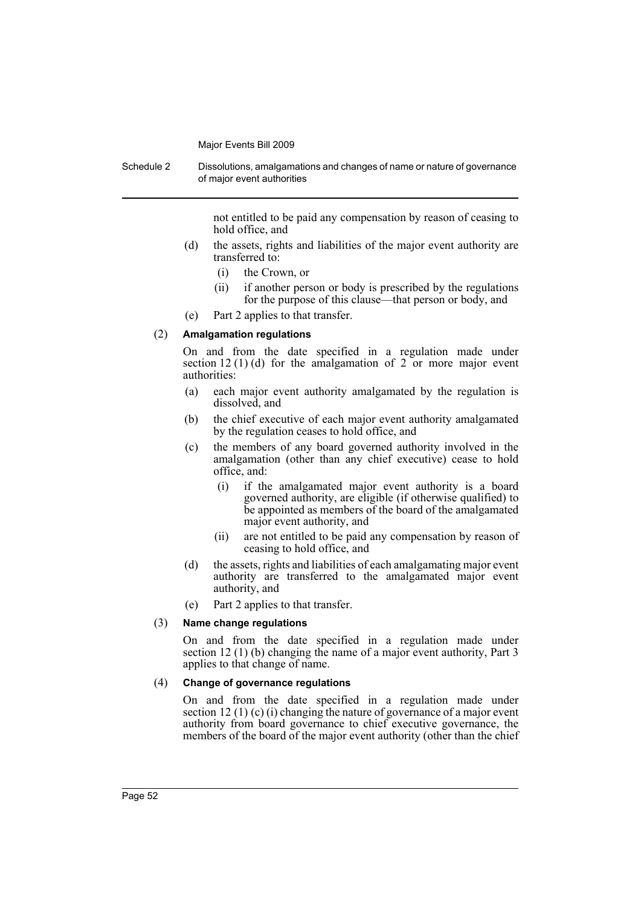not entitled to be paid any compensation by reason of ceasing to hold office, and

- (d) the assets, rights and liabilities of the major event authority are transferred to:
  - (i) the Crown, or
  - (ii) if another person or body is prescribed by the regulations for the purpose of this clause—that person or body, and
- (e) Part 2 applies to that transfer.

(2) **Amalgamation regulations**

On and from the date specified in a regulation made under section 12 (1) (d) for the amalgamation of 2 or more major event authorities:

- (a) each major event authority amalgamated by the regulation is dissolved, and
- (b) the chief executive of each major event authority amalgamated by the regulation ceases to hold office, and
- (c) the members of any board governed authority involved in the amalgamation (other than any chief executive) cease to hold office, and:
  - (i) if the amalgamated major event authority is a board governed authority, are eligible (if otherwise qualified) to be appointed as members of the board of the amalgamated major event authority, and
  - (ii) are not entitled to be paid any compensation by reason of ceasing to hold office, and
- (d) the assets, rights and liabilities of each amalgamating major event authority are transferred to the amalgamated major event authority, and
- (e) Part 2 applies to that transfer.

(3) **Name change regulations**

On and from the date specified in a regulation made under section 12 (1) (b) changing the name of a major event authority, Part 3 applies to that change of name.

(4) **Change of governance regulations**

On and from the date specified in a regulation made under section 12 (1) (c) (i) changing the nature of governance of a major event authority from board governance to chief executive governance, the members of the board of the major event authority (other than the chief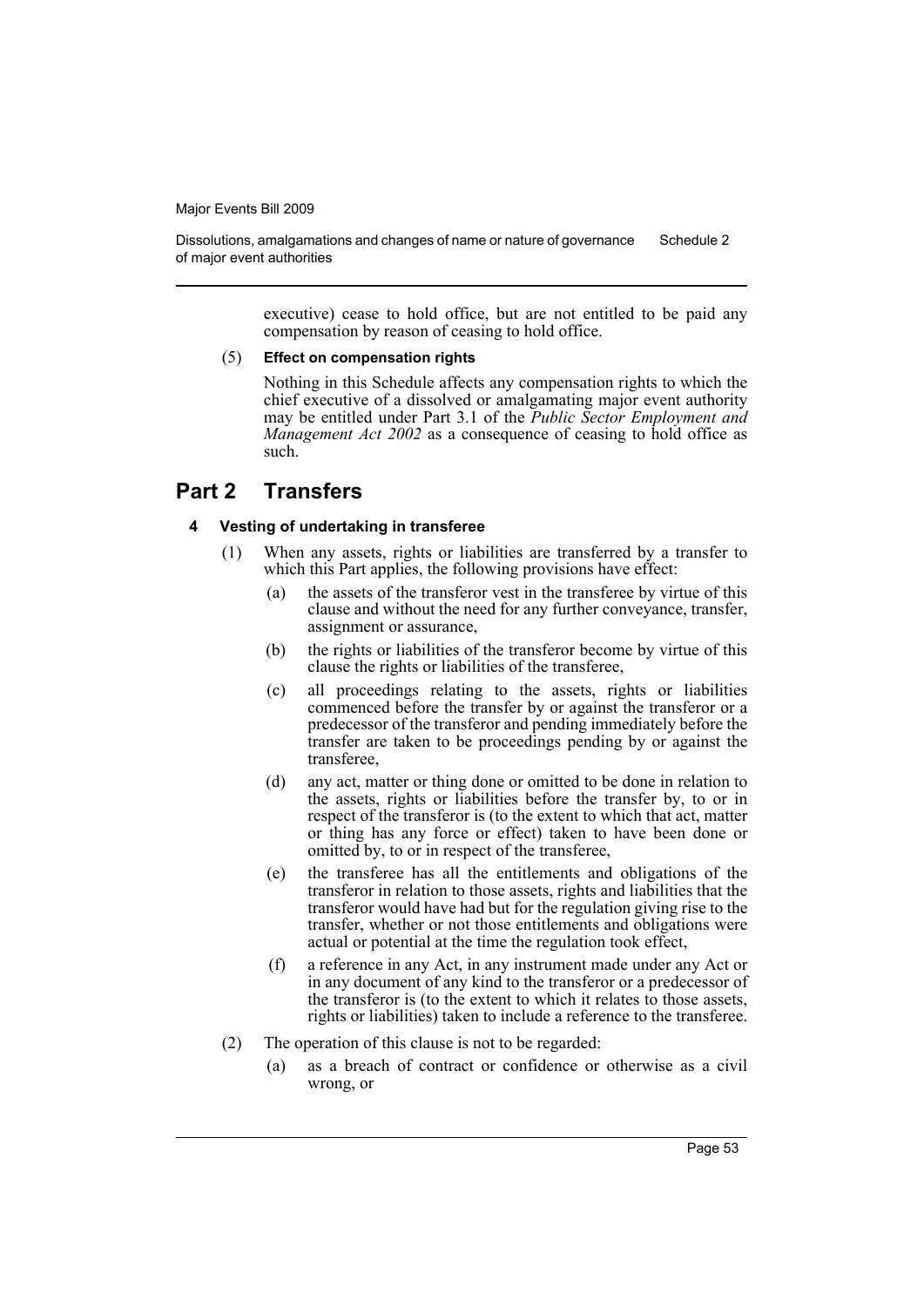executive) cease to hold office, but are not entitled to be paid any compensation by reason of ceasing to hold office.

(5) **Effect on compensation rights**

Nothing in this Schedule affects any compensation rights to which the chief executive of a dissolved or amalgamated major event authority may be entitled under Part 3.1 of the *Public Sector Employment and Management Act 2002* as a consequence of ceasing to hold office as such.

## Part 2 Transfers

### 4 Vesting of undertaking in transferee

(1) When any assets, rights or liabilities are transferred by a transfer to which this Part applies, the following provisions have effect:

- (a) the assets of the transferor vest in the transferee by virtue of this clause and without the need for any further conveyance, transfer, assignment or assurance,
- (b) the rights or liabilities of the transferor become by virtue of this clause the rights or liabilities of the transferee,
- (c) all proceedings relating to the assets, rights or liabilities commenced before the transfer by or against the transferor or a predecessor of the transferor and pending immediately before the transfer are taken to be proceedings pending by or against the transferee,
- (d) any act, matter or thing done or omitted to be done in relation to the assets, rights or liabilities before the transfer by, to or in respect of the transferor is (to the extent to which that act, matter or thing has any force or effect) taken to have been done or omitted by, to or in respect of the transferee,
- (e) the transferee has all the entitlements and obligations of the transferor in relation to those assets, rights and liabilities that the transferor would have had but for the regulation giving rise to the transfer, whether or not those entitlements and obligations were actual or potential at the time the regulation took effect,
- (f) a reference in any Act, in any instrument made under any Act or in any document of any kind to the transferor or a predecessor of the transferor is (to the extent to which it relates to those assets, rights or liabilities) taken to include a reference to the transferee.

(2) The operation of this clause is not to be regarded:

- (a) as a breach of contract or confidence or otherwise as a civil wrong, or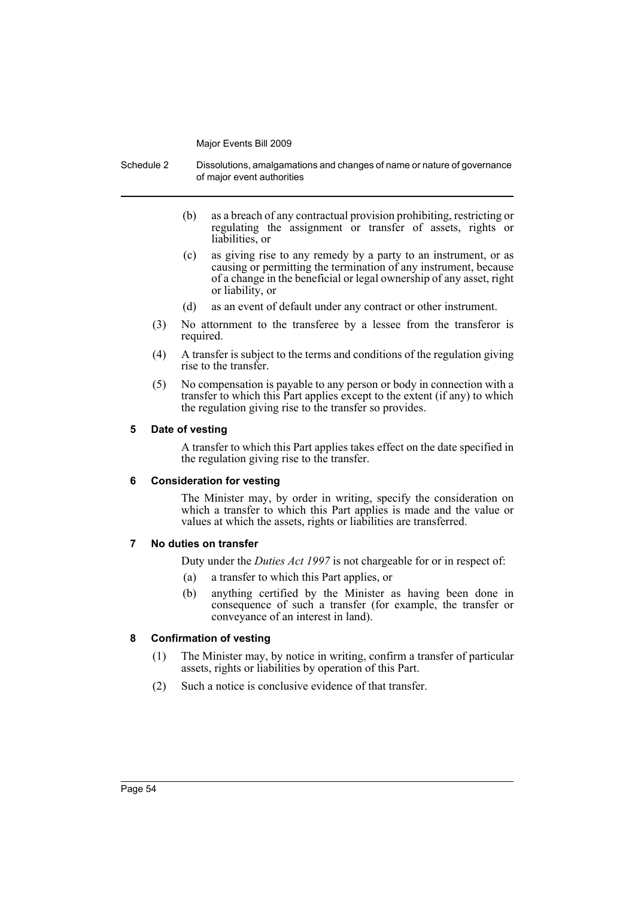(b) as a breach of any contractual provision prohibiting, restricting or regulating the assignment or transfer of assets, rights or liabilities, or

(c) as giving rise to any remedy by a party to an instrument, or as causing or permitting the termination of any instrument, because of a change in the beneficial or legal ownership of any asset, right or liability, or

(d) as an event of default under any contract or other instrument.

(3) No attornment to the transferee by a lessee from the transferor is required.

(4) A transfer is subject to the terms and conditions of the regulation giving rise to the transfer.

(5) No compensation is payable to any person or body in connection with a transfer to which this Part applies except to the extent (if any) to which the regulation giving rise to the transfer so provides.

#### 5 Date of vesting

A transfer to which this Part applies takes effect on the date specified in the regulation giving rise to the transfer.

#### 6 Consideration for vesting

The Minister may, by order in writing, specify the consideration on which a transfer to which this Part applies is made and the value or values at which the assets, rights or liabilities are transferred.

#### 7 No duties on transfer

Duty under the *Duties Act 1997* is not chargeable for or in respect of:

(a) a transfer to which this Part applies, or

(b) anything certified by the Minister as having been done in consequence of such a transfer (for example, the transfer or conveyance of an interest in land).

#### 8 Confirmation of vesting

(1) The Minister may, by notice in writing, confirm a transfer of particular assets, rights or liabilities by operation of this Part.

(2) Such a notice is conclusive evidence of that transfer.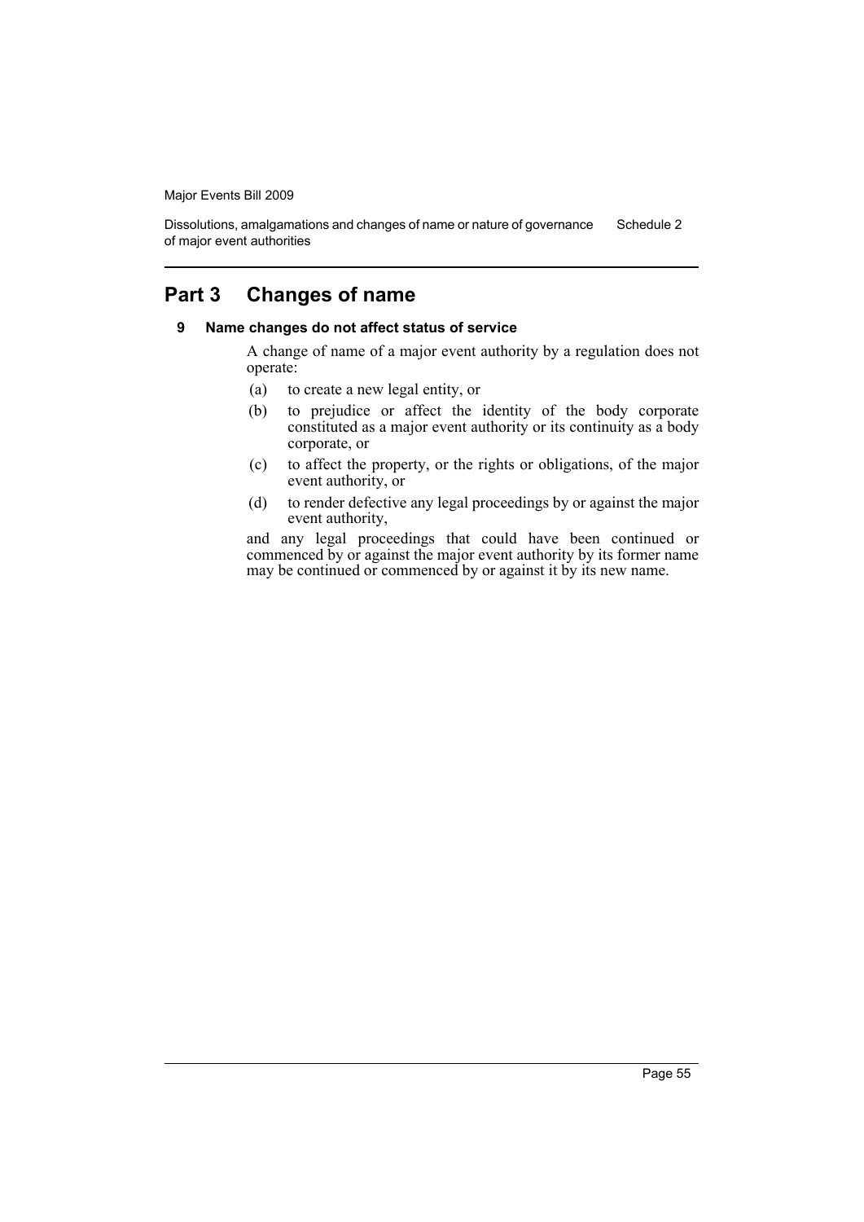## Part 3 Changes of name

### 9 Name changes do not affect status of service

A change of name of a major event authority by a regulation does not operate:

(a) to create a new legal entity, or

(b) to prejudice or affect the identity of the body corporate constituted as a major event authority or its continuity as a body corporate, or

(c) to affect the property, or the rights or obligations, of the major event authority, or

(d) to render defective any legal proceedings by or against the major event authority,

and any legal proceedings that could have been continued or commenced by or against the major event authority by its former name may be continued or commenced by or against it by its new name.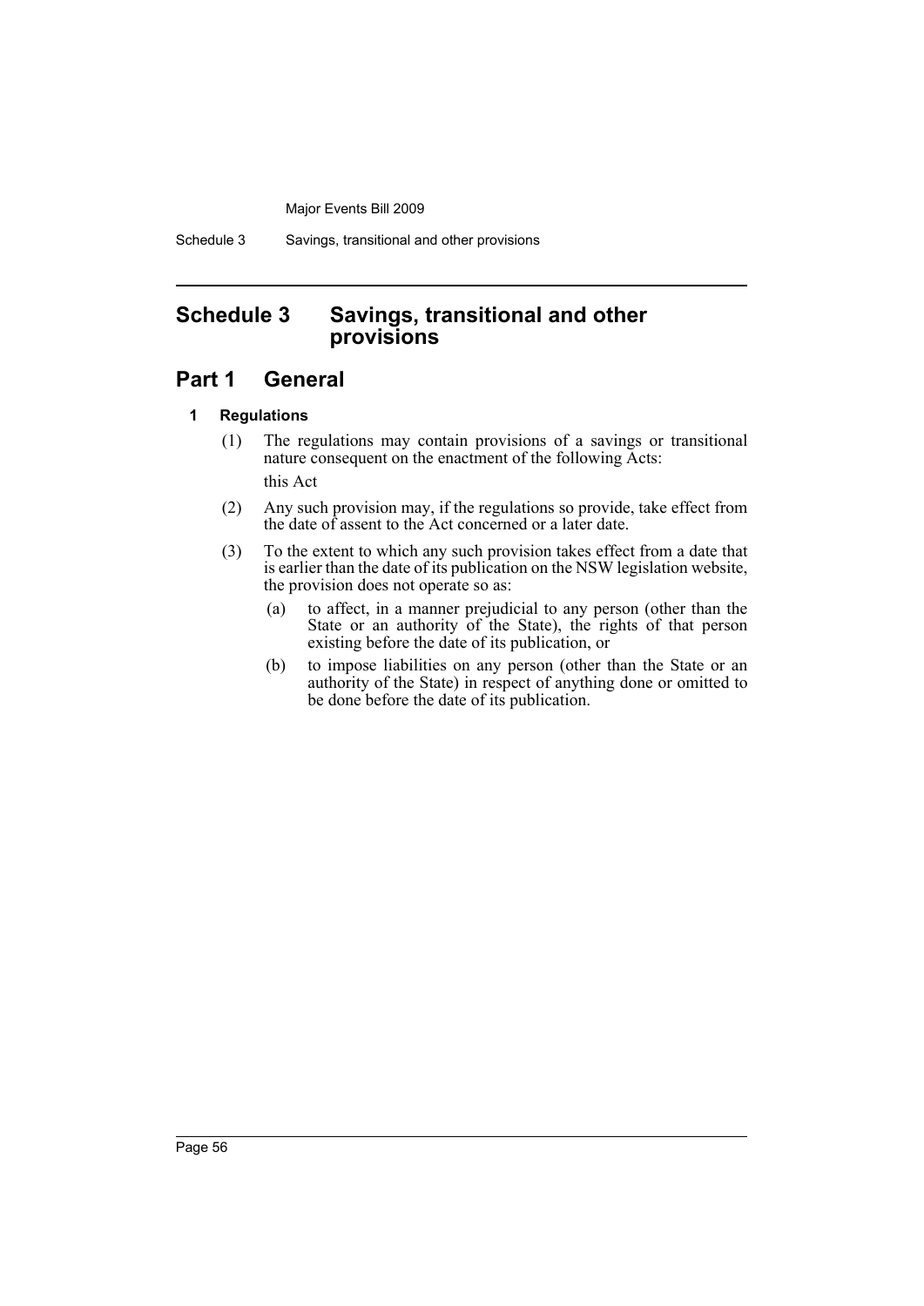# Schedule 3 Savings, transitional and other provisions

## Part 1 General

### 1 Regulations

(1) The regulations may contain provisions of a savings or transitional nature consequent on the enactment of the following Acts:

this Act

(2) Any such provision may, if the regulations so provide, take effect from the date of assent to the Act concerned or a later date.

(3) To the extent to which any such provision takes effect from a date that is earlier than the date of its publication on the NSW legislation website, the provision does not operate so as:

(a) to affect, in a manner prejudicial to any person (other than the State or an authority of the State), the rights of that person existing before the date of its publication, or

(b) to impose liabilities on any person (other than the State or an authority of the State) in respect of anything done or omitted to be done before the date of its publication.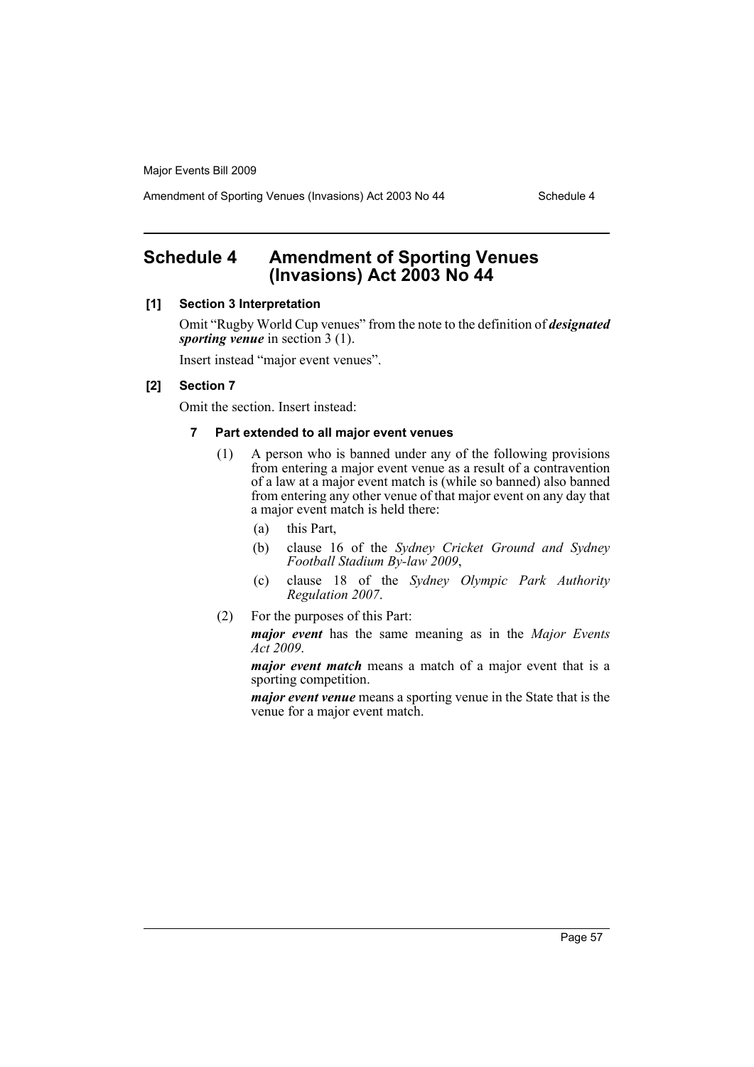# Schedule 4 Amendment of Sporting Venues (Invasions) Act 2003 No 44

**[1] Section 3 Interpretation**

Omit "Rugby World Cup venues" from the note to the definition of ***designated sporting venue*** in section 3 (1).

Insert instead "major event venues".

**[2] Section 7**

Omit the section. Insert instead:

**7 Part extended to all major event venues**

(1) A person who is banned under any of the following provisions from entering a major event venue as a result of a contravention of a law at a major event match is (while so banned) also banned from entering any other venue of that major event on any day that a major event match is held there:

- (a) this Part,
- (b) clause 16 of the *Sydney Cricket Ground and Sydney Football Stadium By-law 2009*,
- (c) clause 18 of the *Sydney Olympic Park Authority Regulation 2007*.

(2) For the purposes of this Part:

***major event*** has the same meaning as in the *Major Events Act 2009*.

***major event match*** means a match of a major event that is a sporting competition.

***major event venue*** means a sporting venue in the State that is the venue for a major event match.